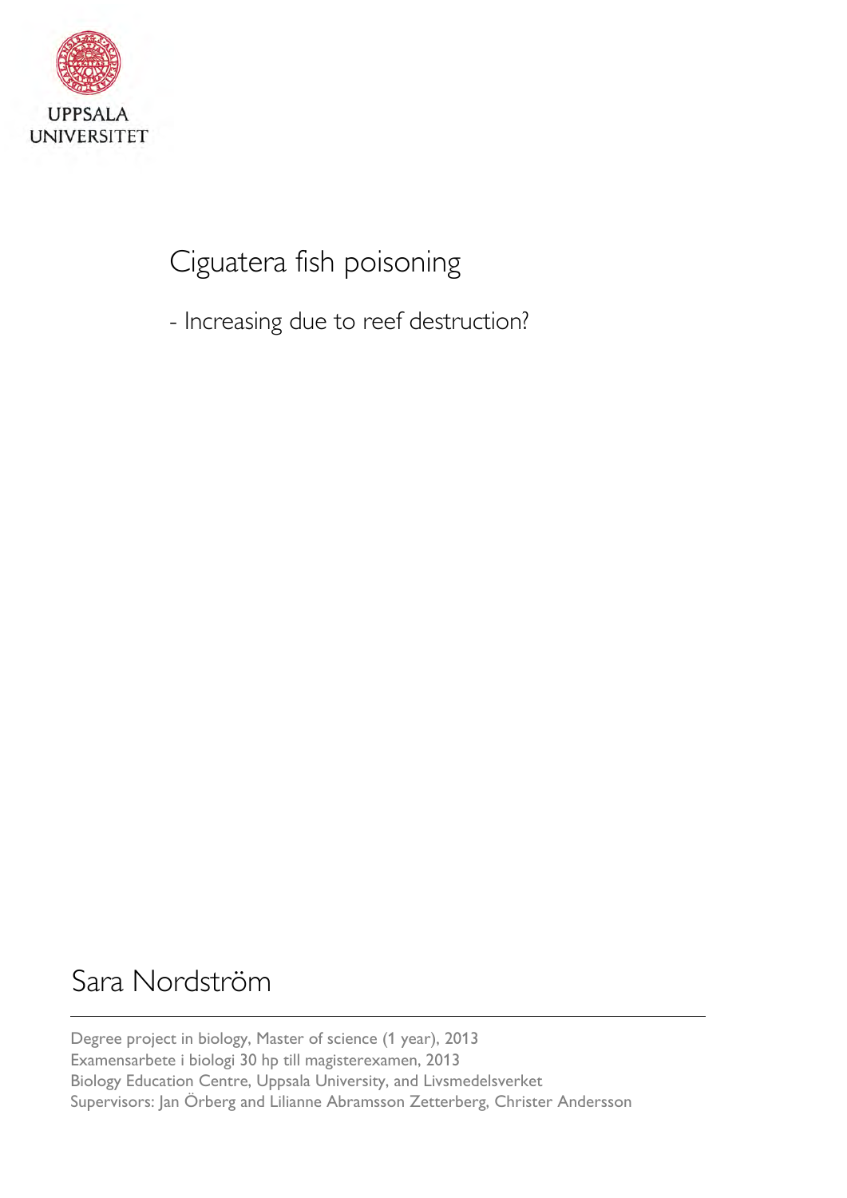UPPSALA UNIVERSITET

# Ciguatera fish poisoning

## - Increasing due to reef destruction?

Sara Nordström

Degree project in biology, Master of science (1 year), 2013
Examensarbete i biologi 30 hp till magisterexamen, 2013
Biology Education Centre, Uppsala University, and Livsmedelsverket
Supervisors: Jan Örberg and Lilianne Abramsson Zetterberg, Christer Andersson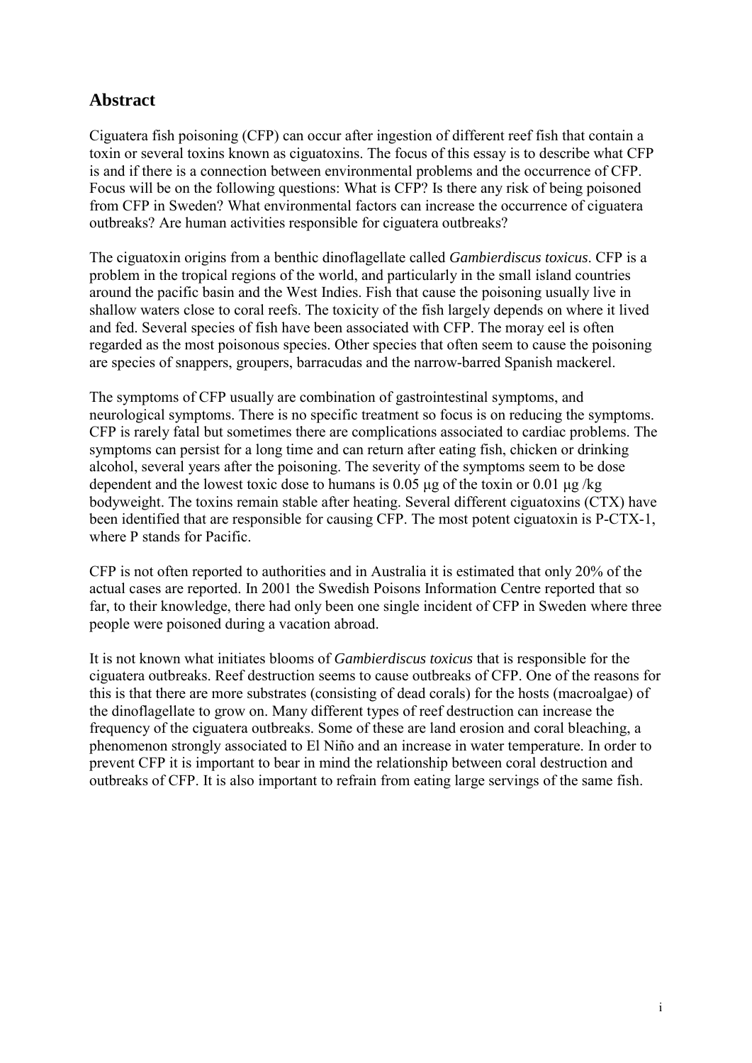## Abstract

Ciguatera fish poisoning (CFP) can occur after ingestion of different reef fish that contain a toxin or several toxins known as ciguatoxins. The focus of this essay is to describe what CFP is and if there is a connection between environmental problems and the occurrence of CFP. Focus will be on the following questions: What is CFP? Is there any risk of being poisoned from CFP in Sweden? What environmental factors can increase the occurrence of ciguatera outbreaks? Are human activities responsible for ciguatera outbreaks?

The ciguatoxin origins from a benthic dinoflagellate called *Gambierdiscus toxicus*. CFP is a problem in the tropical regions of the world, and particularly in the small island countries around the pacific basin and the West Indies. Fish that cause the poisoning usually live in shallow waters close to coral reefs. The toxicity of the fish largely depends on where it lived and fed. Several species of fish have been associated with CFP. The moray eel is often regarded as the most poisonous species. Other species that often seem to cause the poisoning are species of snappers, groupers, barracudas and the narrow-barred Spanish mackerel.

The symptoms of CFP usually are combination of gastrointestinal symptoms, and neurological symptoms. There is no specific treatment so focus is on reducing the symptoms. CFP is rarely fatal but sometimes there are complications associated to cardiac problems. The symptoms can persist for a long time and can return after eating fish, chicken or drinking alcohol, several years after the poisoning. The severity of the symptoms seem to be dose dependent and the lowest toxic dose to humans is 0.05 µg of the toxin or 0.01 µg /kg bodyweight. The toxins remain stable after heating. Several different ciguatoxins (CTX) have been identified that are responsible for causing CFP. The most potent ciguatoxin is P-CTX-1, where P stands for Pacific.

CFP is not often reported to authorities and in Australia it is estimated that only 20% of the actual cases are reported. In 2001 the Swedish Poisons Information Centre reported that so far, to their knowledge, there had only been one single incident of CFP in Sweden where three people were poisoned during a vacation abroad.

It is not known what initiates blooms of *Gambierdiscus toxicus* that is responsible for the ciguatera outbreaks. Reef destruction seems to cause outbreaks of CFP. One of the reasons for this is that there are more substrates (consisting of dead corals) for the hosts (macroalgae) of the dinoflagellate to grow on. Many different types of reef destruction can increase the frequency of the ciguatera outbreaks. Some of these are land erosion and coral bleaching, a phenomenon strongly associated to El Niño and an increase in water temperature. In order to prevent CFP it is important to bear in mind the relationship between coral destruction and outbreaks of CFP. It is also important to refrain from eating large servings of the same fish.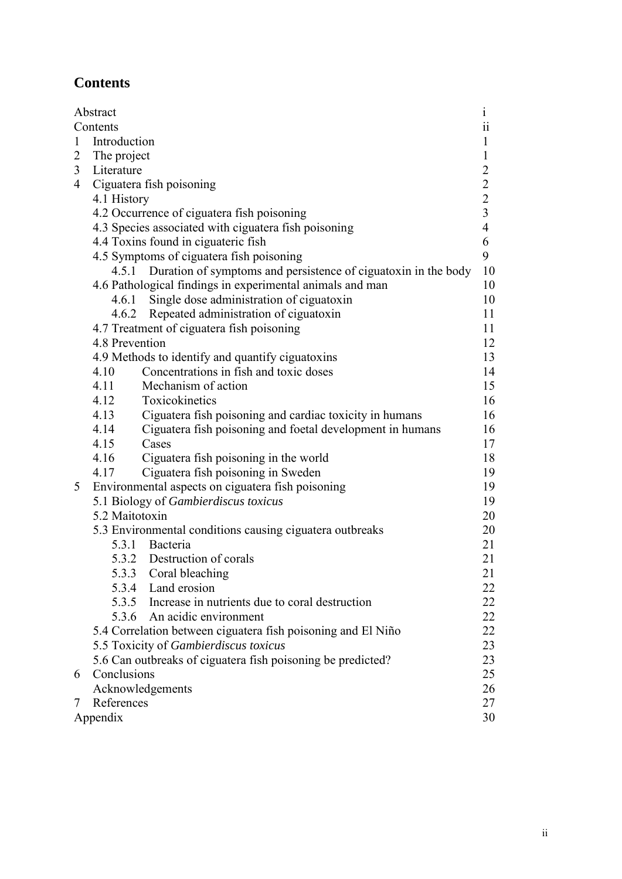# Contents

| | |
|---|---|
| Abstract | i |
| Contents | ii |
| 1 Introduction | 1 |
| 2 The project | 1 |
| 3 Literature | 2 |
| 4 Ciguatera fish poisoning | 2 |
| 4.1 History | 2 |
| 4.2 Occurrence of ciguatera fish poisoning | 3 |
| 4.3 Species associated with ciguatera fish poisoning | 4 |
| 4.4 Toxins found in ciguateric fish | 6 |
| 4.5 Symptoms of ciguatera fish poisoning | 9 |
| 4.5.1 Duration of symptoms and persistence of ciguatoxin in the body | 10 |
| 4.6 Pathological findings in experimental animals and man | 10 |
| 4.6.1 Single dose administration of ciguatoxin | 10 |
| 4.6.2 Repeated administration of ciguatoxin | 11 |
| 4.7 Treatment of ciguatera fish poisoning | 11 |
| 4.8 Prevention | 12 |
| 4.9 Methods to identify and quantify ciguatoxins | 13 |
| 4.10 Concentrations in fish and toxic doses | 14 |
| 4.11 Mechanism of action | 15 |
| 4.12 Toxicokinetics | 16 |
| 4.13 Ciguatera fish poisoning and cardiac toxicity in humans | 16 |
| 4.14 Ciguatera fish poisoning and foetal development in humans | 16 |
| 4.15 Cases | 17 |
| 4.16 Ciguatera fish poisoning in the world | 18 |
| 4.17 Ciguatera fish poisoning in Sweden | 19 |
| 5 Environmental aspects on ciguatera fish poisoning | 19 |
| 5.1 Biology of *Gambierdiscus toxicus* | 19 |
| 5.2 Maitotoxin | 20 |
| 5.3 Environmental conditions causing ciguatera outbreaks | 20 |
| 5.3.1 Bacteria | 21 |
| 5.3.2 Destruction of corals | 21 |
| 5.3.3 Coral bleaching | 21 |
| 5.3.4 Land erosion | 22 |
| 5.3.5 Increase in nutrients due to coral destruction | 22 |
| 5.3.6 An acidic environment | 22 |
| 5.4 Correlation between ciguatera fish poisoning and El Niño | 22 |
| 5.5 Toxicity of *Gambierdiscus toxicus* | 23 |
| 5.6 Can outbreaks of ciguatera fish poisoning be predicted? | 23 |
| 6 Conclusions | 25 |
| Acknowledgements | 26 |
| 7 References | 27 |
| Appendix | 30 |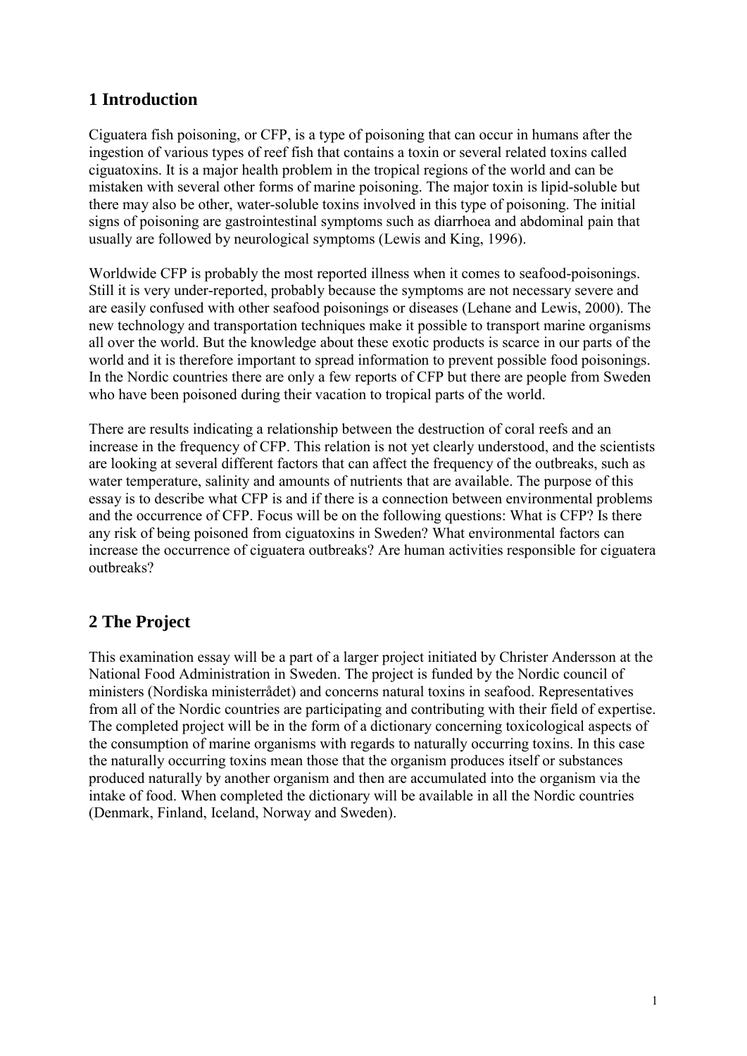## 1 Introduction

Ciguatera fish poisoning, or CFP, is a type of poisoning that can occur in humans after the ingestion of various types of reef fish that contains a toxin or several related toxins called ciguatoxins. It is a major health problem in the tropical regions of the world and can be mistaken with several other forms of marine poisoning. The major toxin is lipid-soluble but there may also be other, water-soluble toxins involved in this type of poisoning. The initial signs of poisoning are gastrointestinal symptoms such as diarrhoea and abdominal pain that usually are followed by neurological symptoms (Lewis and King, 1996).

Worldwide CFP is probably the most reported illness when it comes to seafood-poisonings. Still it is very under-reported, probably because the symptoms are not necessary severe and are easily confused with other seafood poisonings or diseases (Lehane and Lewis, 2000). The new technology and transportation techniques make it possible to transport marine organisms all over the world. But the knowledge about these exotic products is scarce in our parts of the world and it is therefore important to spread information to prevent possible food poisonings. In the Nordic countries there are only a few reports of CFP but there are people from Sweden who have been poisoned during their vacation to tropical parts of the world.

There are results indicating a relationship between the destruction of coral reefs and an increase in the frequency of CFP. This relation is not yet clearly understood, and the scientists are looking at several different factors that can affect the frequency of the outbreaks, such as water temperature, salinity and amounts of nutrients that are available. The purpose of this essay is to describe what CFP is and if there is a connection between environmental problems and the occurrence of CFP. Focus will be on the following questions: What is CFP? Is there any risk of being poisoned from ciguatoxins in Sweden? What environmental factors can increase the occurrence of ciguatera outbreaks? Are human activities responsible for ciguatera outbreaks?

## 2 The Project

This examination essay will be a part of a larger project initiated by Christer Andersson at the National Food Administration in Sweden. The project is funded by the Nordic council of ministers (Nordiska ministerrådet) and concerns natural toxins in seafood. Representatives from all of the Nordic countries are participating and contributing with their field of expertise. The completed project will be in the form of a dictionary concerning toxicological aspects of the consumption of marine organisms with regards to naturally occurring toxins. In this case the naturally occurring toxins mean those that the organism produces itself or substances produced naturally by another organism and then are accumulated into the organism via the intake of food. When completed the dictionary will be available in all the Nordic countries (Denmark, Finland, Iceland, Norway and Sweden).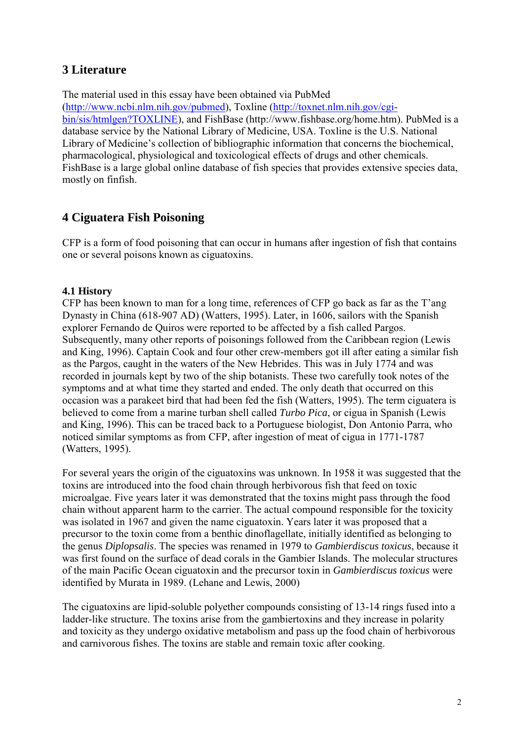## 3 Literature

The material used in this essay have been obtained via PubMed (http://www.ncbi.nlm.nih.gov/pubmed), Toxline (http://toxnet.nlm.nih.gov/cgi-bin/sis/htmlgen?TOXLINE), and FishBase (http://www.fishbase.org/home.htm). PubMed is a database service by the National Library of Medicine, USA. Toxline is the U.S. National Library of Medicine's collection of bibliographic information that concerns the biochemical, pharmacological, physiological and toxicological effects of drugs and other chemicals. FishBase is a large global online database of fish species that provides extensive species data, mostly on finfish.

## 4 Ciguatera Fish Poisoning

CFP is a form of food poisoning that can occur in humans after ingestion of fish that contains one or several poisons known as ciguatoxins.

### 4.1 History

CFP has been known to man for a long time, references of CFP go back as far as the T'ang Dynasty in China (618-907 AD) (Watters, 1995). Later, in 1606, sailors with the Spanish explorer Fernando de Quiros were reported to be affected by a fish called Pargos. Subsequently, many other reports of poisonings followed from the Caribbean region (Lewis and King, 1996). Captain Cook and four other crew-members got ill after eating a similar fish as the Pargos, caught in the waters of the New Hebrides. This was in July 1774 and was recorded in journals kept by two of the ship botanists. These two carefully took notes of the symptoms and at what time they started and ended. The only death that occurred on this occasion was a parakeet bird that had been fed the fish (Watters, 1995). The term ciguatera is believed to come from a marine turban shell called *Turbo Pica*, or cigua in Spanish (Lewis and King, 1996). This can be traced back to a Portuguese biologist, Don Antonio Parra, who noticed similar symptoms as from CFP, after ingestion of meat of cigua in 1771-1787 (Watters, 1995).

For several years the origin of the ciguatoxins was unknown. In 1958 it was suggested that the toxins are introduced into the food chain through herbivorous fish that feed on toxic microalgae. Five years later it was demonstrated that the toxins might pass through the food chain without apparent harm to the carrier. The actual compound responsible for the toxicity was isolated in 1967 and given the name ciguatoxin. Years later it was proposed that a precursor to the toxin come from a benthic dinoflagellate, initially identified as belonging to the genus *Diplopsalis*. The species was renamed in 1979 to *Gambierdiscus toxicus*, because it was first found on the surface of dead corals in the Gambier Islands. The molecular structures of the main Pacific Ocean ciguatoxin and the precursor toxin in *Gambierdiscus toxicus* were identified by Murata in 1989. (Lehane and Lewis, 2000)

The ciguatoxins are lipid-soluble polyether compounds consisting of 13-14 rings fused into a ladder-like structure. The toxins arise from the gambiertoxins and they increase in polarity and toxicity as they undergo oxidative metabolism and pass up the food chain of herbivorous and carnivorous fishes. The toxins are stable and remain toxic after cooking.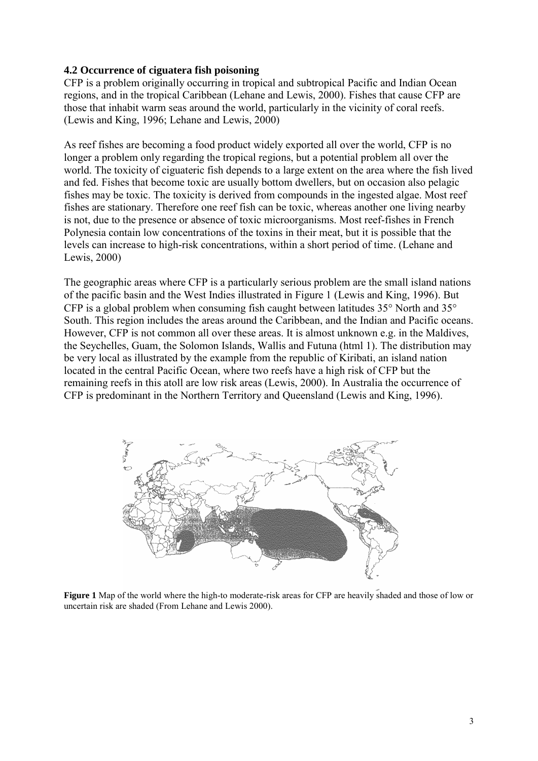### 4.2 Occurrence of ciguatera fish poisoning

CFP is a problem originally occurring in tropical and subtropical Pacific and Indian Ocean regions, and in the tropical Caribbean (Lehane and Lewis, 2000). Fishes that cause CFP are those that inhabit warm seas around the world, particularly in the vicinity of coral reefs. (Lewis and King, 1996; Lehane and Lewis, 2000)

As reef fishes are becoming a food product widely exported all over the world, CFP is no longer a problem only regarding the tropical regions, but a potential problem all over the world. The toxicity of ciguateric fish depends to a large extent on the area where the fish lived and fed. Fishes that become toxic are usually bottom dwellers, but on occasion also pelagic fishes may be toxic. The toxicity is derived from compounds in the ingested algae. Most reef fishes are stationary. Therefore one reef fish can be toxic, whereas another one living nearby is not, due to the presence or absence of toxic microorganisms. Most reef-fishes in French Polynesia contain low concentrations of the toxins in their meat, but it is possible that the levels can increase to high-risk concentrations, within a short period of time. (Lehane and Lewis, 2000)

The geographic areas where CFP is a particularly serious problem are the small island nations of the pacific basin and the West Indies illustrated in Figure 1 (Lewis and King, 1996). But CFP is a global problem when consuming fish caught between latitudes 35° North and 35° South. This region includes the areas around the Caribbean, and the Indian and Pacific oceans. However, CFP is not common all over these areas. It is almost unknown e.g. in the Maldives, the Seychelles, Guam, the Solomon Islands, Wallis and Futuna (html 1). The distribution may be very local as illustrated by the example from the republic of Kiribati, an island nation located in the central Pacific Ocean, where two reefs have a high risk of CFP but the remaining reefs in this atoll are low risk areas (Lewis, 2000). In Australia the occurrence of CFP is predominant in the Northern Territory and Queensland (Lewis and King, 1996).

**Figure 1** Map of the world where the high-to moderate-risk areas for CFP are heavily shaded and those of low or uncertain risk are shaded (From Lehane and Lewis 2000).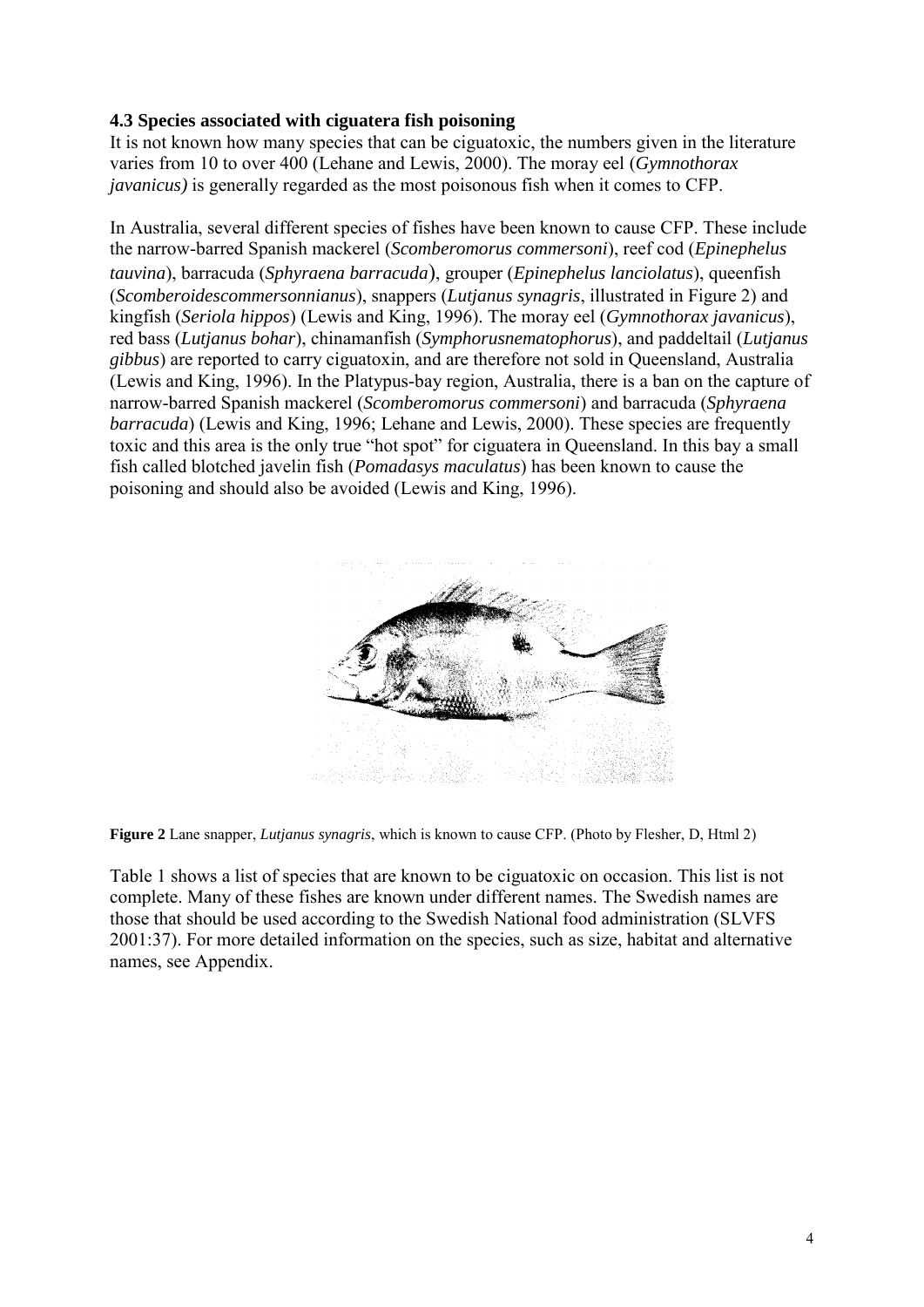### 4.3 Species associated with ciguatera fish poisoning

It is not known how many species that can be ciguatoxic, the numbers given in the literature varies from 10 to over 400 (Lehane and Lewis, 2000). The moray eel (*Gymnothorax javanicus)* is generally regarded as the most poisonous fish when it comes to CFP.

In Australia, several different species of fishes have been known to cause CFP. These include the narrow-barred Spanish mackerel (*Scomberomorus commersoni*), reef cod (*Epinephelus tauvina*), barracuda (*Sphyraena barracuda*), grouper (*Epinephelus lanciolatus*), queenfish (*Scomberoidescommersonnianus*), snappers (*Lutjanus synagris*, illustrated in Figure 2) and kingfish (*Seriola hippos*) (Lewis and King, 1996). The moray eel (*Gymnothorax javanicus*), red bass (*Lutjanus bohar*), chinamanfish (*Symphorusnematophorus*), and paddeltail (*Lutjanus gibbus*) are reported to carry ciguatoxin, and are therefore not sold in Queensland, Australia (Lewis and King, 1996). In the Platypus-bay region, Australia, there is a ban on the capture of narrow-barred Spanish mackerel (*Scomberomorus commersoni*) and barracuda (*Sphyraena barracuda*) (Lewis and King, 1996; Lehane and Lewis, 2000). These species are frequently toxic and this area is the only true "hot spot" for ciguatera in Queensland. In this bay a small fish called blotched javelin fish (*Pomadasys maculatus*) has been known to cause the poisoning and should also be avoided (Lewis and King, 1996).

**Figure 2** Lane snapper, *Lutjanus synagris*, which is known to cause CFP. (Photo by Flesher, D, Html 2)

Table 1 shows a list of species that are known to be ciguatoxic on occasion. This list is not complete. Many of these fishes are known under different names. The Swedish names are those that should be used according to the Swedish National food administration (SLVFS 2001:37). For more detailed information on the species, such as size, habitat and alternative names, see Appendix.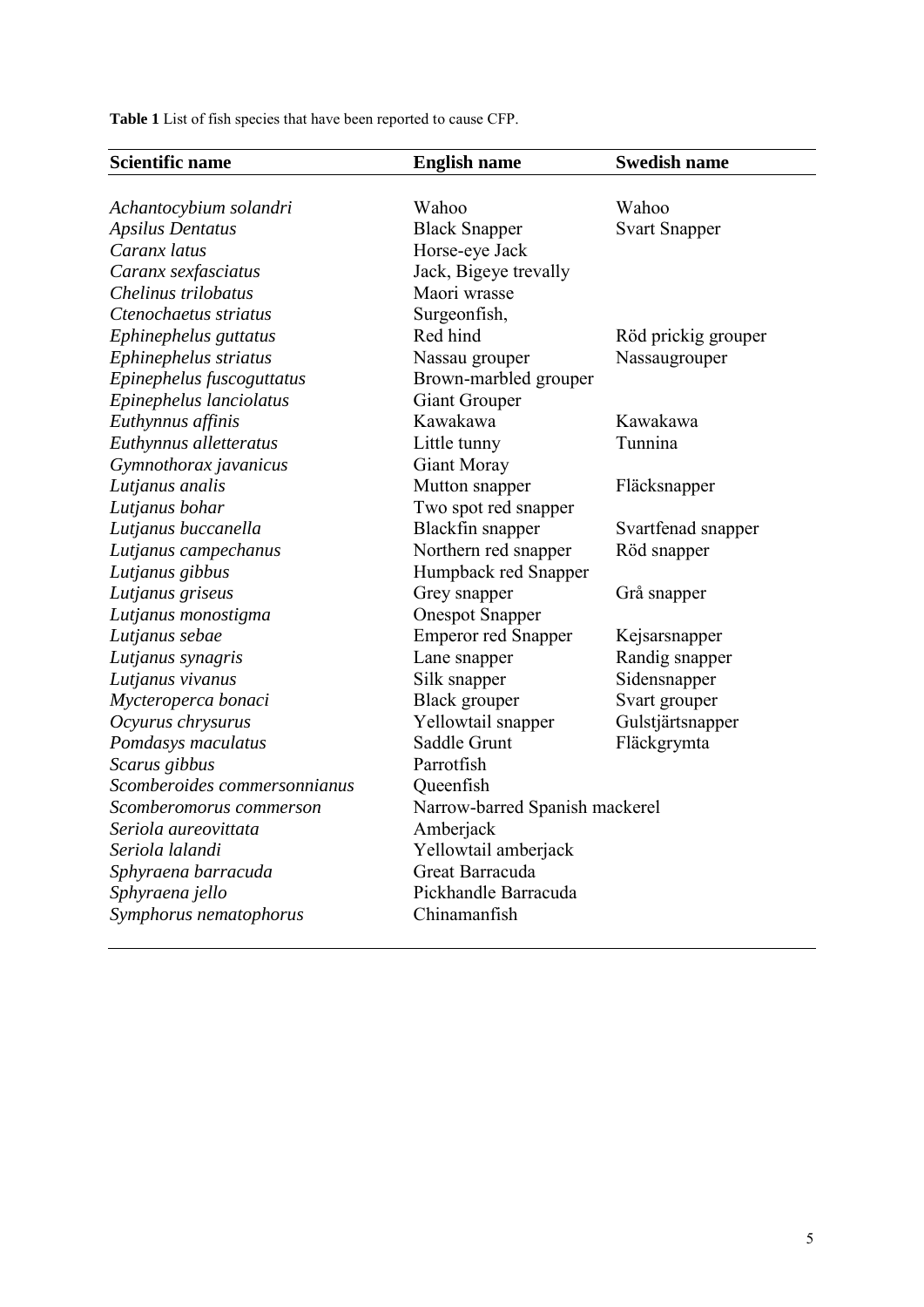**Table 1** List of fish species that have been reported to cause CFP.

| Scientific name | English name | Swedish name |
|---|---|---|
| *Achantocybium solandri* | Wahoo | Wahoo |
| *Apsilus Dentatus* | Black Snapper | Svart Snapper |
| *Caranx latus* | Horse-eye Jack | |
| *Caranx sexfasciatus* | Jack, Bigeye trevally | |
| *Chelinus trilobatus* | Maori wrasse | |
| *Ctenochaetus striatus* | Surgeonfish, | |
| *Ephinephelus guttatus* | Red hind | Röd prickig grouper |
| *Ephinephelus striatus* | Nassau grouper | Nassaugrouper |
| *Epinephelus fuscoguttatus* | Brown-marbled grouper | |
| *Ephinephelus lanciolatus* | Giant Grouper | |
| *Euthynnus affinis* | Kawakawa | Kawakawa |
| *Euthynnus alletteratus* | Little tunny | Tunnina |
| *Gymnothorax javanicus* | Giant Moray | |
| *Lutjanus analis* | Mutton snapper | Fläcksnapper |
| *Lutjanus bohar* | Two spot red snapper | |
| *Lutjanus buccanella* | Blackfin snapper | Svartfenad snapper |
| *Lutjanus campechanus* | Northern red snapper | Röd snapper |
| *Lutjanus gibbus* | Humpback red Snapper | |
| *Lutjanus griseus* | Grey snapper | Grå snapper |
| *Lutjanus monostigma* | Onespot Snapper | |
| *Lutjanus sebae* | Emperor red Snapper | Kejsarsnapper |
| *Lutjanus synagris* | Lane snapper | Randig snapper |
| *Lutjanus vivanus* | Silk snapper | Sidensnapper |
| *Mycteroperca bonaci* | Black grouper | Svart grouper |
| *Ocyurus chrysurus* | Yellowtail snapper | Gulstjärtsnapper |
| *Pomdasys maculatus* | Saddle Grunt | Fläckgrymta |
| *Scarus gibbus* | Parrotfish | |
| *Scomberoides commersonnianus* | Queenfish | |
| *Scomberomorus commerson* | Narrow-barred Spanish mackerel | |
| *Seriola aureovittata* | Amberjack | |
| *Seriola lalandi* | Yellowtail amberjack | |
| *Sphyraena barracuda* | Great Barracuda | |
| *Sphyraena jello* | Pickhandle Barracuda | |
| *Symphorus nematophorus* | Chinamanfish | |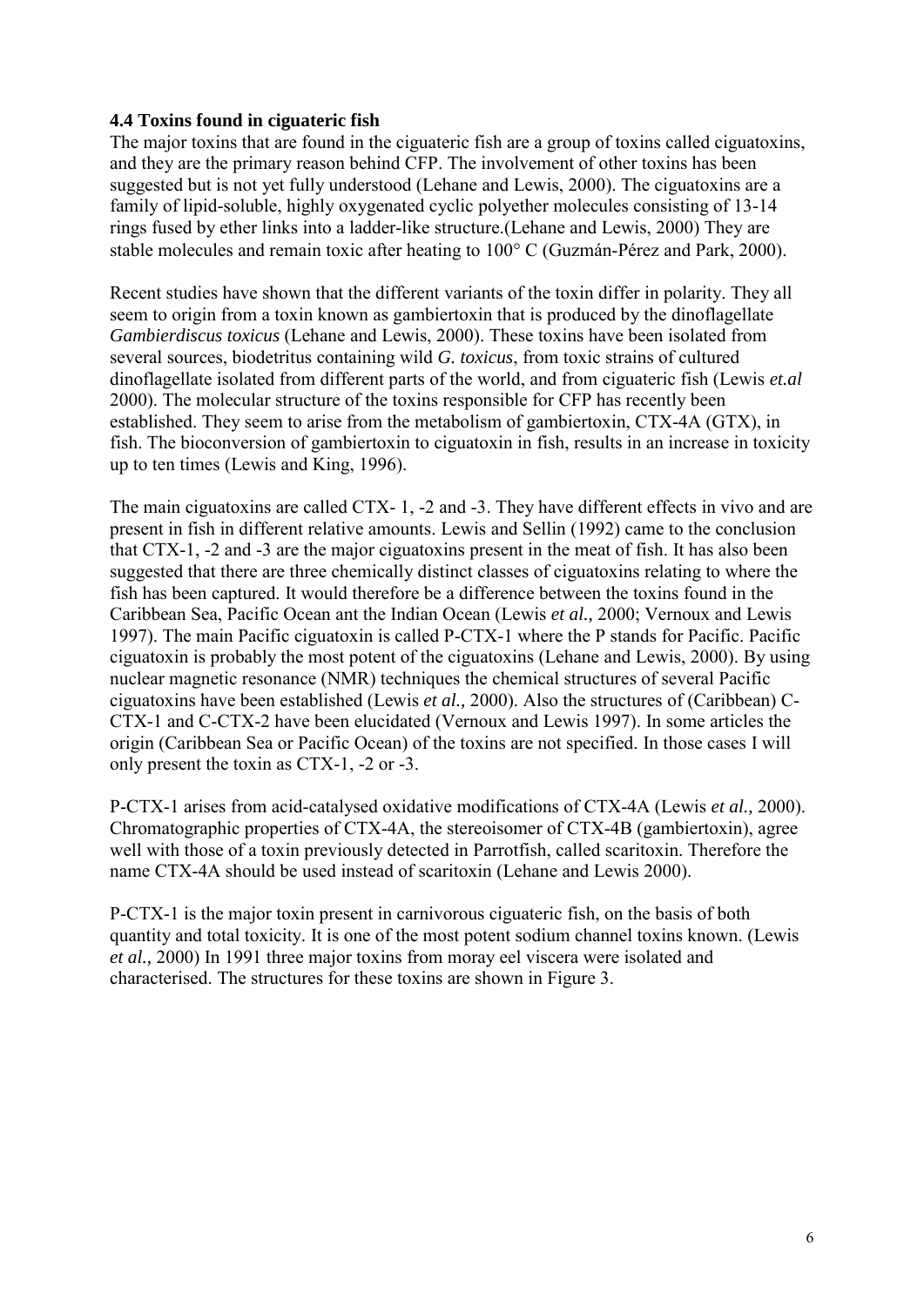### 4.4 Toxins found in ciguateric fish

The major toxins that are found in the ciguateric fish are a group of toxins called ciguatoxins, and they are the primary reason behind CFP. The involvement of other toxins has been suggested but is not yet fully understood (Lehane and Lewis, 2000). The ciguatoxins are a family of lipid-soluble, highly oxygenated cyclic polyether molecules consisting of 13-14 rings fused by ether links into a ladder-like structure.(Lehane and Lewis, 2000) They are stable molecules and remain toxic after heating to 100° C (Guzmán-Pérez and Park, 2000).

Recent studies have shown that the different variants of the toxin differ in polarity. They all seem to origin from a toxin known as gambiertoxin that is produced by the dinoflagellate *Gambierdiscus toxicus* (Lehane and Lewis, 2000). These toxins have been isolated from several sources, biodetritus containing wild *G. toxicus*, from toxic strains of cultured dinoflagellate isolated from different parts of the world, and from ciguateric fish (Lewis *et.al* 2000). The molecular structure of the toxins responsible for CFP has recently been established. They seem to arise from the metabolism of gambiertoxin, CTX-4A (GTX), in fish. The bioconversion of gambiertoxin to ciguatoxin in fish, results in an increase in toxicity up to ten times (Lewis and King, 1996).

The main ciguatoxins are called CTX- 1, -2 and -3. They have different effects in vivo and are present in fish in different relative amounts. Lewis and Sellin (1992) came to the conclusion that CTX-1, -2 and -3 are the major ciguatoxins present in the meat of fish. It has also been suggested that there are three chemically distinct classes of ciguatoxins relating to where the fish has been captured. It would therefore be a difference between the toxins found in the Caribbean Sea, Pacific Ocean ant the Indian Ocean (Lewis *et al.,* 2000; Vernoux and Lewis 1997). The main Pacific ciguatoxin is called P-CTX-1 where the P stands for Pacific. Pacific ciguatoxin is probably the most potent of the ciguatoxins (Lehane and Lewis, 2000). By using nuclear magnetic resonance (NMR) techniques the chemical structures of several Pacific ciguatoxins have been established (Lewis *et al.,* 2000). Also the structures of (Caribbean) C-CTX-1 and C-CTX-2 have been elucidated (Vernoux and Lewis 1997). In some articles the origin (Caribbean Sea or Pacific Ocean) of the toxins are not specified. In those cases I will only present the toxin as CTX-1, -2 or -3.

P-CTX-1 arises from acid-catalysed oxidative modifications of CTX-4A (Lewis *et al.,* 2000). Chromatographic properties of CTX-4A, the stereoisomer of CTX-4B (gambiertoxin), agree well with those of a toxin previously detected in Parrotfish, called scaritoxin. Therefore the name CTX-4A should be used instead of scaritoxin (Lehane and Lewis 2000).

P-CTX-1 is the major toxin present in carnivorous ciguateric fish, on the basis of both quantity and total toxicity. It is one of the most potent sodium channel toxins known. (Lewis *et al.,* 2000) In 1991 three major toxins from moray eel viscera were isolated and characterised. The structures for these toxins are shown in Figure 3.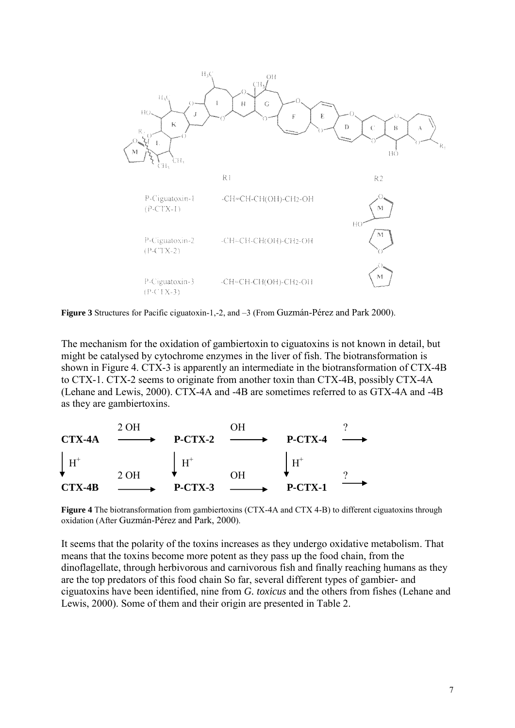**Figure 3** Structures for Pacific ciguatoxin-1,-2, and –3 (From Guzmán-Pérez and Park 2000).

The mechanism for the oxidation of gambiertoxin to ciguatoxins is not known in detail, but might be catalysed by cytochrome enzymes in the liver of fish. The biotransformation is shown in Figure 4. CTX-3 is apparently an intermediate in the biotransformation of CTX-4B to CTX-1. CTX-2 seems to originate from another toxin than CTX-4B, possibly CTX-4A (Lehane and Lewis, 2000). CTX-4A and -4B are sometimes referred to as GTX-4A and -4B as they are gambiertoxins.

**Figure 4** The biotransformation from gambiertoxins (CTX-4A and CTX 4-B) to different ciguatoxins through oxidation (After Guzmán-Pérez and Park, 2000).

It seems that the polarity of the toxins increases as they undergo oxidative metabolism. That means that the toxins become more potent as they pass up the food chain, from the dinoflagellate, through herbivorous and carnivorous fish and finally reaching humans as they are the top predators of this food chain So far, several different types of gambier- and ciguatoxins have been identified, nine from *G. toxicus* and the others from fishes (Lehane and Lewis, 2000). Some of them and their origin are presented in Table 2.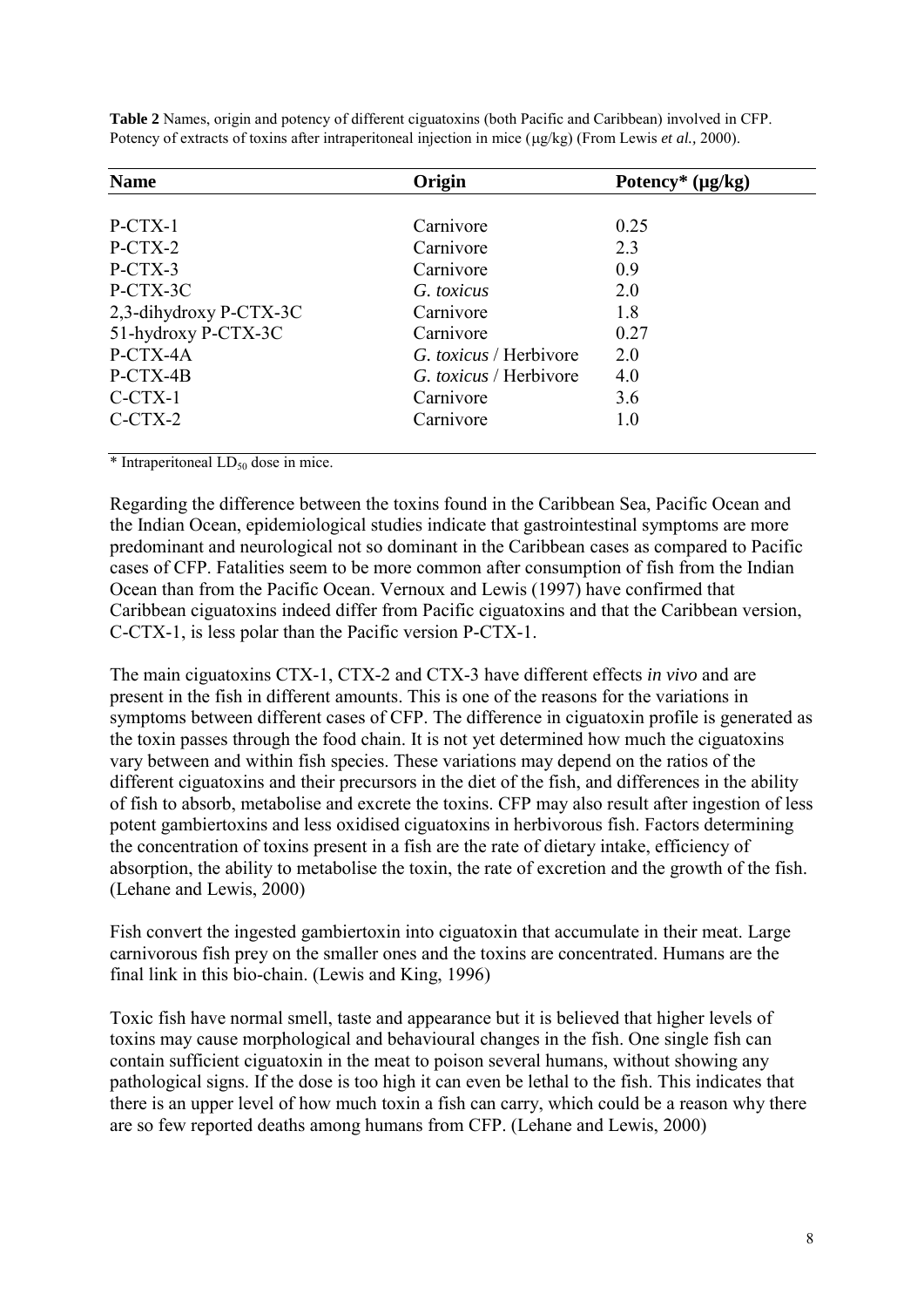**Table 2** Names, origin and potency of different ciguatoxins (both Pacific and Caribbean) involved in CFP. Potency of extracts of toxins after intraperitoneal injection in mice (μg/kg) (From Lewis *et al.*, 2000).

| Name | Origin | Potency* (μg/kg) |
|---|---|---|
| P-CTX-1 | Carnivore | 0.25 |
| P-CTX-2 | Carnivore | 2.3 |
| P-CTX-3 | Carnivore | 0.9 |
| P-CTX-3C | *G. toxicus* | 2.0 |
| 2,3-dihydroxy P-CTX-3C | Carnivore | 1.8 |
| 51-hydroxy P-CTX-3C | Carnivore | 0.27 |
| P-CTX-4A | *G. toxicus* / Herbivore | 2.0 |
| P-CTX-4B | *G. toxicus* / Herbivore | 4.0 |
| C-CTX-1 | Carnivore | 3.6 |
| C-CTX-2 | Carnivore | 1.0 |

* Intraperitoneal $LD_{50}$ dose in mice.

Regarding the difference between the toxins found in the Caribbean Sea, Pacific Ocean and the Indian Ocean, epidemiological studies indicate that gastrointestinal symptoms are more predominant and neurological not so dominant in the Caribbean cases as compared to Pacific cases of CFP. Fatalities seem to be more common after consumption of fish from the Indian Ocean than from the Pacific Ocean. Vernoux and Lewis (1997) have confirmed that Caribbean ciguatoxins indeed differ from Pacific ciguatoxins and that the Caribbean version, C-CTX-1, is less polar than the Pacific version P-CTX-1.

The main ciguatoxins CTX-1, CTX-2 and CTX-3 have different effects *in vivo* and are present in the fish in different amounts. This is one of the reasons for the variations in symptoms between different cases of CFP. The difference in ciguatoxin profile is generated as the toxin passes through the food chain. It is not yet determined how much the ciguatoxins vary between and within fish species. These variations may depend on the ratios of the different ciguatoxins and their precursors in the diet of the fish, and differences in the ability of fish to absorb, metabolise and excrete the toxins. CFP may also result after ingestion of less potent gambiertoxins and less oxidised ciguatoxins in herbivorous fish. Factors determining the concentration of toxins present in a fish are the rate of dietary intake, efficiency of absorption, the ability to metabolise the toxin, the rate of excretion and the growth of the fish. (Lehane and Lewis, 2000)

Fish convert the ingested gambiertoxin into ciguatoxin that accumulate in their meat. Large carnivorous fish prey on the smaller ones and the toxins are concentrated. Humans are the final link in this bio-chain. (Lewis and King, 1996)

Toxic fish have normal smell, taste and appearance but it is believed that higher levels of toxins may cause morphological and behavioural changes in the fish. One single fish can contain sufficient ciguatoxin in the meat to poison several humans, without showing any pathological signs. If the dose is too high it can even be lethal to the fish. This indicates that there is an upper level of how much toxin a fish can carry, which could be a reason why there are so few reported deaths among humans from CFP. (Lehane and Lewis, 2000)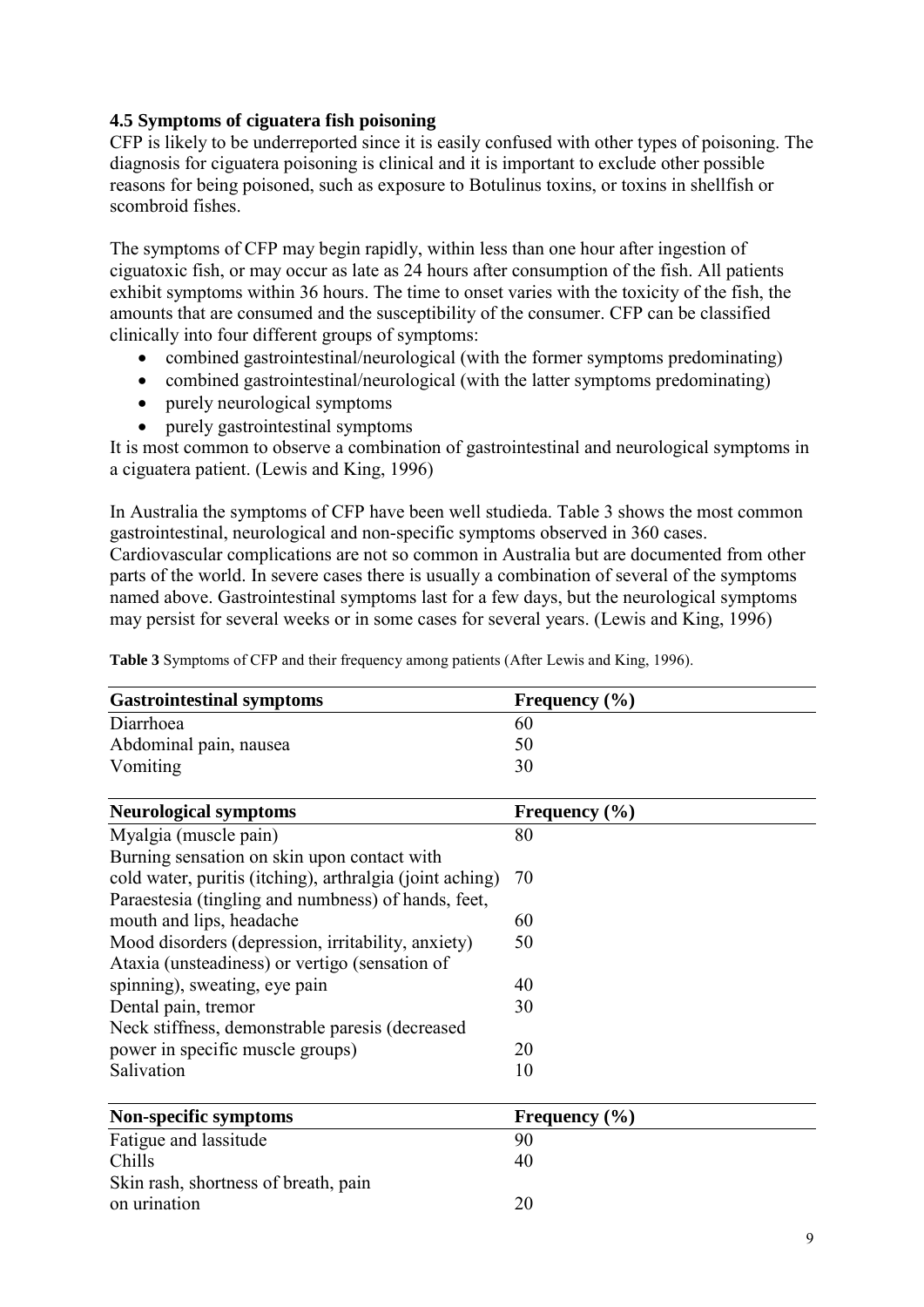### 4.5 Symptoms of ciguatera fish poisoning

CFP is likely to be underreported since it is easily confused with other types of poisoning. The diagnosis for ciguatera poisoning is clinical and it is important to exclude other possible reasons for being poisoned, such as exposure to Botulinus toxins, or toxins in shellfish or scombroid fishes.

The symptoms of CFP may begin rapidly, within less than one hour after ingestion of ciguatoxic fish, or may occur as late as 24 hours after consumption of the fish. All patients exhibit symptoms within 36 hours. The time to onset varies with the toxicity of the fish, the amounts that are consumed and the susceptibility of the consumer. CFP can be classified clinically into four different groups of symptoms:

- combined gastrointestinal/neurological (with the former symptoms predominating)
- combined gastrointestinal/neurological (with the latter symptoms predominating)
- purely neurological symptoms
- purely gastrointestinal symptoms

It is most common to observe a combination of gastrointestinal and neurological symptoms in a ciguatera patient. (Lewis and King, 1996)

In Australia the symptoms of CFP have been well studieda. Table 3 shows the most common gastrointestinal, neurological and non-specific symptoms observed in 360 cases. Cardiovascular complications are not so common in Australia but are documented from other parts of the world. In severe cases there is usually a combination of several of the symptoms named above. Gastrointestinal symptoms last for a few days, but the neurological symptoms may persist for several weeks or in some cases for several years. (Lewis and King, 1996)

**Table 3** Symptoms of CFP and their frequency among patients (After Lewis and King, 1996).

| **Gastrointestinal symptoms** | **Frequency (%)** |
|---|---|
| Diarrhoea | 60 |
| Abdominal pain, nausea | 50 |
| Vomiting | 30 |
| **Neurological symptoms** | **Frequency (%)** |
| Myalgia (muscle pain) | 80 |
| Burning sensation on skin upon contact with cold water, puritis (itching), arthralgia (joint aching) | 70 |
| Paraestesia (tingling and numbness) of hands, feet, mouth and lips, headache | 60 |
| Mood disorders (depression, irritability, anxiety) | 50 |
| Ataxia (unsteadiness) or vertigo (sensation of spinning), sweating, eye pain | 40 |
| Dental pain, tremor | 30 |
| Neck stiffness, demonstrable paresis (decreased power in specific muscle groups) | 20 |
| Salivation | 10 |
| **Non-specific symptoms** | **Frequency (%)** |
| Fatigue and lassitude | 90 |
| Chills | 40 |
| Skin rash, shortness of breath, pain on urination | 20 |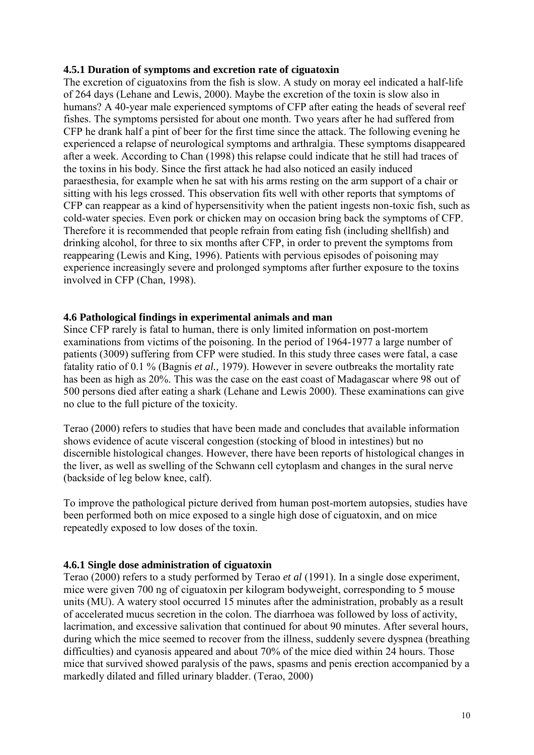### 4.5.1 Duration of symptoms and excretion rate of ciguatoxin

The excretion of ciguatoxins from the fish is slow. A study on moray eel indicated a half-life of 264 days (Lehane and Lewis, 2000). Maybe the excretion of the toxin is slow also in humans? A 40-year male experienced symptoms of CFP after eating the heads of several reef fishes. The symptoms persisted for about one month. Two years after he had suffered from CFP he drank half a pint of beer for the first time since the attack. The following evening he experienced a relapse of neurological symptoms and arthralgia. These symptoms disappeared after a week. According to Chan (1998) this relapse could indicate that he still had traces of the toxins in his body. Since the first attack he had also noticed an easily induced paraesthesia, for example when he sat with his arms resting on the arm support of a chair or sitting with his legs crossed. This observation fits well with other reports that symptoms of CFP can reappear as a kind of hypersensitivity when the patient ingests non-toxic fish, such as cold-water species. Even pork or chicken may on occasion bring back the symptoms of CFP. Therefore it is recommended that people refrain from eating fish (including shellfish) and drinking alcohol, for three to six months after CFP, in order to prevent the symptoms from reappearing (Lewis and King, 1996). Patients with pervious episodes of poisoning may experience increasingly severe and prolonged symptoms after further exposure to the toxins involved in CFP (Chan, 1998).

## 4.6 Pathological findings in experimental animals and man

Since CFP rarely is fatal to human, there is only limited information on post-mortem examinations from victims of the poisoning. In the period of 1964-1977 a large number of patients (3009) suffering from CFP were studied. In this study three cases were fatal, a case fatality ratio of 0.1 % (Bagnis *et al.,* 1979). However in severe outbreaks the mortality rate has been as high as 20%. This was the case on the east coast of Madagascar where 98 out of 500 persons died after eating a shark (Lehane and Lewis 2000). These examinations can give no clue to the full picture of the toxicity.

Terao (2000) refers to studies that have been made and concludes that available information shows evidence of acute visceral congestion (stocking of blood in intestines) but no discernible histological changes. However, there have been reports of histological changes in the liver, as well as swelling of the Schwann cell cytoplasm and changes in the sural nerve (backside of leg below knee, calf).

To improve the pathological picture derived from human post-mortem autopsies, studies have been performed both on mice exposed to a single high dose of ciguatoxin, and on mice repeatedly exposed to low doses of the toxin.

### 4.6.1 Single dose administration of ciguatoxin

Terao (2000) refers to a study performed by Terao *et al* (1991). In a single dose experiment, mice were given 700 ng of ciguatoxin per kilogram bodyweight, corresponding to 5 mouse units (MU). A watery stool occurred 15 minutes after the administration, probably as a result of accelerated mucus secretion in the colon. The diarrhoea was followed by loss of activity, lacrimation, and excessive salivation that continued for about 90 minutes. After several hours, during which the mice seemed to recover from the illness, suddenly severe dyspnea (breathing difficulties) and cyanosis appeared and about 70% of the mice died within 24 hours. Those mice that survived showed paralysis of the paws, spasms and penis erection accompanied by a markedly dilated and filled urinary bladder. (Terao, 2000)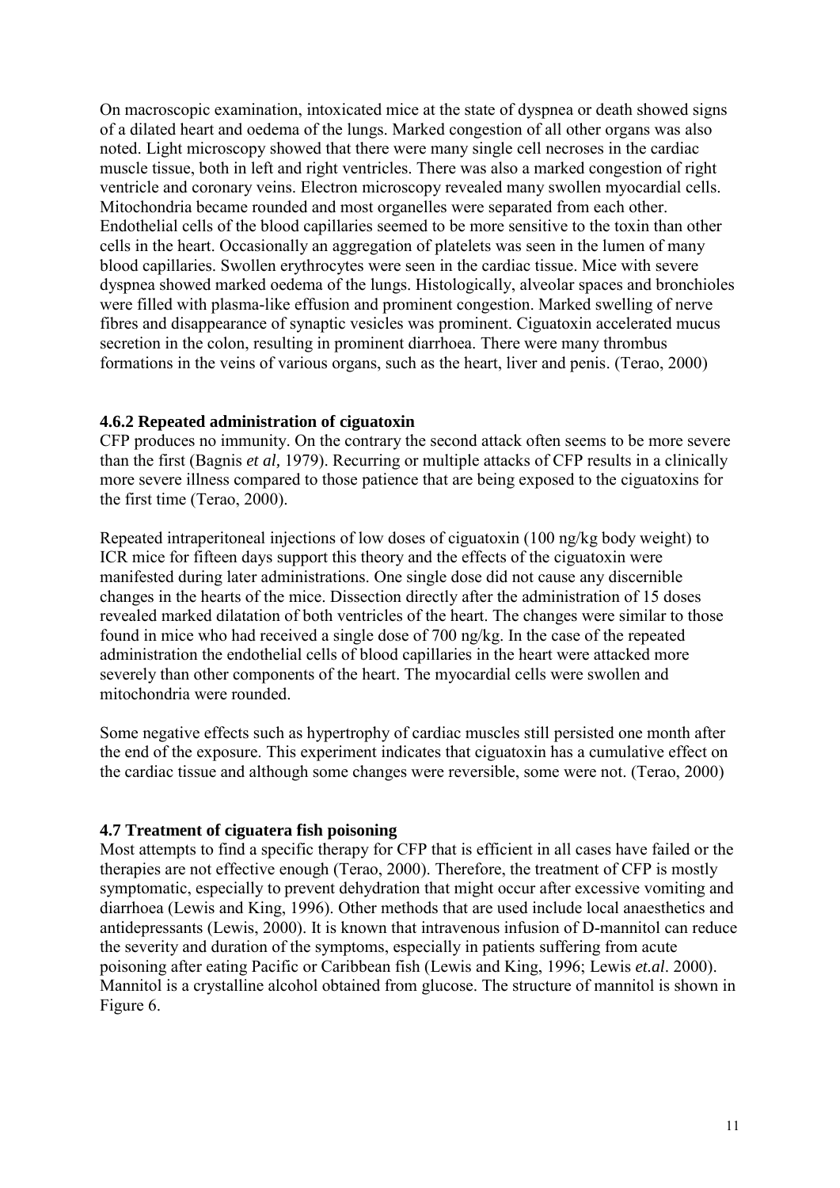On macroscopic examination, intoxicated mice at the state of dyspnea or death showed signs of a dilated heart and oedema of the lungs. Marked congestion of all other organs was also noted. Light microscopy showed that there were many single cell necroses in the cardiac muscle tissue, both in left and right ventricles. There was also a marked congestion of right ventricle and coronary veins. Electron microscopy revealed many swollen myocardial cells. Mitochondria became rounded and most organelles were separated from each other. Endothelial cells of the blood capillaries seemed to be more sensitive to the toxin than other cells in the heart. Occasionally an aggregation of platelets was seen in the lumen of many blood capillaries. Swollen erythrocytes were seen in the cardiac tissue. Mice with severe dyspnea showed marked oedema of the lungs. Histologically, alveolar spaces and bronchioles were filled with plasma-like effusion and prominent congestion. Marked swelling of nerve fibres and disappearance of synaptic vesicles was prominent. Ciguatoxin accelerated mucus secretion in the colon, resulting in prominent diarrhoea. There were many thrombus formations in the veins of various organs, such as the heart, liver and penis. (Terao, 2000)

### 4.6.2 Repeated administration of ciguatoxin

CFP produces no immunity. On the contrary the second attack often seems to be more severe than the first (Bagnis *et al,* 1979). Recurring or multiple attacks of CFP results in a clinically more severe illness compared to those patience that are being exposed to the ciguatoxins for the first time (Terao, 2000).

Repeated intraperitoneal injections of low doses of ciguatoxin (100 ng/kg body weight) to ICR mice for fifteen days support this theory and the effects of the ciguatoxin were manifested during later administrations. One single dose did not cause any discernible changes in the hearts of the mice. Dissection directly after the administration of 15 doses revealed marked dilatation of both ventricles of the heart. The changes were similar to those found in mice who had received a single dose of 700 ng/kg. In the case of the repeated administration the endothelial cells of blood capillaries in the heart were attacked more severely than other components of the heart. The myocardial cells were swollen and mitochondria were rounded.

Some negative effects such as hypertrophy of cardiac muscles still persisted one month after the end of the exposure. This experiment indicates that ciguatoxin has a cumulative effect on the cardiac tissue and although some changes were reversible, some were not. (Terao, 2000)

## 4.7 Treatment of ciguatera fish poisoning

Most attempts to find a specific therapy for CFP that is efficient in all cases have failed or the therapies are not effective enough (Terao, 2000). Therefore, the treatment of CFP is mostly symptomatic, especially to prevent dehydration that might occur after excessive vomiting and diarrhoea (Lewis and King, 1996). Other methods that are used include local anaesthetics and antidepressants (Lewis, 2000). It is known that intravenous infusion of D-mannitol can reduce the severity and duration of the symptoms, especially in patients suffering from acute poisoning after eating Pacific or Caribbean fish (Lewis and King, 1996; Lewis *et.al*. 2000). Mannitol is a crystalline alcohol obtained from glucose. The structure of mannitol is shown in Figure 6.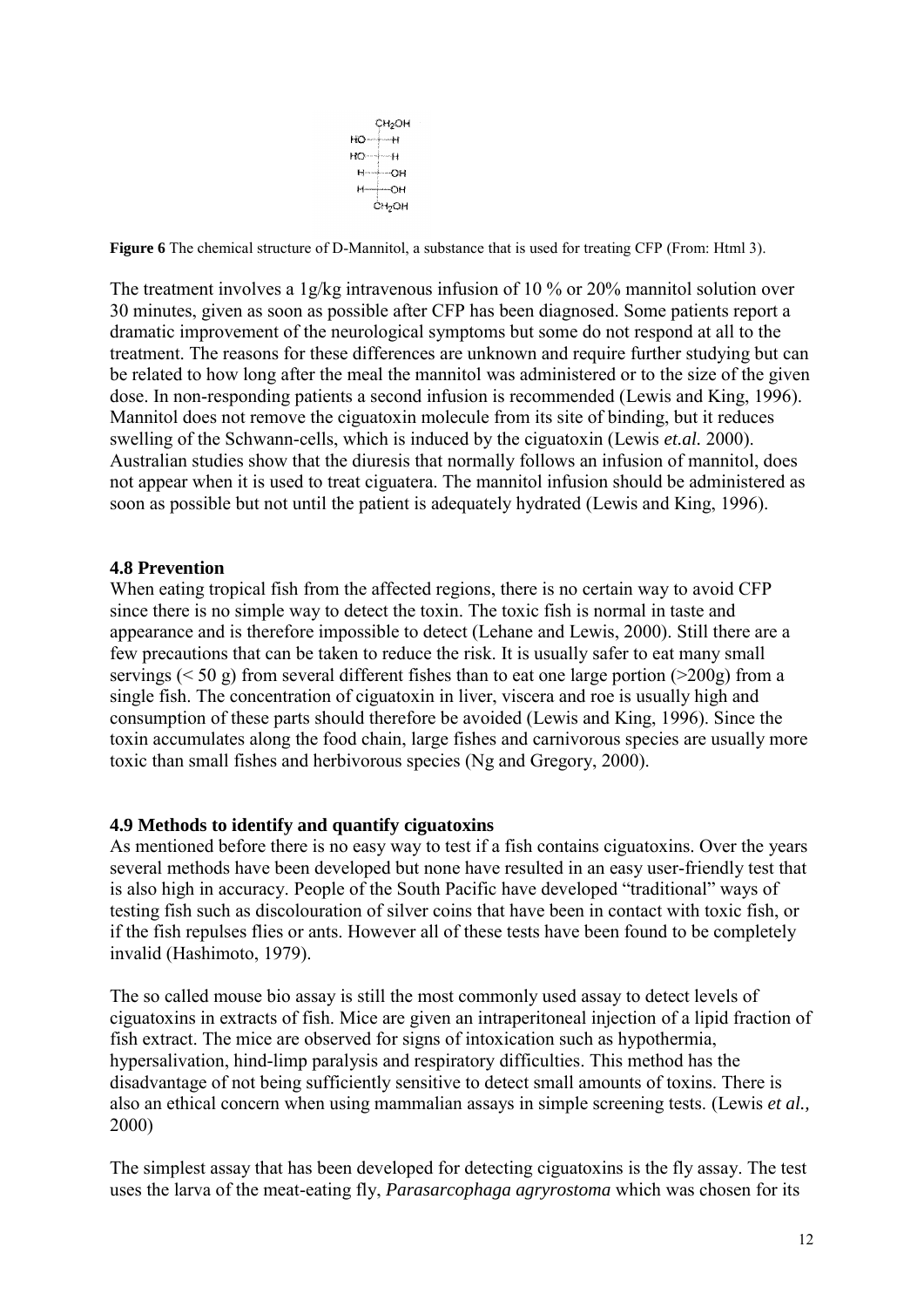**Figure 6** The chemical structure of D-Mannitol, a substance that is used for treating CFP (From: Html 3).

The treatment involves a 1g/kg intravenous infusion of 10 % or 20% mannitol solution over 30 minutes, given as soon as possible after CFP has been diagnosed. Some patients report a dramatic improvement of the neurological symptoms but some do not respond at all to the treatment. The reasons for these differences are unknown and require further studying but can be related to how long after the meal the mannitol was administered or to the size of the given dose. In non-responding patients a second infusion is recommended (Lewis and King, 1996). Mannitol does not remove the ciguatoxin molecule from its site of binding, but it reduces swelling of the Schwann-cells, which is induced by the ciguatoxin (Lewis *et.al.* 2000). Australian studies show that the diuresis that normally follows an infusion of mannitol, does not appear when it is used to treat ciguatera. The mannitol infusion should be administered as soon as possible but not until the patient is adequately hydrated (Lewis and King, 1996).

### 4.8 Prevention

When eating tropical fish from the affected regions, there is no certain way to avoid CFP since there is no simple way to detect the toxin. The toxic fish is normal in taste and appearance and is therefore impossible to detect (Lehane and Lewis, 2000). Still there are a few precautions that can be taken to reduce the risk. It is usually safer to eat many small servings (< 50 g) from several different fishes than to eat one large portion (>200g) from a single fish. The concentration of ciguatoxin in liver, viscera and roe is usually high and consumption of these parts should therefore be avoided (Lewis and King, 1996). Since the toxin accumulates along the food chain, large fishes and carnivorous species are usually more toxic than small fishes and herbivorous species (Ng and Gregory, 2000).

### 4.9 Methods to identify and quantify ciguatoxins

As mentioned before there is no easy way to test if a fish contains ciguatoxins. Over the years several methods have been developed but none have resulted in an easy user-friendly test that is also high in accuracy. People of the South Pacific have developed "traditional" ways of testing fish such as discolouration of silver coins that have been in contact with toxic fish, or if the fish repulses flies or ants. However all of these tests have been found to be completely invalid (Hashimoto, 1979).

The so called mouse bio assay is still the most commonly used assay to detect levels of ciguatoxins in extracts of fish. Mice are given an intraperitoneal injection of a lipid fraction of fish extract. The mice are observed for signs of intoxication such as hypothermia, hypersalivation, hind-limp paralysis and respiratory difficulties. This method has the disadvantage of not being sufficiently sensitive to detect small amounts of toxins. There is also an ethical concern when using mammalian assays in simple screening tests. (Lewis *et al.,* 2000)

The simplest assay that has been developed for detecting ciguatoxins is the fly assay. The test uses the larva of the meat-eating fly, *Parasarcophaga agryrostoma* which was chosen for its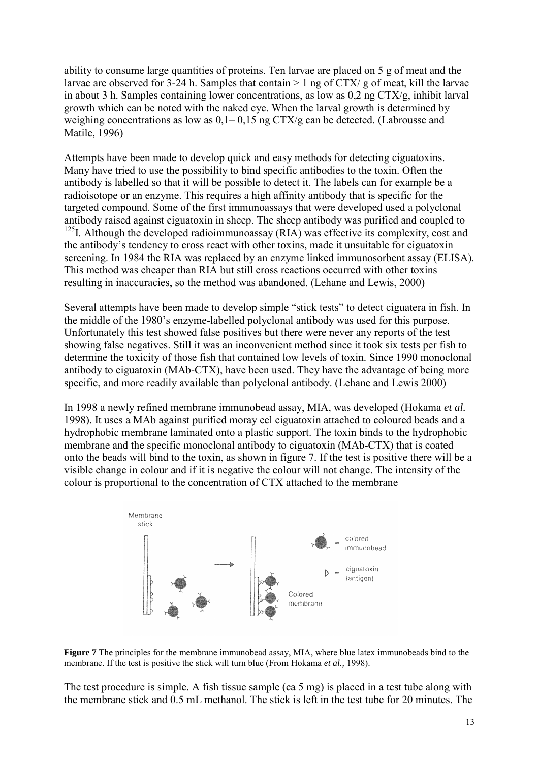ability to consume large quantities of proteins. Ten larvae are placed on 5 g of meat and the larvae are observed for 3-24 h. Samples that contain > 1 ng of CTX/ g of meat, kill the larvae in about 3 h. Samples containing lower concentrations, as low as 0,2 ng CTX/g, inhibit larval growth which can be noted with the naked eye. When the larval growth is determined by weighing concentrations as low as 0,1– 0,15 ng CTX/g can be detected. (Labrousse and Matile, 1996)

Attempts have been made to develop quick and easy methods for detecting ciguatoxins. Many have tried to use the possibility to bind specific antibodies to the toxin. Often the antibody is labelled so that it will be possible to detect it. The labels can for example be a radioisotope or an enzyme. This requires a high affinity antibody that is specific for the targeted compound. Some of the first immunoassays that were developed used a polyclonal antibody raised against ciguatoxin in sheep. The sheep antibody was purified and coupled to $^{125}$I. Although the developed radioimmunoassay (RIA) was effective its complexity, cost and the antibody's tendency to cross react with other toxins, made it unsuitable for ciguatoxin screening. In 1984 the RIA was replaced by an enzyme linked immunosorbent assay (ELISA). This method was cheaper than RIA but still cross reactions occurred with other toxins resulting in inaccuracies, so the method was abandoned. (Lehane and Lewis, 2000)

Several attempts have been made to develop simple "stick tests" to detect ciguatera in fish. In the middle of the 1980's enzyme-labelled polyclonal antibody was used for this purpose. Unfortunately this test showed false positives but there were never any reports of the test showing false negatives. Still it was an inconvenient method since it took six tests per fish to determine the toxicity of those fish that contained low levels of toxin. Since 1990 monoclonal antibody to ciguatoxin (MAb-CTX), have been used. They have the advantage of being more specific, and more readily available than polyclonal antibody. (Lehane and Lewis 2000)

In 1998 a newly refined membrane immunobead assay, MIA, was developed (Hokama *et al.* 1998). It uses a MAb against purified moray eel ciguatoxin attached to coloured beads and a hydrophobic membrane laminated onto a plastic support. The toxin binds to the hydrophobic membrane and the specific monoclonal antibody to ciguatoxin (MAb-CTX) that is coated onto the beads will bind to the toxin, as shown in figure 7. If the test is positive there will be a visible change in colour and if it is negative the colour will not change. The intensity of the colour is proportional to the concentration of CTX attached to the membrane

**Figure 7** The principles for the membrane immunobead assay, MIA, where blue latex immunobeads bind to the membrane. If the test is positive the stick will turn blue (From Hokama *et al.,* 1998).

The test procedure is simple. A fish tissue sample (ca 5 mg) is placed in a test tube along with the membrane stick and 0.5 mL methanol. The stick is left in the test tube for 20 minutes. The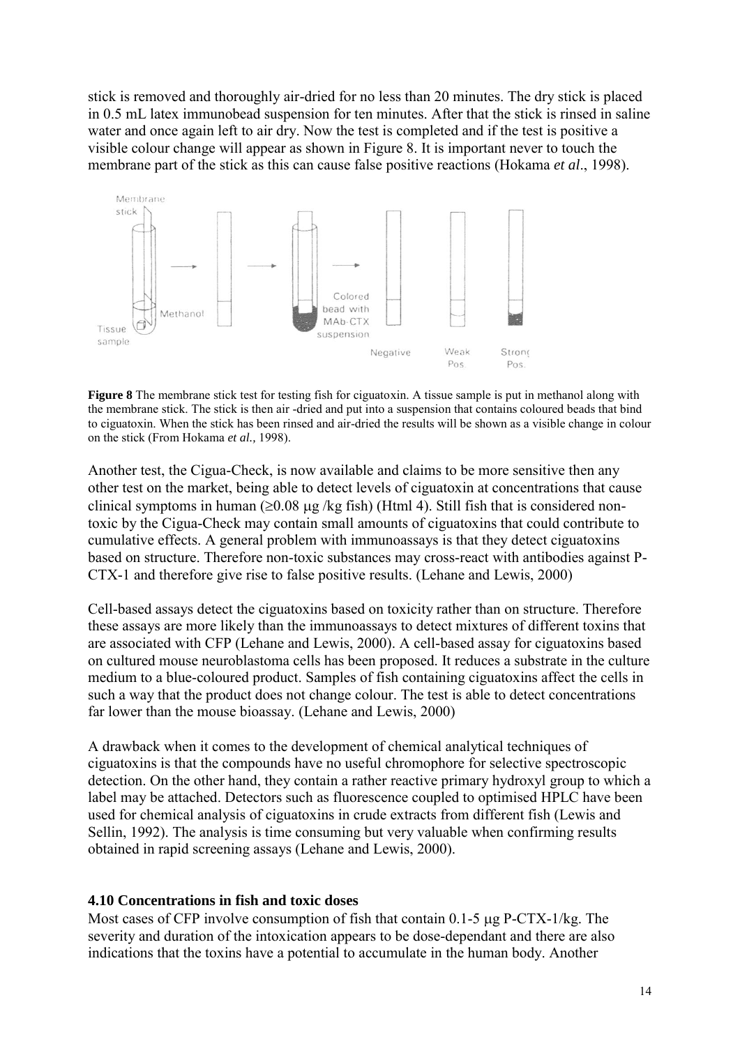stick is removed and thoroughly air-dried for no less than 20 minutes. The dry stick is placed in 0.5 mL latex immunobead suspension for ten minutes. After that the stick is rinsed in saline water and once again left to air dry. Now the test is completed and if the test is positive a visible colour change will appear as shown in Figure 8. It is important never to touch the membrane part of the stick as this can cause false positive reactions (Hokama *et al*., 1998).

**Figure 8** The membrane stick test for testing fish for ciguatoxin. A tissue sample is put in methanol along with the membrane stick. The stick is then air -dried and put into a suspension that contains coloured beads that bind to ciguatoxin. When the stick has been rinsed and air-dried the results will be shown as a visible change in colour on the stick (From Hokama *et al.,* 1998).

Another test, the Cigua-Check, is now available and claims to be more sensitive then any other test on the market, being able to detect levels of ciguatoxin at concentrations that cause clinical symptoms in human (≥0.08 µg /kg fish) (Html 4). Still fish that is considered non-toxic by the Cigua-Check may contain small amounts of ciguatoxins that could contribute to cumulative effects. A general problem with immunoassays is that they detect ciguatoxins based on structure. Therefore non-toxic substances may cross-react with antibodies against P-CTX-1 and therefore give rise to false positive results. (Lehane and Lewis, 2000)

Cell-based assays detect the ciguatoxins based on toxicity rather than on structure. Therefore these assays are more likely than the immunoassays to detect mixtures of different toxins that are associated with CFP (Lehane and Lewis, 2000). A cell-based assay for ciguatoxins based on cultured mouse neuroblastoma cells has been proposed. It reduces a substrate in the culture medium to a blue-coloured product. Samples of fish containing ciguatoxins affect the cells in such a way that the product does not change colour. The test is able to detect concentrations far lower than the mouse bioassay. (Lehane and Lewis, 2000)

A drawback when it comes to the development of chemical analytical techniques of ciguatoxins is that the compounds have no useful chromophore for selective spectroscopic detection. On the other hand, they contain a rather reactive primary hydroxyl group to which a label may be attached. Detectors such as fluorescence coupled to optimised HPLC have been used for chemical analysis of ciguatoxins in crude extracts from different fish (Lewis and Sellin, 1992). The analysis is time consuming but very valuable when confirming results obtained in rapid screening assays (Lehane and Lewis, 2000).

### 4.10 Concentrations in fish and toxic doses

Most cases of CFP involve consumption of fish that contain 0.1-5 µg P-CTX-1/kg. The severity and duration of the intoxication appears to be dose-dependant and there are also indications that the toxins have a potential to accumulate in the human body. Another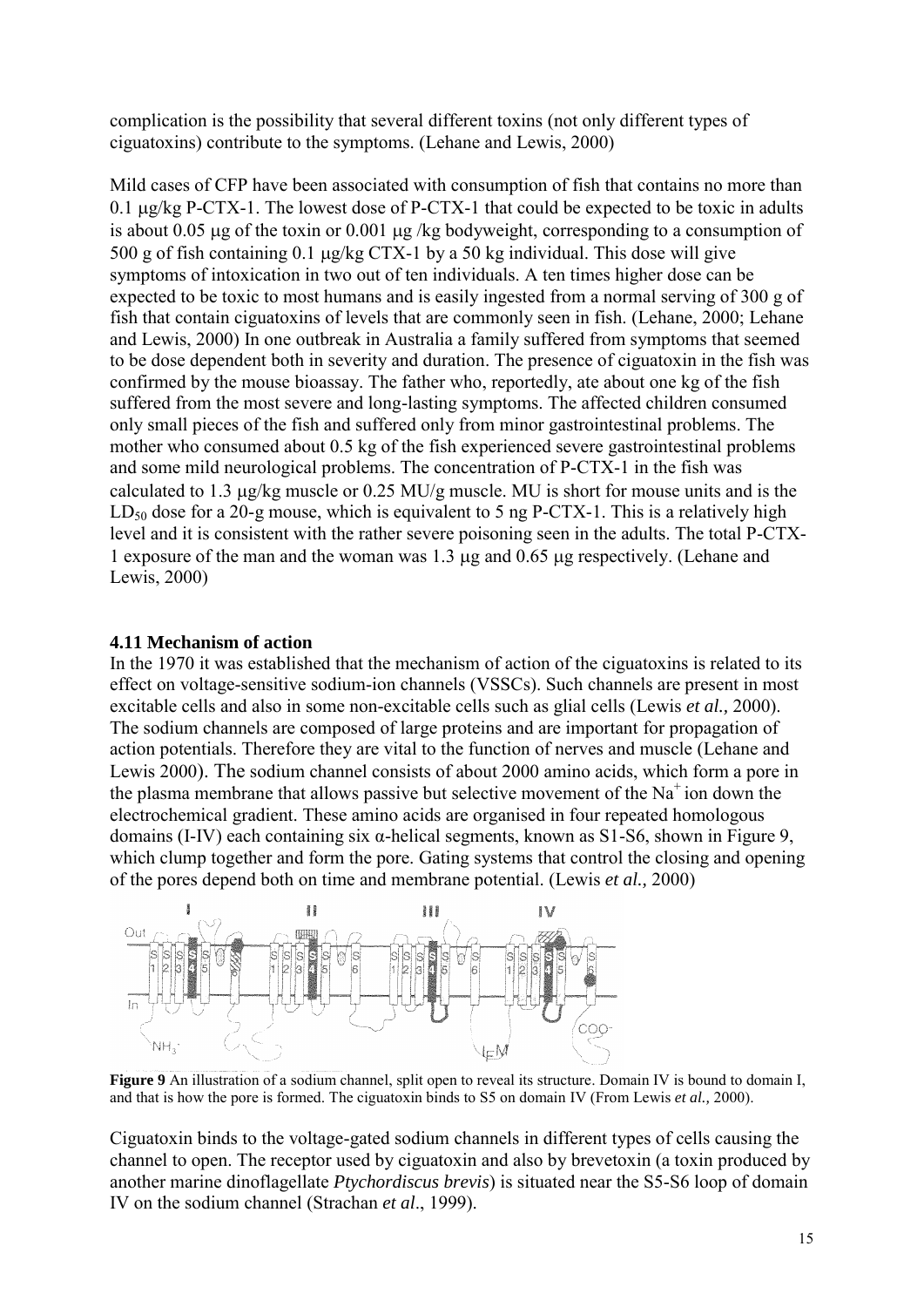complication is the possibility that several different toxins (not only different types of ciguatoxins) contribute to the symptoms. (Lehane and Lewis, 2000)

Mild cases of CFP have been associated with consumption of fish that contains no more than 0.1 μg/kg P-CTX-1. The lowest dose of P-CTX-1 that could be expected to be toxic in adults is about 0.05 μg of the toxin or 0.001 μg /kg bodyweight, corresponding to a consumption of 500 g of fish containing 0.1 μg/kg CTX-1 by a 50 kg individual. This dose will give symptoms of intoxication in two out of ten individuals. A ten times higher dose can be expected to be toxic to most humans and is easily ingested from a normal serving of 300 g of fish that contain ciguatoxins of levels that are commonly seen in fish. (Lehane, 2000; Lehane and Lewis, 2000) In one outbreak in Australia a family suffered from symptoms that seemed to be dose dependent both in severity and duration. The presence of ciguatoxin in the fish was confirmed by the mouse bioassay. The father who, reportedly, ate about one kg of the fish suffered from the most severe and long-lasting symptoms. The affected children consumed only small pieces of the fish and suffered only from minor gastrointestinal problems. The mother who consumed about 0.5 kg of the fish experienced severe gastrointestinal problems and some mild neurological problems. The concentration of P-CTX-1 in the fish was calculated to 1.3 μg/kg muscle or 0.25 MU/g muscle. MU is short for mouse units and is the $LD_{50}$ dose for a 20-g mouse, which is equivalent to 5 ng P-CTX-1. This is a relatively high level and it is consistent with the rather severe poisoning seen in the adults. The total P-CTX-1 exposure of the man and the woman was 1.3 μg and 0.65 μg respectively. (Lehane and Lewis, 2000)

### 4.11 Mechanism of action

In the 1970 it was established that the mechanism of action of the ciguatoxins is related to its effect on voltage-sensitive sodium-ion channels (VSSCs). Such channels are present in most excitable cells and also in some non-excitable cells such as glial cells (Lewis *et al.,* 2000). The sodium channels are composed of large proteins and are important for propagation of action potentials. Therefore they are vital to the function of nerves and muscle (Lehane and Lewis 2000). The sodium channel consists of about 2000 amino acids, which form a pore in the plasma membrane that allows passive but selective movement of the $Na^+$ ion down the electrochemical gradient. These amino acids are organised in four repeated homologous domains (I-IV) each containing six α-helical segments, known as S1-S6, shown in Figure 9, which clump together and form the pore. Gating systems that control the closing and opening of the pores depend both on time and membrane potential. (Lewis *et al.,* 2000)

**Figure 9** An illustration of a sodium channel, split open to reveal its structure. Domain IV is bound to domain I, and that is how the pore is formed. The ciguatoxin binds to S5 on domain IV (From Lewis *et al.,* 2000).

Ciguatoxin binds to the voltage-gated sodium channels in different types of cells causing the channel to open. The receptor used by ciguatoxin and also by brevetoxin (a toxin produced by another marine dinoflagellate *Ptychordiscus brevis*) is situated near the S5-S6 loop of domain IV on the sodium channel (Strachan *et al*., 1999).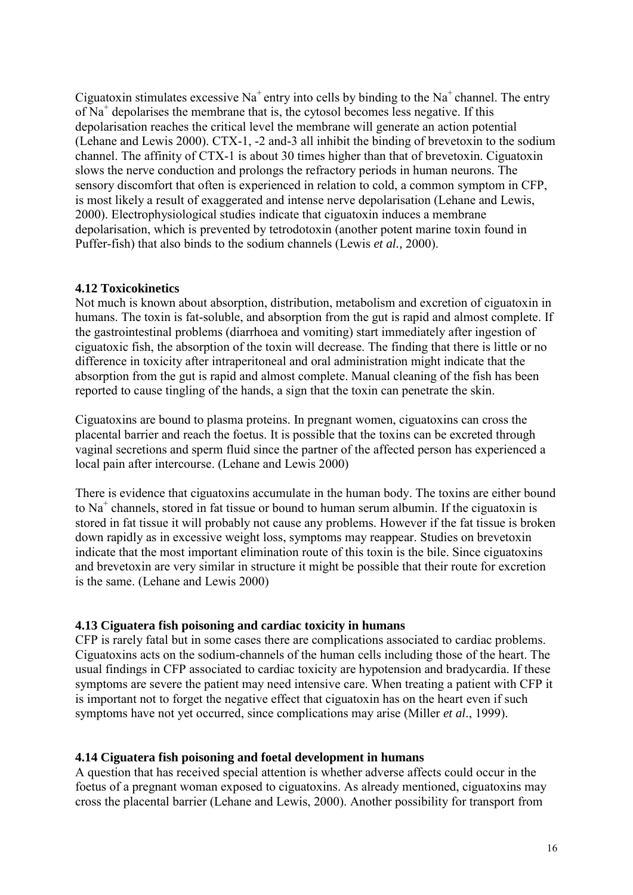Ciguatoxin stimulates excessive $Na^+$ entry into cells by binding to the $Na^+$ channel. The entry of $Na^+$ depolarises the membrane that is, the cytosol becomes less negative. If this depolarisation reaches the critical level the membrane will generate an action potential (Lehane and Lewis 2000). CTX-1, -2 and-3 all inhibit the binding of brevetoxin to the sodium channel. The affinity of CTX-1 is about 30 times higher than that of brevetoxin. Ciguatoxin slows the nerve conduction and prolongs the refractory periods in human neurons. The sensory discomfort that often is experienced in relation to cold, a common symptom in CFP, is most likely a result of exaggerated and intense nerve depolarisation (Lehane and Lewis, 2000). Electrophysiological studies indicate that ciguatoxin induces a membrane depolarisation, which is prevented by tetrodotoxin (another potent marine toxin found in Puffer-fish) that also binds to the sodium channels (Lewis *et al.,* 2000).

### 4.12 Toxicokinetics

Not much is known about absorption, distribution, metabolism and excretion of ciguatoxin in humans. The toxin is fat-soluble, and absorption from the gut is rapid and almost complete. If the gastrointestinal problems (diarrhoea and vomiting) start immediately after ingestion of ciguatoxic fish, the absorption of the toxin will decrease. The finding that there is little or no difference in toxicity after intraperitoneal and oral administration might indicate that the absorption from the gut is rapid and almost complete. Manual cleaning of the fish has been reported to cause tingling of the hands, a sign that the toxin can penetrate the skin.

Ciguatoxins are bound to plasma proteins. In pregnant women, ciguatoxins can cross the placental barrier and reach the foetus. It is possible that the toxins can be excreted through vaginal secretions and sperm fluid since the partner of the affected person has experienced a local pain after intercourse. (Lehane and Lewis 2000)

There is evidence that ciguatoxins accumulate in the human body. The toxins are either bound to $Na^+$ channels, stored in fat tissue or bound to human serum albumin. If the ciguatoxin is stored in fat tissue it will probably not cause any problems. However if the fat tissue is broken down rapidly as in excessive weight loss, symptoms may reappear. Studies on brevetoxin indicate that the most important elimination route of this toxin is the bile. Since ciguatoxins and brevetoxin are very similar in structure it might be possible that their route for excretion is the same. (Lehane and Lewis 2000)

### 4.13 Ciguatera fish poisoning and cardiac toxicity in humans

CFP is rarely fatal but in some cases there are complications associated to cardiac problems. Ciguatoxins acts on the sodium-channels of the human cells including those of the heart. The usual findings in CFP associated to cardiac toxicity are hypotension and bradycardia. If these symptoms are severe the patient may need intensive care. When treating a patient with CFP it is important not to forget the negative effect that ciguatoxin has on the heart even if such symptoms have not yet occurred, since complications may arise (Miller *et al*., 1999).

### 4.14 Ciguatera fish poisoning and foetal development in humans

A question that has received special attention is whether adverse affects could occur in the foetus of a pregnant woman exposed to ciguatoxins. As already mentioned, ciguatoxins may cross the placental barrier (Lehane and Lewis, 2000). Another possibility for transport from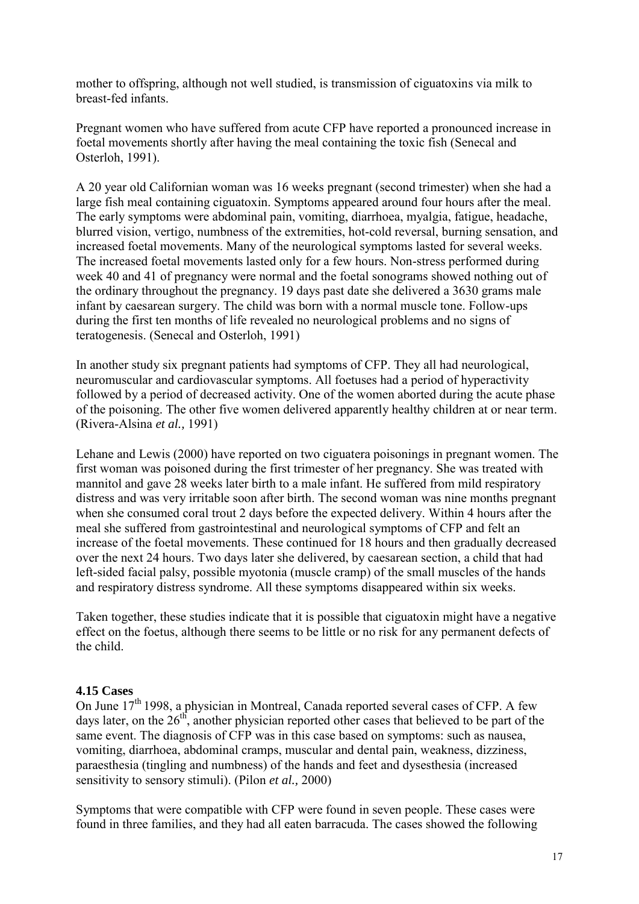mother to offspring, although not well studied, is transmission of ciguatoxins via milk to breast-fed infants.

Pregnant women who have suffered from acute CFP have reported a pronounced increase in foetal movements shortly after having the meal containing the toxic fish (Senecal and Osterloh, 1991).

A 20 year old Californian woman was 16 weeks pregnant (second trimester) when she had a large fish meal containing ciguatoxin. Symptoms appeared around four hours after the meal. The early symptoms were abdominal pain, vomiting, diarrhoea, myalgia, fatigue, headache, blurred vision, vertigo, numbness of the extremities, hot-cold reversal, burning sensation, and increased foetal movements. Many of the neurological symptoms lasted for several weeks. The increased foetal movements lasted only for a few hours. Non-stress performed during week 40 and 41 of pregnancy were normal and the foetal sonograms showed nothing out of the ordinary throughout the pregnancy. 19 days past date she delivered a 3630 grams male infant by caesarean surgery. The child was born with a normal muscle tone. Follow-ups during the first ten months of life revealed no neurological problems and no signs of teratogenesis. (Senecal and Osterloh, 1991)

In another study six pregnant patients had symptoms of CFP. They all had neurological, neuromuscular and cardiovascular symptoms. All foetuses had a period of hyperactivity followed by a period of decreased activity. One of the women aborted during the acute phase of the poisoning. The other five women delivered apparently healthy children at or near term. (Rivera-Alsina *et al.,* 1991)

Lehane and Lewis (2000) have reported on two ciguatera poisonings in pregnant women. The first woman was poisoned during the first trimester of her pregnancy. She was treated with mannitol and gave 28 weeks later birth to a male infant. He suffered from mild respiratory distress and was very irritable soon after birth. The second woman was nine months pregnant when she consumed coral trout 2 days before the expected delivery. Within 4 hours after the meal she suffered from gastrointestinal and neurological symptoms of CFP and felt an increase of the foetal movements. These continued for 18 hours and then gradually decreased over the next 24 hours. Two days later she delivered, by caesarean section, a child that had left-sided facial palsy, possible myotonia (muscle cramp) of the small muscles of the hands and respiratory distress syndrome. All these symptoms disappeared within six weeks.

Taken together, these studies indicate that it is possible that ciguatoxin might have a negative effect on the foetus, although there seems to be little or no risk for any permanent defects of the child.

### 4.15 Cases

On June 17th 1998, a physician in Montreal, Canada reported several cases of CFP. A few days later, on the 26th, another physician reported other cases that believed to be part of the same event. The diagnosis of CFP was in this case based on symptoms: such as nausea, vomiting, diarrhoea, abdominal cramps, muscular and dental pain, weakness, dizziness, paraesthesia (tingling and numbness) of the hands and feet and dysesthesia (increased sensitivity to sensory stimuli). (Pilon *et al.,* 2000)

Symptoms that were compatible with CFP were found in seven people. These cases were found in three families, and they had all eaten barracuda. The cases showed the following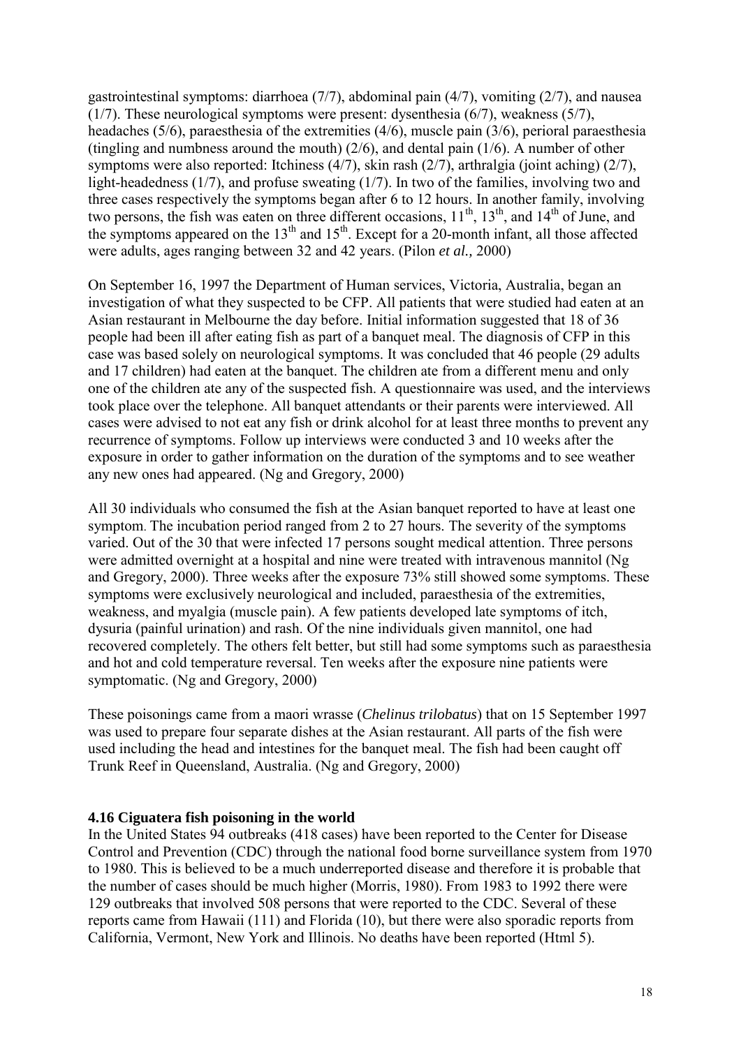gastrointestinal symptoms: diarrhoea (7/7), abdominal pain (4/7), vomiting (2/7), and nausea (1/7). These neurological symptoms were present: dysenthesia (6/7), weakness (5/7), headaches (5/6), paraesthesia of the extremities (4/6), muscle pain (3/6), perioral paraesthesia (tingling and numbness around the mouth) (2/6), and dental pain (1/6). A number of other symptoms were also reported: Itchiness (4/7), skin rash (2/7), arthralgia (joint aching) (2/7), light-headedness (1/7), and profuse sweating (1/7). In two of the families, involving two and three cases respectively the symptoms began after 6 to 12 hours. In another family, involving two persons, the fish was eaten on three different occasions, 11th, 13th, and 14th of June, and the symptoms appeared on the 13th and 15th. Except for a 20-month infant, all those affected were adults, ages ranging between 32 and 42 years. (Pilon *et al.,* 2000)

On September 16, 1997 the Department of Human services, Victoria, Australia, began an investigation of what they suspected to be CFP. All patients that were studied had eaten at an Asian restaurant in Melbourne the day before. Initial information suggested that 18 of 36 people had been ill after eating fish as part of a banquet meal. The diagnosis of CFP in this case was based solely on neurological symptoms. It was concluded that 46 people (29 adults and 17 children) had eaten at the banquet. The children ate from a different menu and only one of the children ate any of the suspected fish. A questionnaire was used, and the interviews took place over the telephone. All banquet attendants or their parents were interviewed. All cases were advised to not eat any fish or drink alcohol for at least three months to prevent any recurrence of symptoms. Follow up interviews were conducted 3 and 10 weeks after the exposure in order to gather information on the duration of the symptoms and to see weather any new ones had appeared. (Ng and Gregory, 2000)

All 30 individuals who consumed the fish at the Asian banquet reported to have at least one symptom. The incubation period ranged from 2 to 27 hours. The severity of the symptoms varied. Out of the 30 that were infected 17 persons sought medical attention. Three persons were admitted overnight at a hospital and nine were treated with intravenous mannitol (Ng and Gregory, 2000). Three weeks after the exposure 73% still showed some symptoms. These symptoms were exclusively neurological and included, paraesthesia of the extremities, weakness, and myalgia (muscle pain). A few patients developed late symptoms of itch, dysuria (painful urination) and rash. Of the nine individuals given mannitol, one had recovered completely. The others felt better, but still had some symptoms such as paraesthesia and hot and cold temperature reversal. Ten weeks after the exposure nine patients were symptomatic. (Ng and Gregory, 2000)

These poisonings came from a maori wrasse (*Chelinus trilobatus*) that on 15 September 1997 was used to prepare four separate dishes at the Asian restaurant. All parts of the fish were used including the head and intestines for the banquet meal. The fish had been caught off Trunk Reef in Queensland, Australia. (Ng and Gregory, 2000)

### 4.16 Ciguatera fish poisoning in the world

In the United States 94 outbreaks (418 cases) have been reported to the Center for Disease Control and Prevention (CDC) through the national food borne surveillance system from 1970 to 1980. This is believed to be a much underreported disease and therefore it is probable that the number of cases should be much higher (Morris, 1980). From 1983 to 1992 there were 129 outbreaks that involved 508 persons that were reported to the CDC. Several of these reports came from Hawaii (111) and Florida (10), but there were also sporadic reports from California, Vermont, New York and Illinois. No deaths have been reported (Html 5).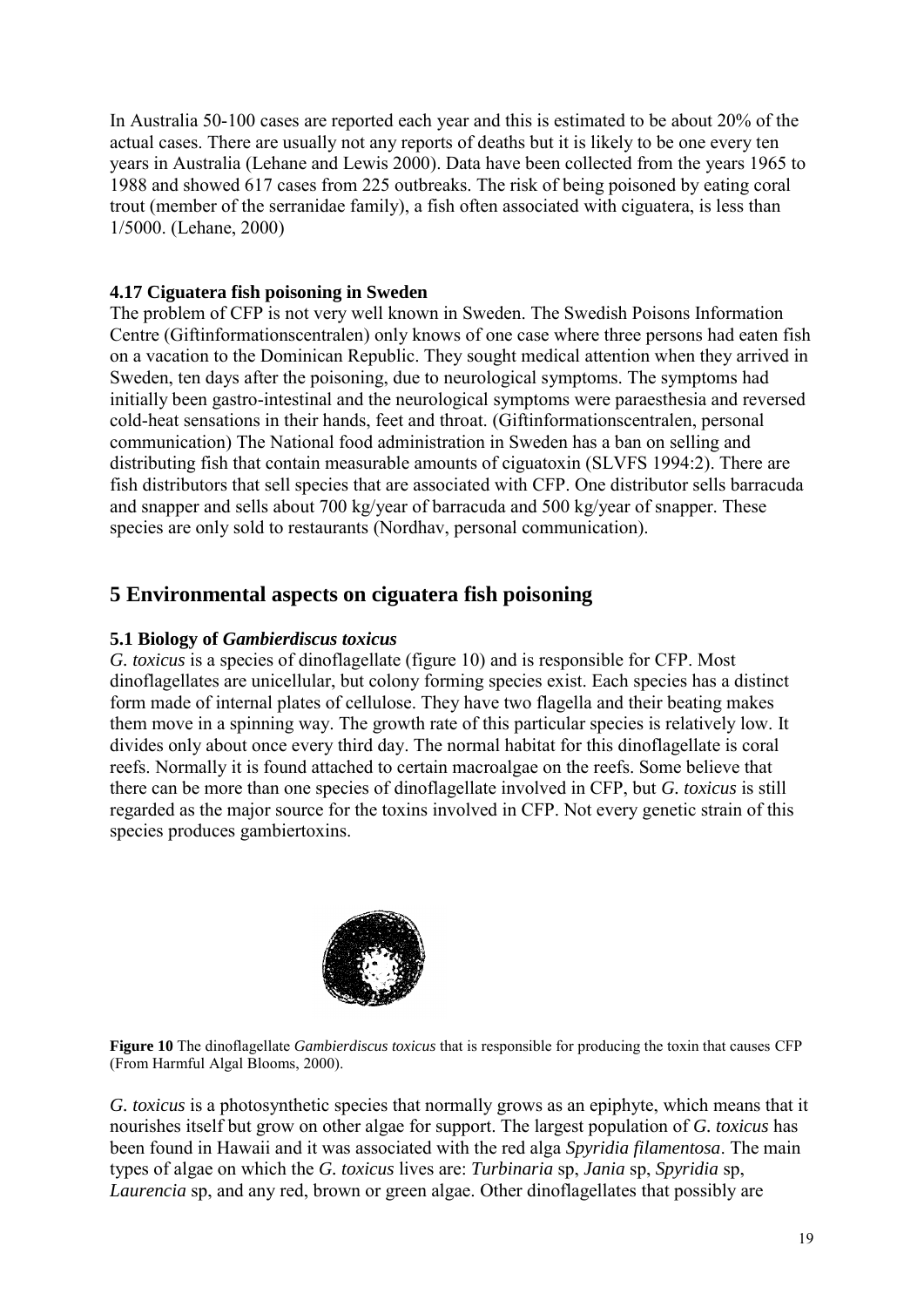In Australia 50-100 cases are reported each year and this is estimated to be about 20% of the actual cases. There are usually not any reports of deaths but it is likely to be one every ten years in Australia (Lehane and Lewis 2000). Data have been collected from the years 1965 to 1988 and showed 617 cases from 225 outbreaks. The risk of being poisoned by eating coral trout (member of the serranidae family), a fish often associated with ciguatera, is less than 1/5000. (Lehane, 2000)

### 4.17 Ciguatera fish poisoning in Sweden

The problem of CFP is not very well known in Sweden. The Swedish Poisons Information Centre (Giftinformationscentralen) only knows of one case where three persons had eaten fish on a vacation to the Dominican Republic. They sought medical attention when they arrived in Sweden, ten days after the poisoning, due to neurological symptoms. The symptoms had initially been gastro-intestinal and the neurological symptoms were paraesthesia and reversed cold-heat sensations in their hands, feet and throat. (Giftinformationscentralen, personal communication) The National food administration in Sweden has a ban on selling and distributing fish that contain measurable amounts of ciguatoxin (SLVFS 1994:2). There are fish distributors that sell species that are associated with CFP. One distributor sells barracuda and snapper and sells about 700 kg/year of barracuda and 500 kg/year of snapper. These species are only sold to restaurants (Nordhav, personal communication).

## 5 Environmental aspects on ciguatera fish poisoning

### 5.1 Biology of *Gambierdiscus toxicus*

*G. toxicus* is a species of dinoflagellate (figure 10) and is responsible for CFP. Most dinoflagellates are unicellular, but colony forming species exist. Each species has a distinct form made of internal plates of cellulose. They have two flagella and their beating makes them move in a spinning way. The growth rate of this particular species is relatively low. It divides only about once every third day. The normal habitat for this dinoflagellate is coral reefs. Normally it is found attached to certain macroalgae on the reefs. Some believe that there can be more than one species of dinoflagellate involved in CFP, but *G. toxicus* is still regarded as the major source for the toxins involved in CFP. Not every genetic strain of this species produces gambiertoxins.

**Figure 10** The dinoflagellate *Gambierdiscus toxicus* that is responsible for producing the toxin that causes CFP (From Harmful Algal Blooms, 2000).

*G. toxicus* is a photosynthetic species that normally grows as an epiphyte, which means that it nourishes itself but grow on other algae for support. The largest population of *G. toxicus* has been found in Hawaii and it was associated with the red alga *Spyridia filamentosa*. The main types of algae on which the *G. toxicus* lives are: *Turbinaria* sp, *Jania* sp, *Spyridia* sp, *Laurencia* sp, and any red, brown or green algae. Other dinoflagellates that possibly are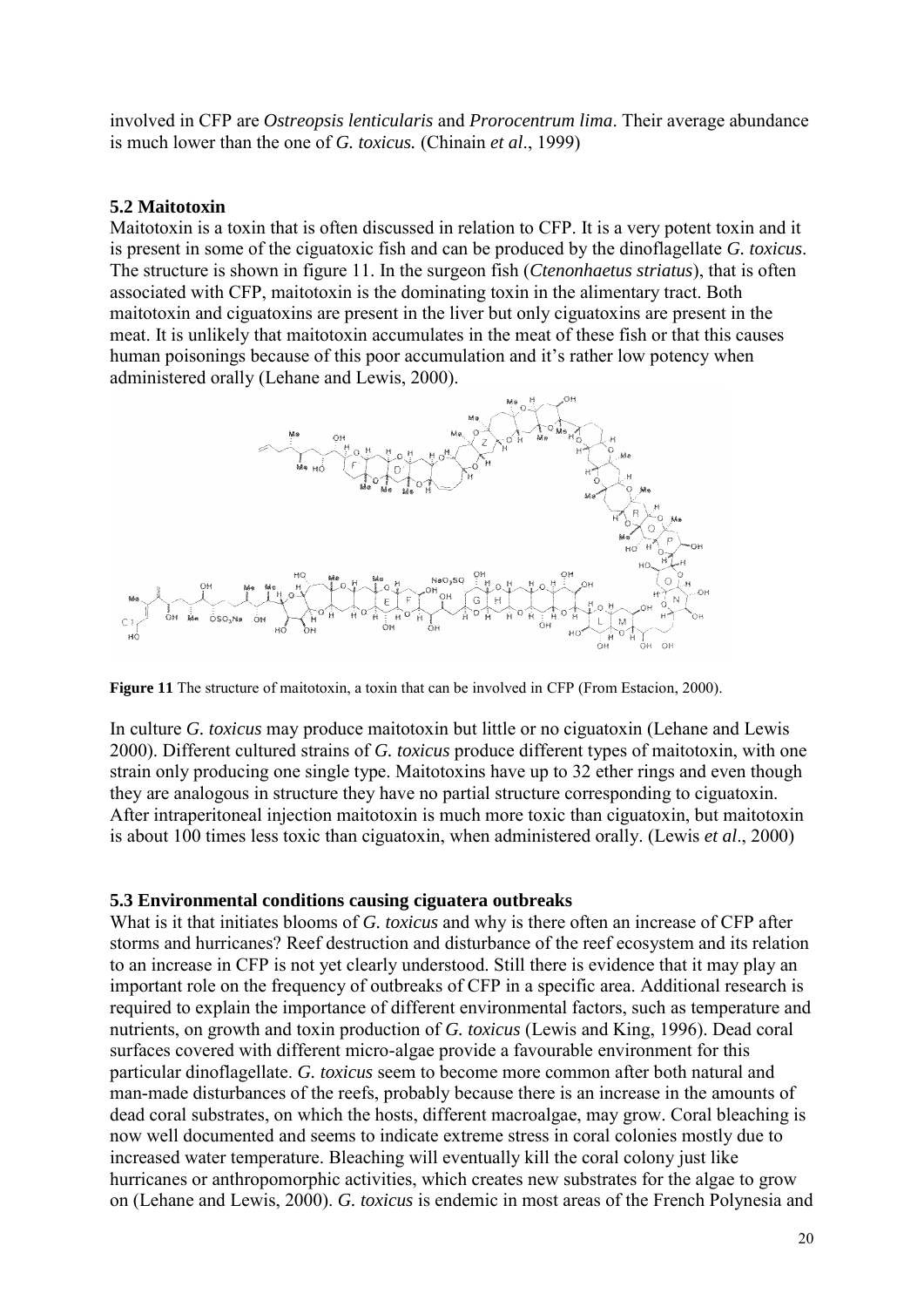involved in CFP are *Ostreopsis lenticularis* and *Prorocentrum lima*. Their average abundance is much lower than the one of *G. toxicus.* (Chinain *et al*., 1999)

### 5.2 Maitotoxin

Maitotoxin is a toxin that is often discussed in relation to CFP. It is a very potent toxin and it is present in some of the ciguatoxic fish and can be produced by the dinoflagellate *G. toxicus*. The structure is shown in figure 11. In the surgeon fish (*Ctenonhaetus striatus*), that is often associated with CFP, maitotoxin is the dominating toxin in the alimentary tract. Both maitotoxin and ciguatoxins are present in the liver but only ciguatoxins are present in the meat. It is unlikely that maitotoxin accumulates in the meat of these fish or that this causes human poisonings because of this poor accumulation and it's rather low potency when administered orally (Lehane and Lewis, 2000).

**Figure 11** The structure of maitotoxin, a toxin that can be involved in CFP (From Estacion, 2000).

In culture *G. toxicus* may produce maitotoxin but little or no ciguatoxin (Lehane and Lewis 2000). Different cultured strains of *G. toxicus* produce different types of maitotoxin, with one strain only producing one single type. Maitotoxins have up to 32 ether rings and even though they are analogous in structure they have no partial structure corresponding to ciguatoxin. After intraperitoneal injection maitotoxin is much more toxic than ciguatoxin, but maitotoxin is about 100 times less toxic than ciguatoxin, when administered orally. (Lewis *et al*., 2000)

### 5.3 Environmental conditions causing ciguatera outbreaks

What is it that initiates blooms of *G. toxicus* and why is there often an increase of CFP after storms and hurricanes? Reef destruction and disturbance of the reef ecosystem and its relation to an increase in CFP is not yet clearly understood. Still there is evidence that it may play an important role on the frequency of outbreaks of CFP in a specific area. Additional research is required to explain the importance of different environmental factors, such as temperature and nutrients, on growth and toxin production of *G. toxicus* (Lewis and King, 1996). Dead coral surfaces covered with different micro-algae provide a favourable environment for this particular dinoflagellate. *G. toxicus* seem to become more common after both natural and man-made disturbances of the reefs, probably because there is an increase in the amounts of dead coral substrates, on which the hosts, different macroalgae, may grow. Coral bleaching is now well documented and seems to indicate extreme stress in coral colonies mostly due to increased water temperature. Bleaching will eventually kill the coral colony just like hurricanes or anthropomorphic activities, which creates new substrates for the algae to grow on (Lehane and Lewis, 2000). *G. toxicus* is endemic in most areas of the French Polynesia and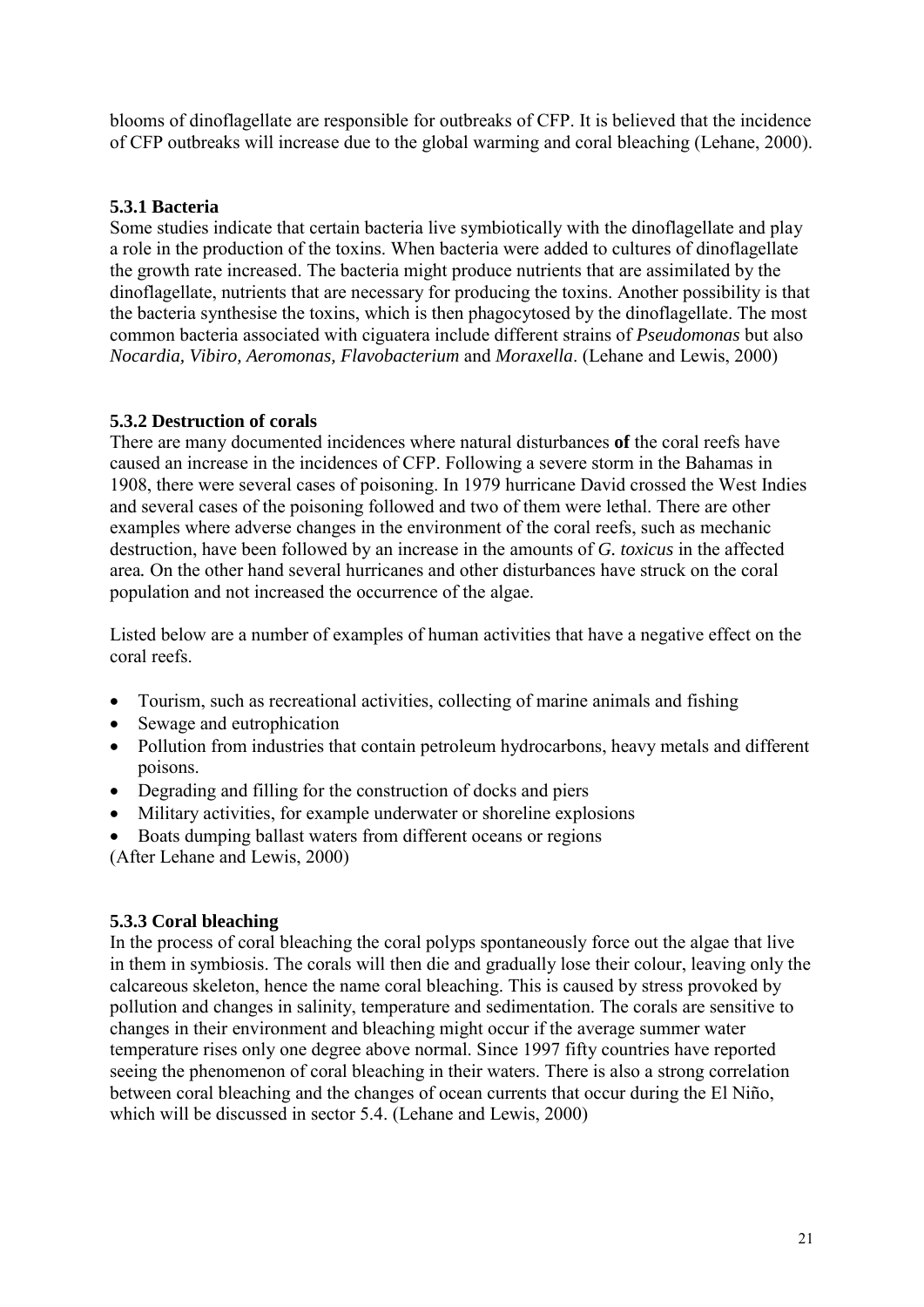blooms of dinoflagellate are responsible for outbreaks of CFP. It is believed that the incidence of CFP outbreaks will increase due to the global warming and coral bleaching (Lehane, 2000).

### 5.3.1 Bacteria

Some studies indicate that certain bacteria live symbiotically with the dinoflagellate and play a role in the production of the toxins. When bacteria were added to cultures of dinoflagellate the growth rate increased. The bacteria might produce nutrients that are assimilated by the dinoflagellate, nutrients that are necessary for producing the toxins. Another possibility is that the bacteria synthesise the toxins, which is then phagocytosed by the dinoflagellate. The most common bacteria associated with ciguatera include different strains of *Pseudomonas* but also *Nocardia, Vibiro, Aeromonas, Flavobacterium* and *Moraxella*. (Lehane and Lewis, 2000)

### 5.3.2 Destruction of corals

There are many documented incidences where natural disturbances **of** the coral reefs have caused an increase in the incidences of CFP. Following a severe storm in the Bahamas in 1908, there were several cases of poisoning. In 1979 hurricane David crossed the West Indies and several cases of the poisoning followed and two of them were lethal. There are other examples where adverse changes in the environment of the coral reefs, such as mechanic destruction, have been followed by an increase in the amounts of *G. toxicus* in the affected area*.* On the other hand several hurricanes and other disturbances have struck on the coral population and not increased the occurrence of the algae.

Listed below are a number of examples of human activities that have a negative effect on the coral reefs.

- Tourism, such as recreational activities, collecting of marine animals and fishing
- Sewage and eutrophication
- Pollution from industries that contain petroleum hydrocarbons, heavy metals and different poisons.
- Degrading and filling for the construction of docks and piers
- Military activities, for example underwater or shoreline explosions
- Boats dumping ballast waters from different oceans or regions

(After Lehane and Lewis, 2000)

### 5.3.3 Coral bleaching

In the process of coral bleaching the coral polyps spontaneously force out the algae that live in them in symbiosis. The corals will then die and gradually lose their colour, leaving only the calcareous skeleton, hence the name coral bleaching. This is caused by stress provoked by pollution and changes in salinity, temperature and sedimentation. The corals are sensitive to changes in their environment and bleaching might occur if the average summer water temperature rises only one degree above normal. Since 1997 fifty countries have reported seeing the phenomenon of coral bleaching in their waters. There is also a strong correlation between coral bleaching and the changes of ocean currents that occur during the El Niño, which will be discussed in sector 5.4. (Lehane and Lewis, 2000)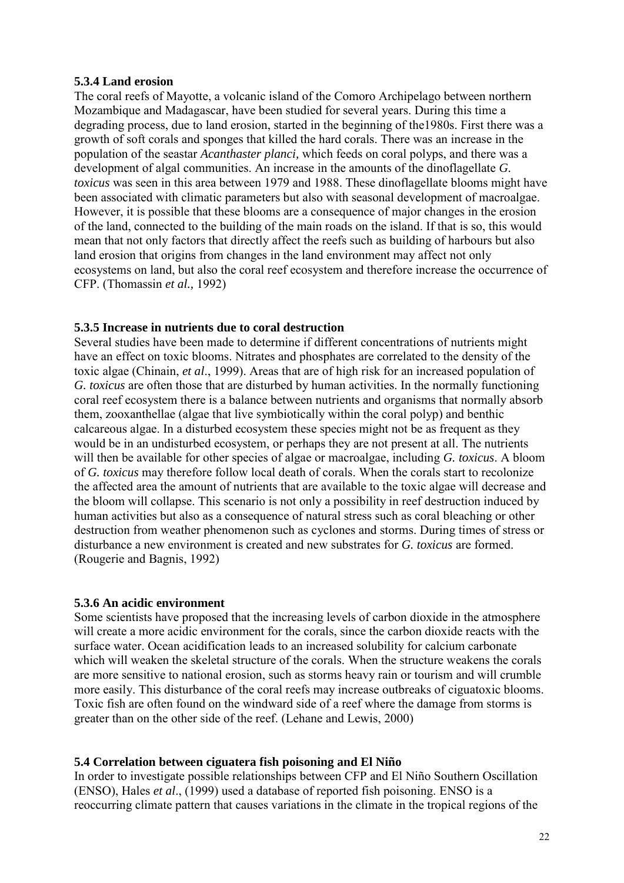### 5.3.4 Land erosion

The coral reefs of Mayotte, a volcanic island of the Comoro Archipelago between northern Mozambique and Madagascar, have been studied for several years. During this time a degrading process, due to land erosion, started in the beginning of the1980s. First there was a growth of soft corals and sponges that killed the hard corals. There was an increase in the population of the seastar *Acanthaster planci,* which feeds on coral polyps, and there was a development of algal communities. An increase in the amounts of the dinoflagellate *G. toxicus* was seen in this area between 1979 and 1988. These dinoflagellate blooms might have been associated with climatic parameters but also with seasonal development of macroalgae. However, it is possible that these blooms are a consequence of major changes in the erosion of the land, connected to the building of the main roads on the island. If that is so, this would mean that not only factors that directly affect the reefs such as building of harbours but also land erosion that origins from changes in the land environment may affect not only ecosystems on land, but also the coral reef ecosystem and therefore increase the occurrence of CFP. (Thomassin *et al.,* 1992)

### 5.3.5 Increase in nutrients due to coral destruction

Several studies have been made to determine if different concentrations of nutrients might have an effect on toxic blooms. Nitrates and phosphates are correlated to the density of the toxic algae (Chinain, *et al*., 1999). Areas that are of high risk for an increased population of *G. toxicus* are often those that are disturbed by human activities. In the normally functioning coral reef ecosystem there is a balance between nutrients and organisms that normally absorb them, zooxanthellae (algae that live symbiotically within the coral polyp) and benthic calcareous algae. In a disturbed ecosystem these species might not be as frequent as they would be in an undisturbed ecosystem, or perhaps they are not present at all. The nutrients will then be available for other species of algae or macroalgae, including *G. toxicus*. A bloom of *G. toxicus* may therefore follow local death of corals. When the corals start to recolonize the affected area the amount of nutrients that are available to the toxic algae will decrease and the bloom will collapse. This scenario is not only a possibility in reef destruction induced by human activities but also as a consequence of natural stress such as coral bleaching or other destruction from weather phenomenon such as cyclones and storms. During times of stress or disturbance a new environment is created and new substrates for *G. toxicus* are formed. (Rougerie and Bagnis, 1992)

### 5.3.6 An acidic environment

Some scientists have proposed that the increasing levels of carbon dioxide in the atmosphere will create a more acidic environment for the corals, since the carbon dioxide reacts with the surface water. Ocean acidification leads to an increased solubility for calcium carbonate which will weaken the skeletal structure of the corals. When the structure weakens the corals are more sensitive to national erosion, such as storms heavy rain or tourism and will crumble more easily. This disturbance of the coral reefs may increase outbreaks of ciguatoxic blooms. Toxic fish are often found on the windward side of a reef where the damage from storms is greater than on the other side of the reef. (Lehane and Lewis, 2000)

## 5.4 Correlation between ciguatera fish poisoning and El Niño

In order to investigate possible relationships between CFP and El Niño Southern Oscillation (ENSO), Hales *et al*., (1999) used a database of reported fish poisoning. ENSO is a reoccurring climate pattern that causes variations in the climate in the tropical regions of the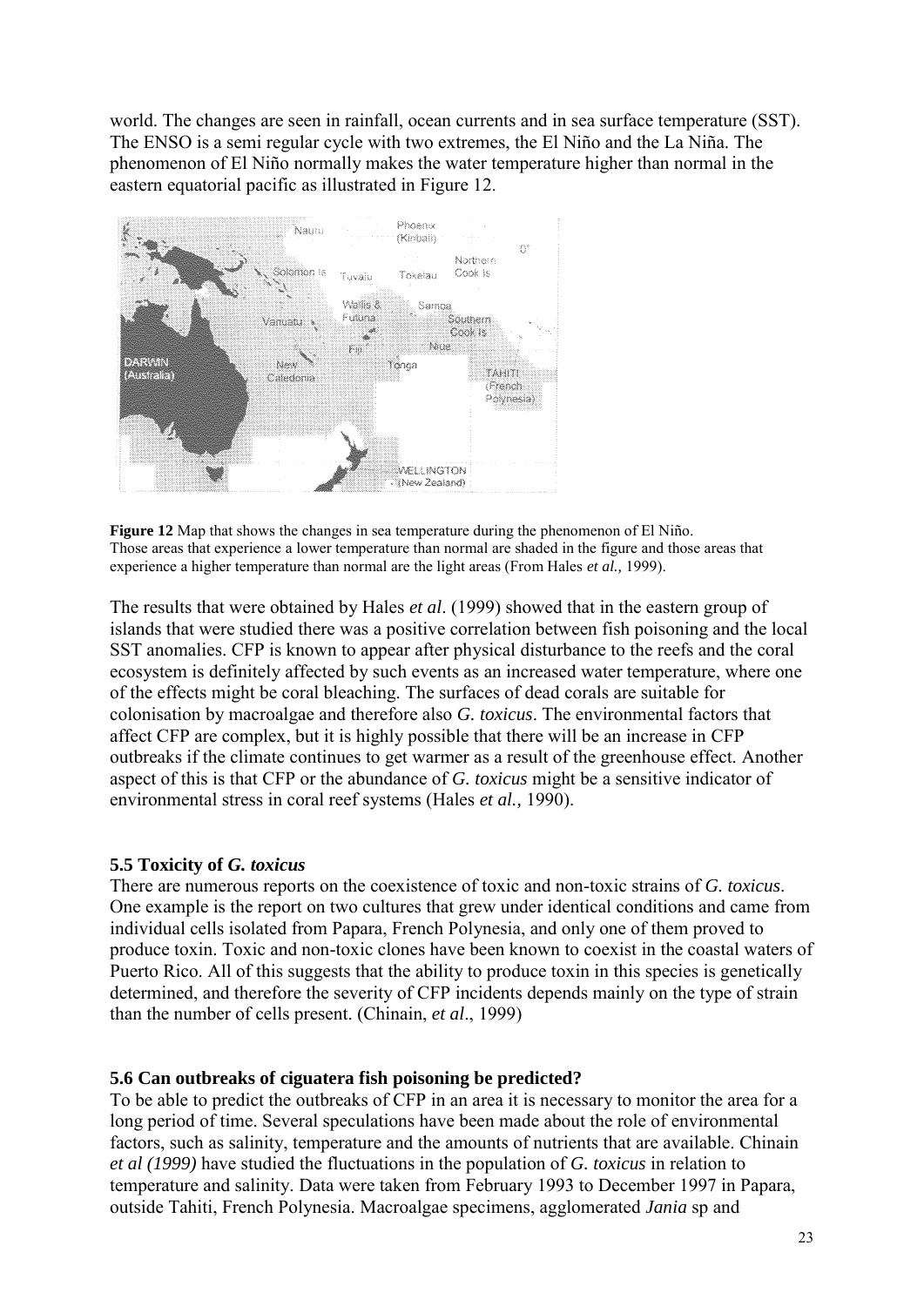world. The changes are seen in rainfall, ocean currents and in sea surface temperature (SST). The ENSO is a semi regular cycle with two extremes, the El Niño and the La Niña. The phenomenon of El Niño normally makes the water temperature higher than normal in the eastern equatorial pacific as illustrated in Figure 12.

**Figure 12** Map that shows the changes in sea temperature during the phenomenon of El Niño. Those areas that experience a lower temperature than normal are shaded in the figure and those areas that experience a higher temperature than normal are the light areas (From Hales *et al.,* 1999).

The results that were obtained by Hales *et al*. (1999) showed that in the eastern group of islands that were studied there was a positive correlation between fish poisoning and the local SST anomalies. CFP is known to appear after physical disturbance to the reefs and the coral ecosystem is definitely affected by such events as an increased water temperature, where one of the effects might be coral bleaching. The surfaces of dead corals are suitable for colonisation by macroalgae and therefore also *G. toxicus*. The environmental factors that affect CFP are complex, but it is highly possible that there will be an increase in CFP outbreaks if the climate continues to get warmer as a result of the greenhouse effect. Another aspect of this is that CFP or the abundance of *G. toxicus* might be a sensitive indicator of environmental stress in coral reef systems (Hales *et al.,* 1990).

### 5.5 Toxicity of *G. toxicus*

There are numerous reports on the coexistence of toxic and non-toxic strains of *G. toxicus*. One example is the report on two cultures that grew under identical conditions and came from individual cells isolated from Papara, French Polynesia, and only one of them proved to produce toxin. Toxic and non-toxic clones have been known to coexist in the coastal waters of Puerto Rico. All of this suggests that the ability to produce toxin in this species is genetically determined, and therefore the severity of CFP incidents depends mainly on the type of strain than the number of cells present. (Chinain, *et al*., 1999)

### 5.6 Can outbreaks of ciguatera fish poisoning be predicted?

To be able to predict the outbreaks of CFP in an area it is necessary to monitor the area for a long period of time. Several speculations have been made about the role of environmental factors, such as salinity, temperature and the amounts of nutrients that are available. Chinain *et al (1999)* have studied the fluctuations in the population of *G. toxicus* in relation to temperature and salinity. Data were taken from February 1993 to December 1997 in Papara, outside Tahiti, French Polynesia. Macroalgae specimens, agglomerated *Jania* sp and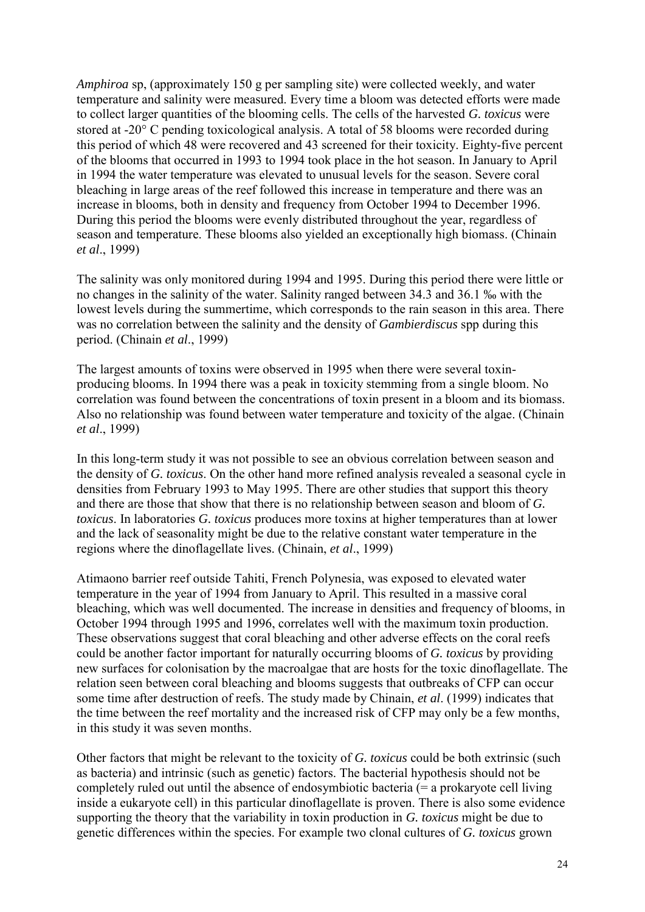*Amphiroa* sp, (approximately 150 g per sampling site) were collected weekly, and water temperature and salinity were measured. Every time a bloom was detected efforts were made to collect larger quantities of the blooming cells. The cells of the harvested *G. toxicus* were stored at -20° C pending toxicological analysis. A total of 58 blooms were recorded during this period of which 48 were recovered and 43 screened for their toxicity. Eighty-five percent of the blooms that occurred in 1993 to 1994 took place in the hot season. In January to April in 1994 the water temperature was elevated to unusual levels for the season. Severe coral bleaching in large areas of the reef followed this increase in temperature and there was an increase in blooms, both in density and frequency from October 1994 to December 1996. During this period the blooms were evenly distributed throughout the year, regardless of season and temperature. These blooms also yielded an exceptionally high biomass. (Chinain *et al*., 1999)

The salinity was only monitored during 1994 and 1995. During this period there were little or no changes in the salinity of the water. Salinity ranged between 34.3 and 36.1 ‰ with the lowest levels during the summertime, which corresponds to the rain season in this area. There was no correlation between the salinity and the density of *Gambierdiscus* spp during this period. (Chinain *et al*., 1999)

The largest amounts of toxins were observed in 1995 when there were several toxin-producing blooms. In 1994 there was a peak in toxicity stemming from a single bloom. No correlation was found between the concentrations of toxin present in a bloom and its biomass. Also no relationship was found between water temperature and toxicity of the algae. (Chinain *et al*., 1999)

In this long-term study it was not possible to see an obvious correlation between season and the density of *G. toxicus*. On the other hand more refined analysis revealed a seasonal cycle in densities from February 1993 to May 1995. There are other studies that support this theory and there are those that show that there is no relationship between season and bloom of *G. toxicus*. In laboratories *G. toxicus* produces more toxins at higher temperatures than at lower and the lack of seasonality might be due to the relative constant water temperature in the regions where the dinoflagellate lives. (Chinain, *et al*., 1999)

Atimaono barrier reef outside Tahiti, French Polynesia, was exposed to elevated water temperature in the year of 1994 from January to April. This resulted in a massive coral bleaching, which was well documented. The increase in densities and frequency of blooms, in October 1994 through 1995 and 1996, correlates well with the maximum toxin production. These observations suggest that coral bleaching and other adverse effects on the coral reefs could be another factor important for naturally occurring blooms of *G. toxicus* by providing new surfaces for colonisation by the macroalgae that are hosts for the toxic dinoflagellate. The relation seen between coral bleaching and blooms suggests that outbreaks of CFP can occur some time after destruction of reefs. The study made by Chinain, *et al*. (1999) indicates that the time between the reef mortality and the increased risk of CFP may only be a few months, in this study it was seven months.

Other factors that might be relevant to the toxicity of *G. toxicus* could be both extrinsic (such as bacteria) and intrinsic (such as genetic) factors. The bacterial hypothesis should not be completely ruled out until the absence of endosymbiotic bacteria (= a prokaryote cell living inside a eukaryote cell) in this particular dinoflagellate is proven. There is also some evidence supporting the theory that the variability in toxin production in *G. toxicus* might be due to genetic differences within the species. For example two clonal cultures of *G. toxicus* grown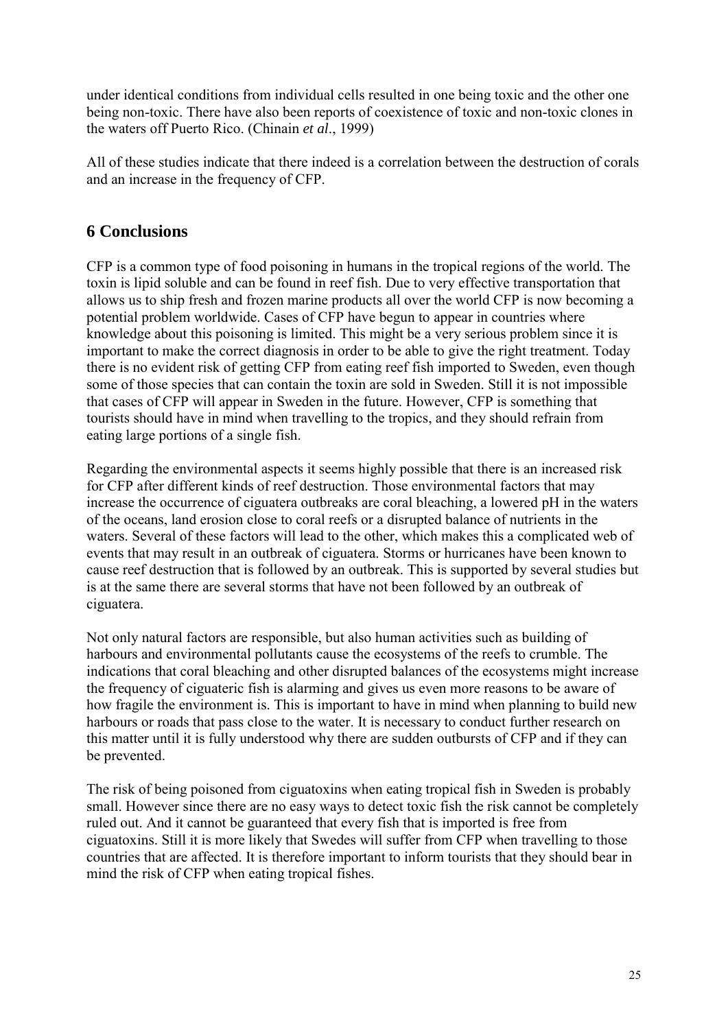under identical conditions from individual cells resulted in one being toxic and the other one being non-toxic. There have also been reports of coexistence of toxic and non-toxic clones in the waters off Puerto Rico. (Chinain *et al*., 1999)

All of these studies indicate that there indeed is a correlation between the destruction of corals and an increase in the frequency of CFP.

## 6 Conclusions

CFP is a common type of food poisoning in humans in the tropical regions of the world. The toxin is lipid soluble and can be found in reef fish. Due to very effective transportation that allows us to ship fresh and frozen marine products all over the world CFP is now becoming a potential problem worldwide. Cases of CFP have begun to appear in countries where knowledge about this poisoning is limited. This might be a very serious problem since it is important to make the correct diagnosis in order to be able to give the right treatment. Today there is no evident risk of getting CFP from eating reef fish imported to Sweden, even though some of those species that can contain the toxin are sold in Sweden. Still it is not impossible that cases of CFP will appear in Sweden in the future. However, CFP is something that tourists should have in mind when travelling to the tropics, and they should refrain from eating large portions of a single fish.

Regarding the environmental aspects it seems highly possible that there is an increased risk for CFP after different kinds of reef destruction. Those environmental factors that may increase the occurrence of ciguatera outbreaks are coral bleaching, a lowered pH in the waters of the oceans, land erosion close to coral reefs or a disrupted balance of nutrients in the waters. Several of these factors will lead to the other, which makes this a complicated web of events that may result in an outbreak of ciguatera. Storms or hurricanes have been known to cause reef destruction that is followed by an outbreak. This is supported by several studies but is at the same there are several storms that have not been followed by an outbreak of ciguatera.

Not only natural factors are responsible, but also human activities such as building of harbours and environmental pollutants cause the ecosystems of the reefs to crumble. The indications that coral bleaching and other disrupted balances of the ecosystems might increase the frequency of ciguateric fish is alarming and gives us even more reasons to be aware of how fragile the environment is. This is important to have in mind when planning to build new harbours or roads that pass close to the water. It is necessary to conduct further research on this matter until it is fully understood why there are sudden outbursts of CFP and if they can be prevented.

The risk of being poisoned from ciguatoxins when eating tropical fish in Sweden is probably small. However since there are no easy ways to detect toxic fish the risk cannot be completely ruled out. And it cannot be guaranteed that every fish that is imported is free from ciguatoxins. Still it is more likely that Swedes will suffer from CFP when travelling to those countries that are affected. It is therefore important to inform tourists that they should bear in mind the risk of CFP when eating tropical fishes.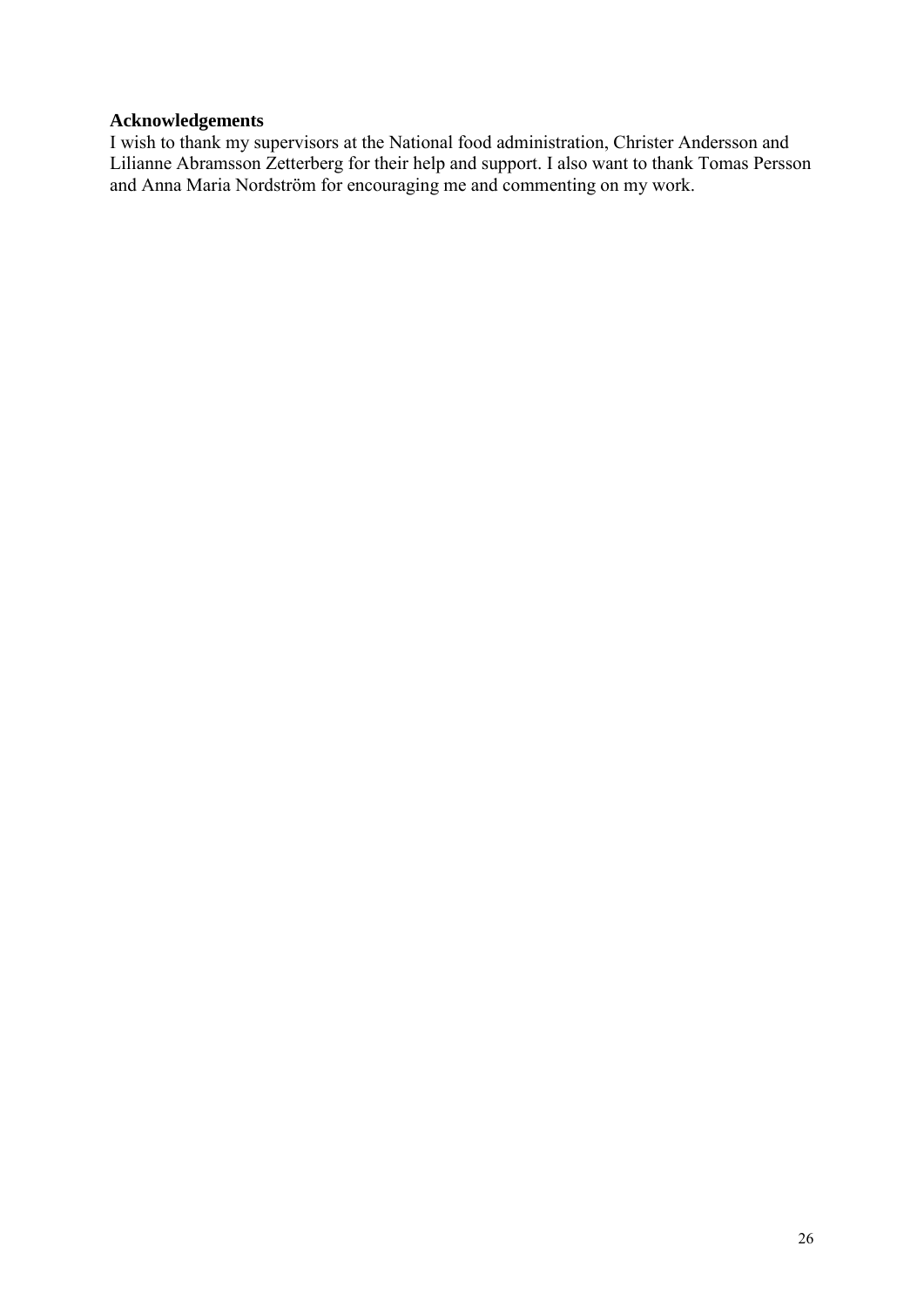## Acknowledgements

I wish to thank my supervisors at the National food administration, Christer Andersson and Lilianne Abramsson Zetterberg for their help and support. I also want to thank Tomas Persson and Anna Maria Nordström for encouraging me and commenting on my work.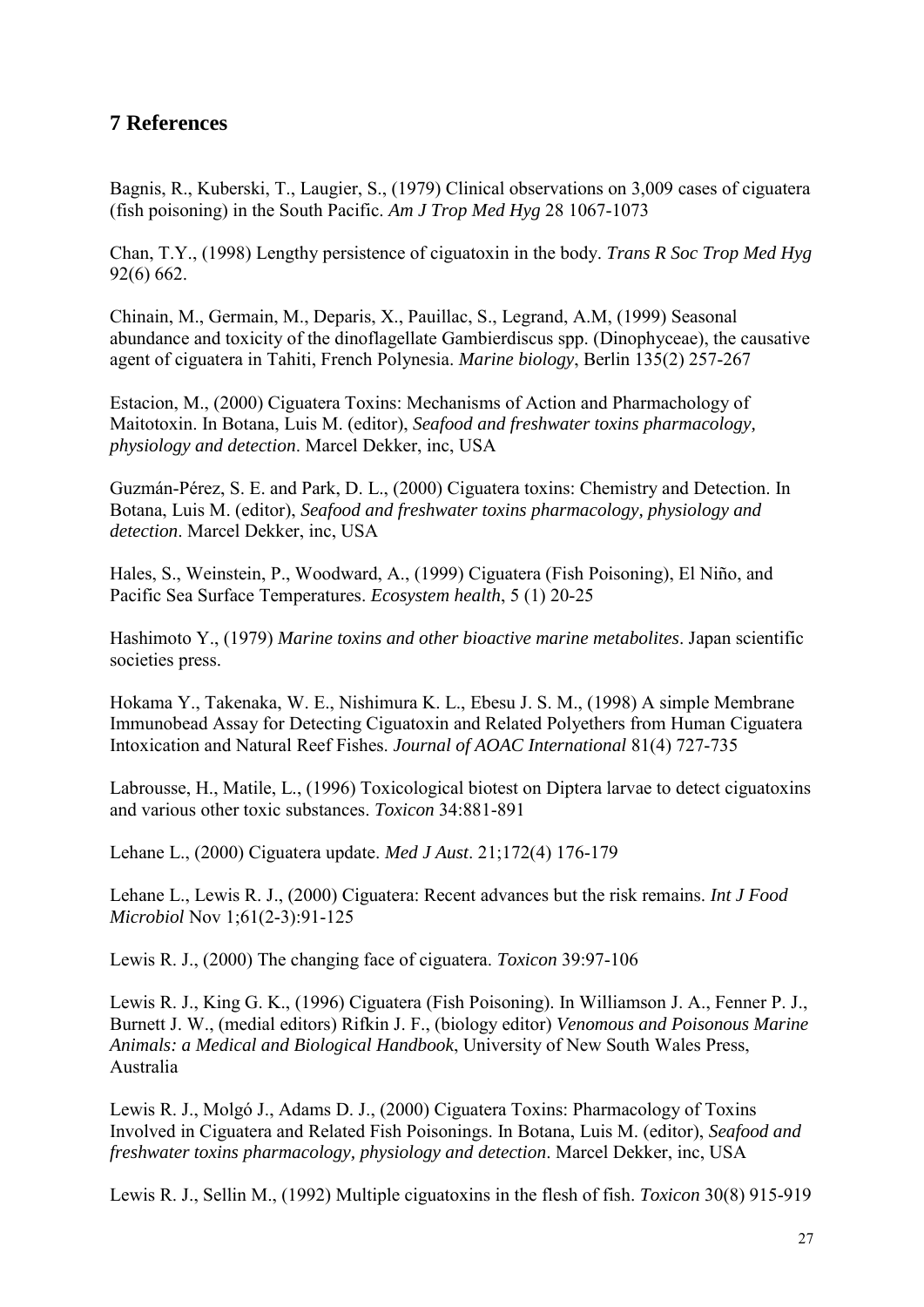# 7 References

Bagnis, R., Kuberski, T., Laugier, S., (1979) Clinical observations on 3,009 cases of ciguatera (fish poisoning) in the South Pacific. *Am J Trop Med Hyg* 28 1067-1073

Chan, T.Y., (1998) Lengthy persistence of ciguatoxin in the body. *Trans R Soc Trop Med Hyg* 92(6) 662.

Chinain, M., Germain, M., Deparis, X., Pauillac, S., Legrand, A.M, (1999) Seasonal abundance and toxicity of the dinoflagellate Gambierdiscus spp. (Dinophyceae), the causative agent of ciguatera in Tahiti, French Polynesia. *Marine biology*, Berlin 135(2) 257-267

Estacion, M., (2000) Ciguatera Toxins: Mechanisms of Action and Pharmachology of Maitotoxin. In Botana, Luis M. (editor), *Seafood and freshwater toxins pharmacology, physiology and detection*. Marcel Dekker, inc, USA

Guzmán-Pérez, S. E. and Park, D. L., (2000) Ciguatera toxins: Chemistry and Detection. In Botana, Luis M. (editor), *Seafood and freshwater toxins pharmacology, physiology and detection*. Marcel Dekker, inc, USA

Hales, S., Weinstein, P., Woodward, A., (1999) Ciguatera (Fish Poisoning), El Niño, and Pacific Sea Surface Temperatures. *Ecosystem health*, 5 (1) 20-25

Hashimoto Y., (1979) *Marine toxins and other bioactive marine metabolites*. Japan scientific societies press.

Hokama Y., Takenaka, W. E., Nishimura K. L., Ebesu J. S. M., (1998) A simple Membrane Immunobead Assay for Detecting Ciguatoxin and Related Polyethers from Human Ciguatera Intoxication and Natural Reef Fishes. *Journal of AOAC International* 81(4) 727-735

Labrousse, H., Matile, L., (1996) Toxicological biotest on Diptera larvae to detect ciguatoxins and various other toxic substances. *Toxicon* 34:881-891

Lehane L., (2000) Ciguatera update. *Med J Aust*. 21;172(4) 176-179

Lehane L., Lewis R. J., (2000) Ciguatera: Recent advances but the risk remains. *Int J Food Microbiol* Nov 1;61(2-3):91-125

Lewis R. J., (2000) The changing face of ciguatera. *Toxicon* 39:97-106

Lewis R. J., King G. K., (1996) Ciguatera (Fish Poisoning). In Williamson J. A., Fenner P. J., Burnett J. W., (medial editors) Rifkin J. F., (biology editor) *Venomous and Poisonous Marine Animals: a Medical and Biological Handbook*, University of New South Wales Press, Australia

Lewis R. J., Molgó J., Adams D. J., (2000) Ciguatera Toxins: Pharmacology of Toxins Involved in Ciguatera and Related Fish Poisonings. In Botana, Luis M. (editor), *Seafood and freshwater toxins pharmacology, physiology and detection*. Marcel Dekker, inc, USA

Lewis R. J., Sellin M., (1992) Multiple ciguatoxins in the flesh of fish. *Toxicon* 30(8) 915-919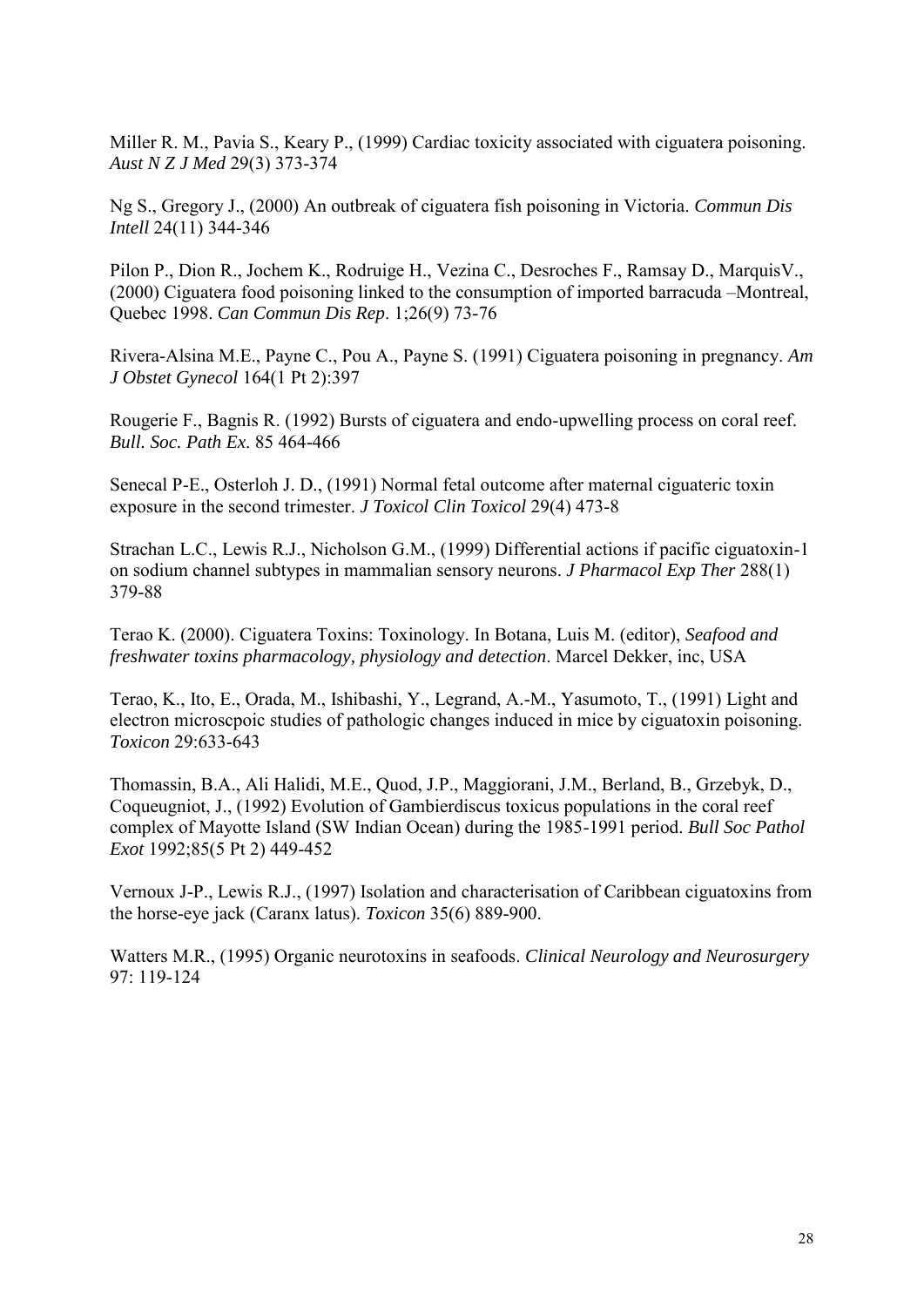Miller R. M., Pavia S., Keary P., (1999) Cardiac toxicity associated with ciguatera poisoning. *Aust N Z J Med* 29(3) 373-374

Ng S., Gregory J., (2000) An outbreak of ciguatera fish poisoning in Victoria. *Commun Dis Intell* 24(11) 344-346

Pilon P., Dion R., Jochem K., Rodruige H., Vezina C., Desroches F., Ramsay D., MarquisV., (2000) Ciguatera food poisoning linked to the consumption of imported barracuda –Montreal, Quebec 1998. *Can Commun Dis Rep*. 1;26(9) 73-76

Rivera-Alsina M.E., Payne C., Pou A., Payne S. (1991) Ciguatera poisoning in pregnancy. *Am J Obstet Gynecol* 164(1 Pt 2):397

Rougerie F., Bagnis R. (1992) Bursts of ciguatera and endo-upwelling process on coral reef. *Bull. Soc. Path Ex*. 85 464-466

Senecal P-E., Osterloh J. D., (1991) Normal fetal outcome after maternal ciguateric toxin exposure in the second trimester. *J Toxicol Clin Toxicol* 29(4) 473-8

Strachan L.C., Lewis R.J., Nicholson G.M., (1999) Differential actions if pacific ciguatoxin-1 on sodium channel subtypes in mammalian sensory neurons. *J Pharmacol Exp Ther* 288(1) 379-88

Terao K. (2000). Ciguatera Toxins: Toxinology. In Botana, Luis M. (editor), *Seafood and freshwater toxins pharmacology, physiology and detection*. Marcel Dekker, inc, USA

Terao, K., Ito, E., Orada, M., Ishibashi, Y., Legrand, A.-M., Yasumoto, T., (1991) Light and electron microscpoic studies of pathologic changes induced in mice by ciguatoxin poisoning. *Toxicon* 29:633-643

Thomassin, B.A., Ali Halidi, M.E., Quod, J.P., Maggiorani, J.M., Berland, B., Grzebyk, D., Coqueugniot, J., (1992) Evolution of Gambierdiscus toxicus populations in the coral reef complex of Mayotte Island (SW Indian Ocean) during the 1985-1991 period. *Bull Soc Pathol Exot* 1992;85(5 Pt 2) 449-452

Vernoux J-P., Lewis R.J., (1997) Isolation and characterisation of Caribbean ciguatoxins from the horse-eye jack (Caranx latus). *Toxicon* 35(6) 889-900.

Watters M.R., (1995) Organic neurotoxins in seafoods. *Clinical Neurology and Neurosurgery* 97: 119-124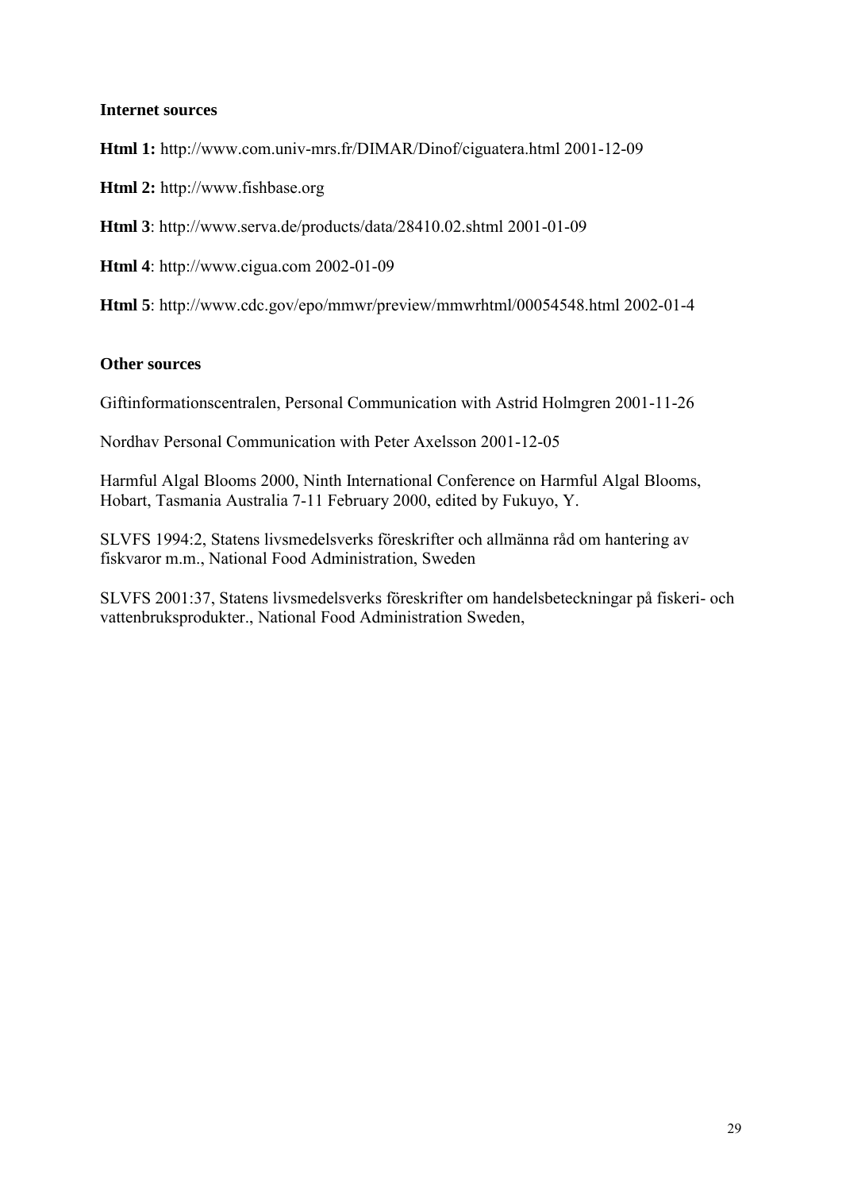### Internet sources

**Html 1:** http://www.com.univ-mrs.fr/DIMAR/Dinof/ciguatera.html 2001-12-09

**Html 2:** http://www.fishbase.org

**Html 3**: http://www.serva.de/products/data/28410.02.shtml 2001-01-09

**Html 4**: http://www.cigua.com 2002-01-09

**Html 5**: http://www.cdc.gov/epo/mmwr/preview/mmwrhtml/00054548.html 2002-01-4

### Other sources

Giftinformationscentralen, Personal Communication with Astrid Holmgren 2001-11-26

Nordhav Personal Communication with Peter Axelsson 2001-12-05

Harmful Algal Blooms 2000, Ninth International Conference on Harmful Algal Blooms, Hobart, Tasmania Australia 7-11 February 2000, edited by Fukuyo, Y.

SLVFS 1994:2, Statens livsmedelsverks föreskrifter och allmänna råd om hantering av fiskvaror m.m., National Food Administration, Sweden

SLVFS 2001:37, Statens livsmedelsverks föreskrifter om handelsbeteckningar på fiskeri- och vattenbruksprodukter., National Food Administration Sweden,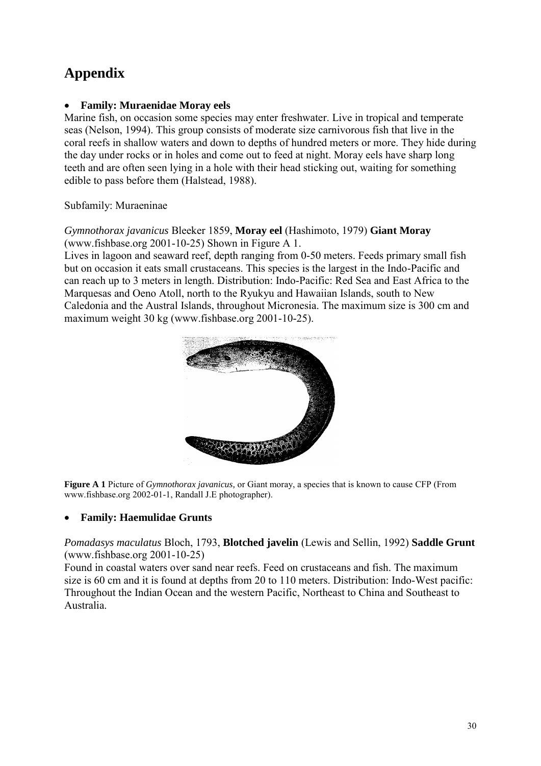# Appendix

- **Family: Muraenidae Moray eels**

Marine fish, on occasion some species may enter freshwater. Live in tropical and temperate seas (Nelson, 1994). This group consists of moderate size carnivorous fish that live in the coral reefs in shallow waters and down to depths of hundred meters or more. They hide during the day under rocks or in holes and come out to feed at night. Moray eels have sharp long teeth and are often seen lying in a hole with their head sticking out, waiting for something edible to pass before them (Halstead, 1988).

Subfamily: Muraeninae

*Gymnothorax javanicus* Bleeker 1859, **Moray eel** (Hashimoto, 1979) **Giant Moray** (www.fishbase.org 2001-10-25) Shown in Figure A 1.
Lives in lagoon and seaward reef, depth ranging from 0-50 meters. Feeds primary small fish but on occasion it eats small crustaceans. This species is the largest in the Indo-Pacific and can reach up to 3 meters in length. Distribution: Indo-Pacific: Red Sea and East Africa to the Marquesas and Oeno Atoll, north to the Ryukyu and Hawaiian Islands, south to New Caledonia and the Austral Islands, throughout Micronesia. The maximum size is 300 cm and maximum weight 30 kg (www.fishbase.org 2001-10-25).

**Figure A 1** Picture of *Gymnothorax javanicus,* or Giant moray, a species that is known to cause CFP (From www.fishbase.org 2002-01-1, Randall J.E photographer).

- **Family: Haemulidae Grunts**

*Pomadasys maculatus* Bloch, 1793, **Blotched javelin** (Lewis and Sellin, 1992) **Saddle Grunt** (www.fishbase.org 2001-10-25)
Found in coastal waters over sand near reefs. Feed on crustaceans and fish. The maximum size is 60 cm and it is found at depths from 20 to 110 meters. Distribution: Indo-West pacific: Throughout the Indian Ocean and the western Pacific, Northeast to China and Southeast to Australia.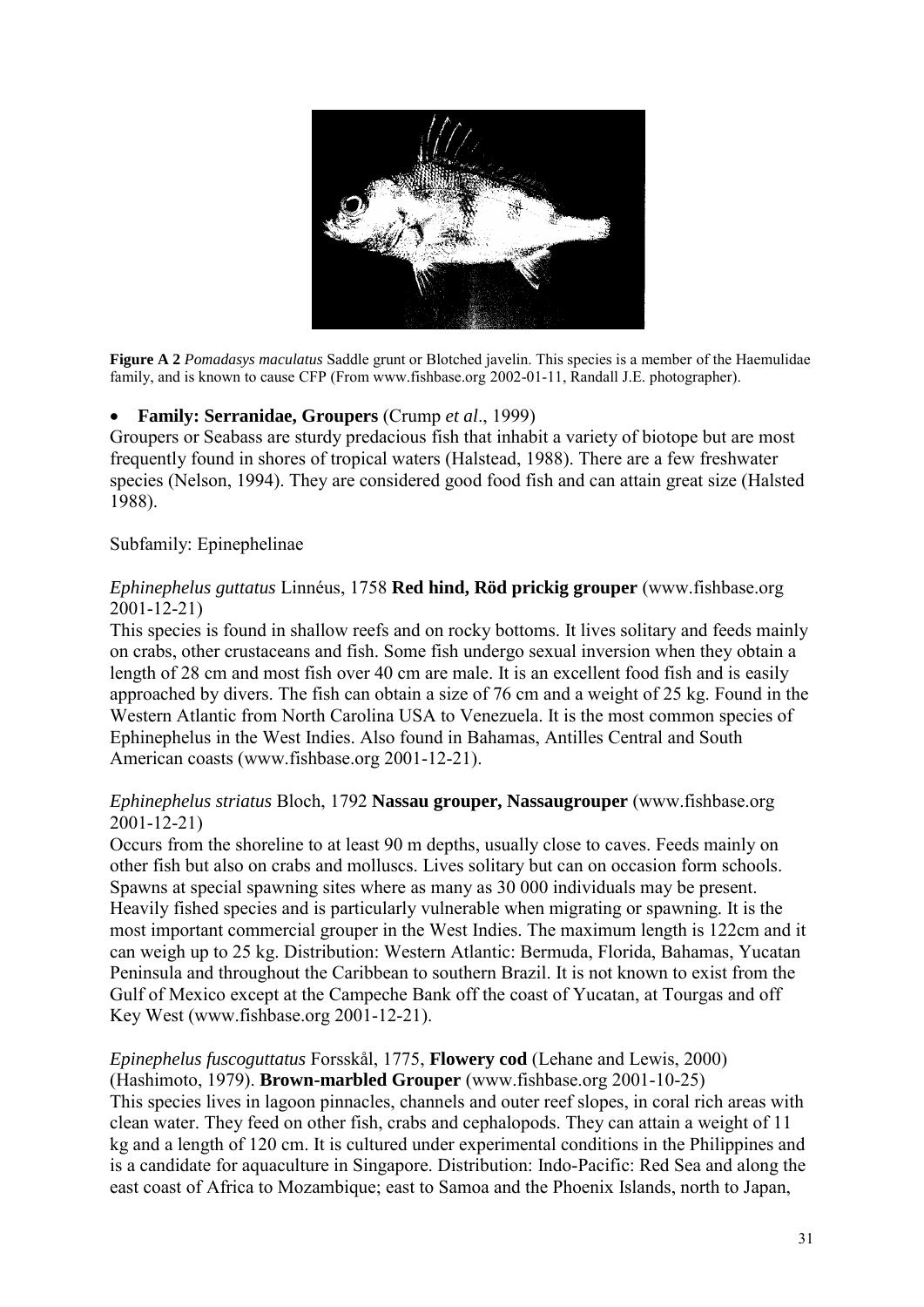**Figure A 2** *Pomadasys maculatus* Saddle grunt or Blotched javelin. This species is a member of the Haemulidae family, and is known to cause CFP (From www.fishbase.org 2002-01-11, Randall J.E. photographer).

- **Family: Serranidae, Groupers** (Crump *et al*., 1999)

Groupers or Seabass are sturdy predacious fish that inhabit a variety of biotope but are most frequently found in shores of tropical waters (Halstead, 1988). There are a few freshwater species (Nelson, 1994). They are considered good food fish and can attain great size (Halsted 1988).

Subfamily: Epinephelinae

*Ephinephelus guttatus* Linnéus, 1758 **Red hind, Röd prickig grouper** (www.fishbase.org 2001-12-21)

This species is found in shallow reefs and on rocky bottoms. It lives solitary and feeds mainly on crabs, other crustaceans and fish. Some fish undergo sexual inversion when they obtain a length of 28 cm and most fish over 40 cm are male. It is an excellent food fish and is easily approached by divers. The fish can obtain a size of 76 cm and a weight of 25 kg. Found in the Western Atlantic from North Carolina USA to Venezuela. It is the most common species of Ephinephelus in the West Indies. Also found in Bahamas, Antilles Central and South American coasts (www.fishbase.org 2001-12-21).

*Ephinephelus striatus* Bloch, 1792 **Nassau grouper, Nassaugrouper** (www.fishbase.org 2001-12-21)

Occurs from the shoreline to at least 90 m depths, usually close to caves. Feeds mainly on other fish but also on crabs and molluscs. Lives solitary but can on occasion form schools. Spawns at special spawning sites where as many as 30 000 individuals may be present. Heavily fished species and is particularly vulnerable when migrating or spawning. It is the most important commercial grouper in the West Indies. The maximum length is 122cm and it can weigh up to 25 kg. Distribution: Western Atlantic: Bermuda, Florida, Bahamas, Yucatan Peninsula and throughout the Caribbean to southern Brazil. It is not known to exist from the Gulf of Mexico except at the Campeche Bank off the coast of Yucatan, at Tourgas and off Key West (www.fishbase.org 2001-12-21).

*Ephinephelus fuscoguttatus* Forsskål, 1775, **Flowery cod** (Lehane and Lewis, 2000) (Hashimoto, 1979). **Brown-marbled Grouper** (www.fishbase.org 2001-10-25)

This species lives in lagoon pinnacles, channels and outer reef slopes, in coral rich areas with clean water. They feed on other fish, crabs and cephalopods. They can attain a weight of 11 kg and a length of 120 cm. It is cultured under experimental conditions in the Philippines and is a candidate for aquaculture in Singapore. Distribution: Indo-Pacific: Red Sea and along the east coast of Africa to Mozambique; east to Samoa and the Phoenix Islands, north to Japan,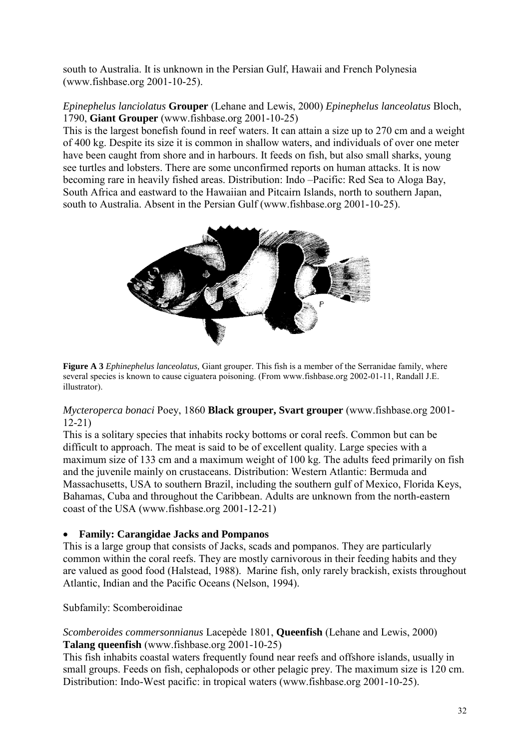south to Australia. It is unknown in the Persian Gulf, Hawaii and French Polynesia (www.fishbase.org 2001-10-25).

*Epinephelus lanciolatus* **Grouper** (Lehane and Lewis, 2000) *Epinephelus lanceolatus* Bloch, 1790, **Giant Grouper** (www.fishbase.org 2001-10-25)

This is the largest bonefish found in reef waters. It can attain a size up to 270 cm and a weight of 400 kg. Despite its size it is common in shallow waters, and individuals of over one meter have been caught from shore and in harbours. It feeds on fish, but also small sharks, young see turtles and lobsters. There are some unconfirmed reports on human attacks. It is now becoming rare in heavily fished areas. Distribution: Indo –Pacific: Red Sea to Aloga Bay, South Africa and eastward to the Hawaiian and Pitcairn Islands, north to southern Japan, south to Australia. Absent in the Persian Gulf (www.fishbase.org 2001-10-25).

**Figure A 3** *Ephinephelus lanceolatus,* Giant grouper. This fish is a member of the Serranidae family, where several species is known to cause ciguatera poisoning. (From www.fishbase.org 2002-01-11, Randall J.E. illustrator).

*Mycteroperca bonaci* Poey, 1860 **Black grouper, Svart grouper** (www.fishbase.org 2001-12-21)

This is a solitary species that inhabits rocky bottoms or coral reefs. Common but can be difficult to approach. The meat is said to be of excellent quality. Large species with a maximum size of 133 cm and a maximum weight of 100 kg. The adults feed primarily on fish and the juvenile mainly on crustaceans. Distribution: Western Atlantic: Bermuda and Massachusetts, USA to southern Brazil, including the southern gulf of Mexico, Florida Keys, Bahamas, Cuba and throughout the Caribbean. Adults are unknown from the north-eastern coast of the USA (www.fishbase.org 2001-12-21)

- **Family: Carangidae Jacks and Pompanos**

This is a large group that consists of Jacks, scads and pompanos. They are particularly common within the coral reefs. They are mostly carnivorous in their feeding habits and they are valued as good food (Halstead, 1988). Marine fish, only rarely brackish, exists throughout Atlantic, Indian and the Pacific Oceans (Nelson, 1994).

Subfamily: Scomberoidinae

*Scomberoides commersonnianus* Lacepède 1801, **Queenfish** (Lehane and Lewis, 2000) **Talang queenfish** (www.fishbase.org 2001-10-25)

This fish inhabits coastal waters frequently found near reefs and offshore islands, usually in small groups. Feeds on fish, cephalopods or other pelagic prey. The maximum size is 120 cm. Distribution: Indo-West pacific: in tropical waters (www.fishbase.org 2001-10-25).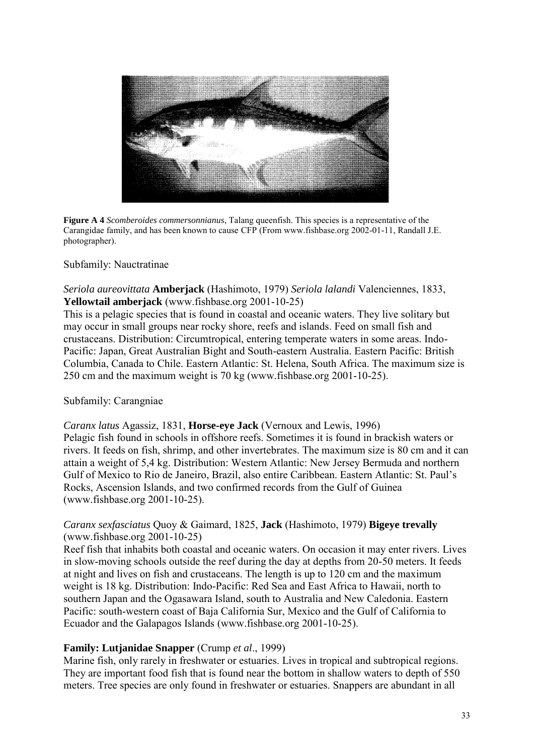**Figure A 4** *Scomberoides commersonnianus*, Talang queenfish. This species is a representative of the Carangidae family, and has been known to cause CFP (From www.fishbase.org 2002-01-11, Randall J.E. photographer).

Subfamily: Nauctratinae

*Seriola aureovittata* **Amberjack** (Hashimoto, 1979) *Seriola lalandi* Valenciennes, 1833, **Yellowtail amberjack** (www.fishbase.org 2001-10-25)
This is a pelagic species that is found in coastal and oceanic waters. They live solitary but may occur in small groups near rocky shore, reefs and islands. Feed on small fish and crustaceans. Distribution: Circumtropical, entering temperate waters in some areas. Indo-Pacific: Japan, Great Australian Bight and South-eastern Australia. Eastern Pacific: British Columbia, Canada to Chile. Eastern Atlantic: St. Helena, South Africa. The maximum size is 250 cm and the maximum weight is 70 kg (www.fishbase.org 2001-10-25).

Subfamily: Carangniae

*Caranx latus* Agassiz, 1831, **Horse-eye Jack** (Vernoux and Lewis, 1996)
Pelagic fish found in schools in offshore reefs. Sometimes it is found in brackish waters or rivers. It feeds on fish, shrimp, and other invertebrates. The maximum size is 80 cm and it can attain a weight of 5,4 kg. Distribution: Western Atlantic: New Jersey Bermuda and northern Gulf of Mexico to Rio de Janeiro, Brazil, also entire Caribbean. Eastern Atlantic: St. Paul's Rocks, Ascension Islands, and two confirmed records from the Gulf of Guinea (www.fishbase.org 2001-10-25).

*Caranx sexfasciatus* Quoy & Gaimard, 1825, **Jack** (Hashimoto, 1979) **Bigeye trevally** (www.fishbase.org 2001-10-25)
Reef fish that inhabits both coastal and oceanic waters. On occasion it may enter rivers. Lives in slow-moving schools outside the reef during the day at depths from 20-50 meters. It feeds at night and lives on fish and crustaceans. The length is up to 120 cm and the maximum weight is 18 kg. Distribution: Indo-Pacific: Red Sea and East Africa to Hawaii, north to southern Japan and the Ogasawara Island, south to Australia and New Caledonia. Eastern Pacific: south-western coast of Baja California Sur, Mexico and the Gulf of California to Ecuador and the Galapagos Islands (www.fishbase.org 2001-10-25).

**Family: Lutjanidae Snapper** (Crump *et al*., 1999)
Marine fish, only rarely in freshwater or estuaries. Lives in tropical and subtropical regions. They are important food fish that is found near the bottom in shallow waters to depth of 550 meters. Tree species are only found in freshwater or estuaries. Snappers are abundant in all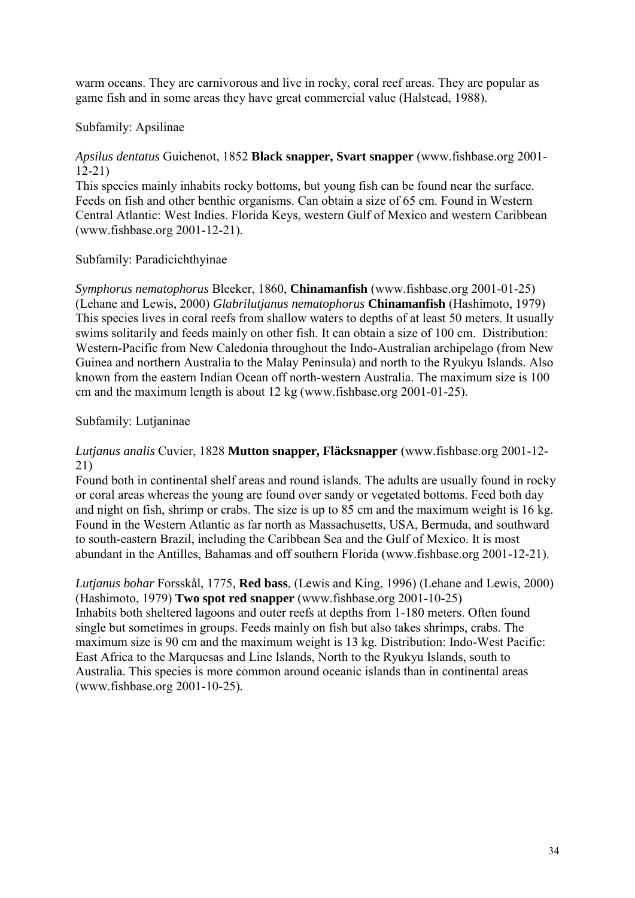warm oceans. They are carnivorous and live in rocky, coral reef areas. They are popular as game fish and in some areas they have great commercial value (Halstead, 1988).

Subfamily: Apsilinae

*Apsilus dentatus* Guichenot, 1852 **Black snapper, Svart snapper** (www.fishbase.org 2001-12-21)
This species mainly inhabits rocky bottoms, but young fish can be found near the surface. Feeds on fish and other benthic organisms. Can obtain a size of 65 cm. Found in Western Central Atlantic: West Indies. Florida Keys, western Gulf of Mexico and western Caribbean (www.fishbase.org 2001-12-21).

Subfamily: Paradicichthyinae

*Symphorus nematophorus* Bleeker, 1860, **Chinamanfish** (www.fishbase.org 2001-01-25) (Lehane and Lewis, 2000) *Glabrilutjanus nematophorus* **Chinamanfish** (Hashimoto, 1979)
This species lives in coral reefs from shallow waters to depths of at least 50 meters. It usually swims solitarily and feeds mainly on other fish. It can obtain a size of 100 cm. Distribution: Western-Pacific from New Caledonia throughout the Indo-Australian archipelago (from New Guinea and northern Australia to the Malay Peninsula) and north to the Ryukyu Islands. Also known from the eastern Indian Ocean off north-western Australia. The maximum size is 100 cm and the maximum length is about 12 kg (www.fishbase.org 2001-01-25).

Subfamily: Lutjaninae

*Lutjanus analis* Cuvier, 1828 **Mutton snapper, Fläcksnapper** (www.fishbase.org 2001-12-21)
Found both in continental shelf areas and round islands. The adults are usually found in rocky or coral areas whereas the young are found over sandy or vegetated bottoms. Feed both day and night on fish, shrimp or crabs. The size is up to 85 cm and the maximum weight is 16 kg. Found in the Western Atlantic as far north as Massachusetts, USA, Bermuda, and southward to south-eastern Brazil, including the Caribbean Sea and the Gulf of Mexico. It is most abundant in the Antilles, Bahamas and off southern Florida (www.fishbase.org 2001-12-21).

*Lutjanus bohar* Forsskål, 1775, **Red bass**, (Lewis and King, 1996) (Lehane and Lewis, 2000) (Hashimoto, 1979) **Two spot red snapper** (www.fishbase.org 2001-10-25)
Inhabits both sheltered lagoons and outer reefs at depths from 1-180 meters. Often found single but sometimes in groups. Feeds mainly on fish but also takes shrimps, crabs. The maximum size is 90 cm and the maximum weight is 13 kg. Distribution: Indo-West Pacific: East Africa to the Marquesas and Line Islands, North to the Ryukyu Islands, south to Australia. This species is more common around oceanic islands than in continental areas (www.fishbase.org 2001-10-25).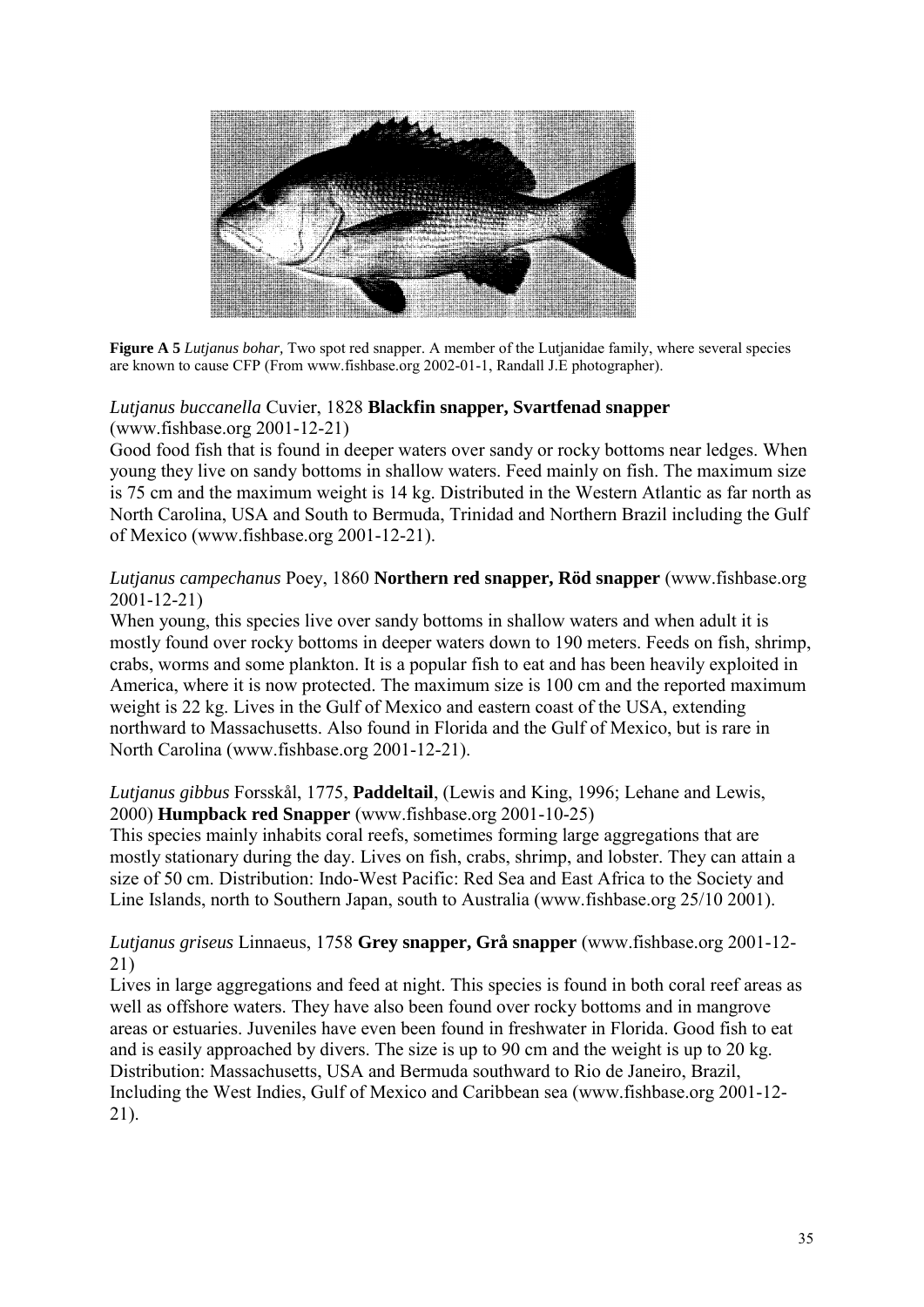**Figure A 5** *Lutjanus bohar,* Two spot red snapper. A member of the Lutjanidae family, where several species are known to cause CFP (From www.fishbase.org 2002-01-1, Randall J.E photographer).

*Lutjanus buccanella* Cuvier, 1828 **Blackfin snapper, Svartfenad snapper** (www.fishbase.org 2001-12-21)

Good food fish that is found in deeper waters over sandy or rocky bottoms near ledges. When young they live on sandy bottoms in shallow waters. Feed mainly on fish. The maximum size is 75 cm and the maximum weight is 14 kg. Distributed in the Western Atlantic as far north as North Carolina, USA and South to Bermuda, Trinidad and Northern Brazil including the Gulf of Mexico (www.fishbase.org 2001-12-21).

*Lutjanus campechanus* Poey, 1860 **Northern red snapper, Röd snapper** (www.fishbase.org 2001-12-21)

When young, this species live over sandy bottoms in shallow waters and when adult it is mostly found over rocky bottoms in deeper waters down to 190 meters. Feeds on fish, shrimp, crabs, worms and some plankton. It is a popular fish to eat and has been heavily exploited in America, where it is now protected. The maximum size is 100 cm and the reported maximum weight is 22 kg. Lives in the Gulf of Mexico and eastern coast of the USA, extending northward to Massachusetts. Also found in Florida and the Gulf of Mexico, but is rare in North Carolina (www.fishbase.org 2001-12-21).

*Lutjanus gibbus* Forsskål, 1775, **Paddeltail**, (Lewis and King, 1996; Lehane and Lewis, 2000) **Humpback red Snapper** (www.fishbase.org 2001-10-25)

This species mainly inhabits coral reefs, sometimes forming large aggregations that are mostly stationary during the day. Lives on fish, crabs, shrimp, and lobster. They can attain a size of 50 cm. Distribution: Indo-West Pacific: Red Sea and East Africa to the Society and Line Islands, north to Southern Japan, south to Australia (www.fishbase.org 25/10 2001).

*Lutjanus griseus* Linnaeus, 1758 **Grey snapper, Grå snapper** (www.fishbase.org 2001-12-21)

Lives in large aggregations and feed at night. This species is found in both coral reef areas as well as offshore waters. They have also been found over rocky bottoms and in mangrove areas or estuaries. Juveniles have even been found in freshwater in Florida. Good fish to eat and is easily approached by divers. The size is up to 90 cm and the weight is up to 20 kg. Distribution: Massachusetts, USA and Bermuda southward to Rio de Janeiro, Brazil, Including the West Indies, Gulf of Mexico and Caribbean sea (www.fishbase.org 2001-12-21).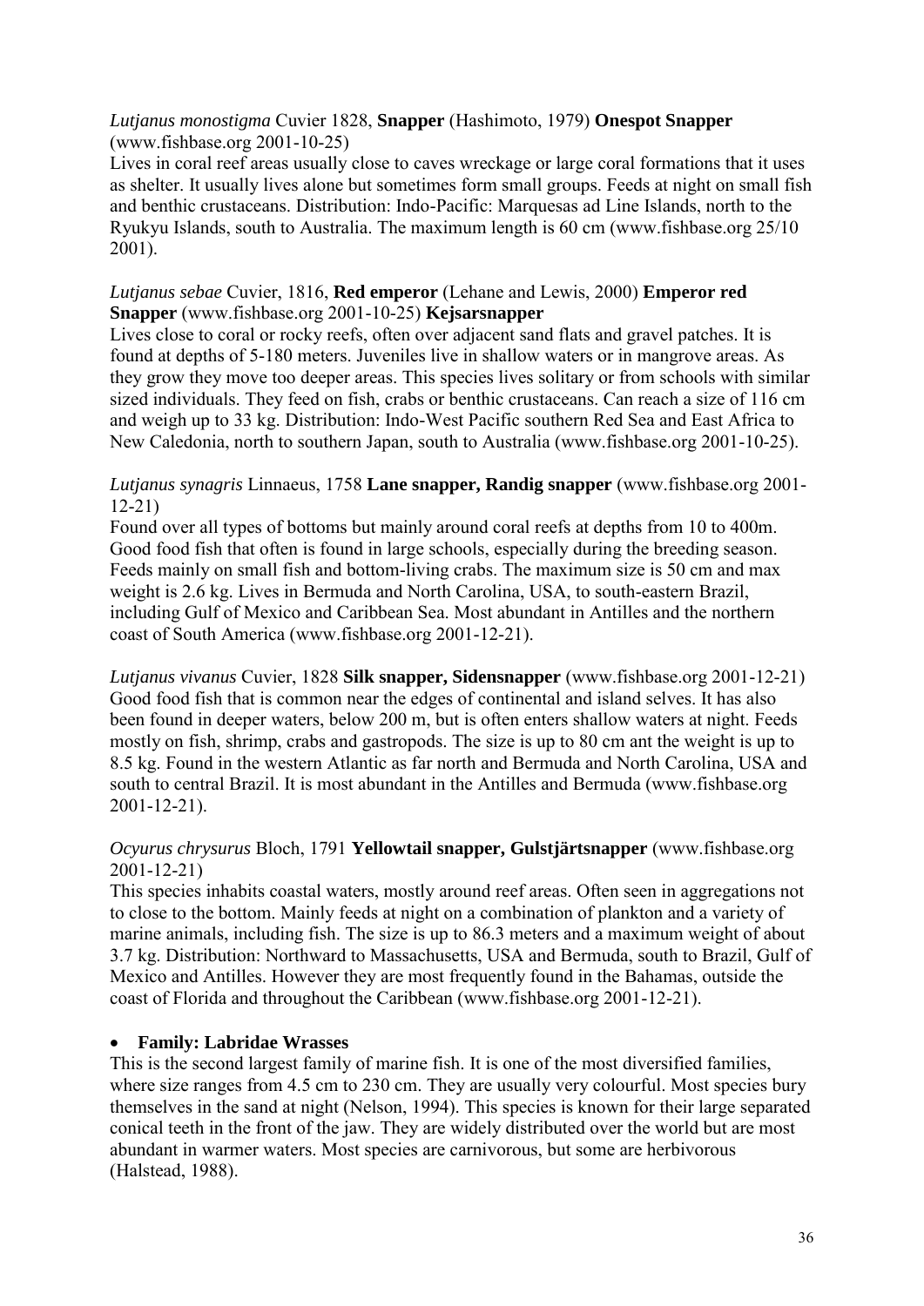*Lutjanus monostigma* Cuvier 1828, **Snapper** (Hashimoto, 1979) **Onespot Snapper** (www.fishbase.org 2001-10-25)
Lives in coral reef areas usually close to caves wreckage or large coral formations that it uses as shelter. It usually lives alone but sometimes form small groups. Feeds at night on small fish and benthic crustaceans. Distribution: Indo-Pacific: Marquesas ad Line Islands, north to the Ryukyu Islands, south to Australia. The maximum length is 60 cm (www.fishbase.org 25/10 2001).

*Lutjanus sebae* Cuvier, 1816, **Red emperor** (Lehane and Lewis, 2000) **Emperor red Snapper** (www.fishbase.org 2001-10-25) **Kejsarsnapper**
Lives close to coral or rocky reefs, often over adjacent sand flats and gravel patches. It is found at depths of 5-180 meters. Juveniles live in shallow waters or in mangrove areas. As they grow they move too deeper areas. This species lives solitary or from schools with similar sized individuals. They feed on fish, crabs or benthic crustaceans. Can reach a size of 116 cm and weigh up to 33 kg. Distribution: Indo-West Pacific southern Red Sea and East Africa to New Caledonia, north to southern Japan, south to Australia (www.fishbase.org 2001-10-25).

*Lutjanus synagris* Linnaeus, 1758 **Lane snapper, Randig snapper** (www.fishbase.org 2001-12-21)
Found over all types of bottoms but mainly around coral reefs at depths from 10 to 400m. Good food fish that often is found in large schools, especially during the breeding season. Feeds mainly on small fish and bottom-living crabs. The maximum size is 50 cm and max weight is 2.6 kg. Lives in Bermuda and North Carolina, USA, to south-eastern Brazil, including Gulf of Mexico and Caribbean Sea. Most abundant in Antilles and the northern coast of South America (www.fishbase.org 2001-12-21).

*Lutjanus vivanus* Cuvier, 1828 **Silk snapper, Sidensnapper** (www.fishbase.org 2001-12-21)
Good food fish that is common near the edges of continental and island selves. It has also been found in deeper waters, below 200 m, but is often enters shallow waters at night. Feeds mostly on fish, shrimp, crabs and gastropods. The size is up to 80 cm ant the weight is up to 8.5 kg. Found in the western Atlantic as far north and Bermuda and North Carolina, USA and south to central Brazil. It is most abundant in the Antilles and Bermuda (www.fishbase.org 2001-12-21).

*Ocyurus chrysurus* Bloch, 1791 **Yellowtail snapper, Gulstjärtsnapper** (www.fishbase.org 2001-12-21)
This species inhabits coastal waters, mostly around reef areas. Often seen in aggregations not to close to the bottom. Mainly feeds at night on a combination of plankton and a variety of marine animals, including fish. The size is up to 86.3 meters and a maximum weight of about 3.7 kg. Distribution: Northward to Massachusetts, USA and Bermuda, south to Brazil, Gulf of Mexico and Antilles. However they are most frequently found in the Bahamas, outside the coast of Florida and throughout the Caribbean (www.fishbase.org 2001-12-21).

- **Family: Labridae Wrasses**

This is the second largest family of marine fish. It is one of the most diversified families, where size ranges from 4.5 cm to 230 cm. They are usually very colourful. Most species bury themselves in the sand at night (Nelson, 1994). This species is known for their large separated conical teeth in the front of the jaw. They are widely distributed over the world but are most abundant in warmer waters. Most species are carnivorous, but some are herbivorous (Halstead, 1988).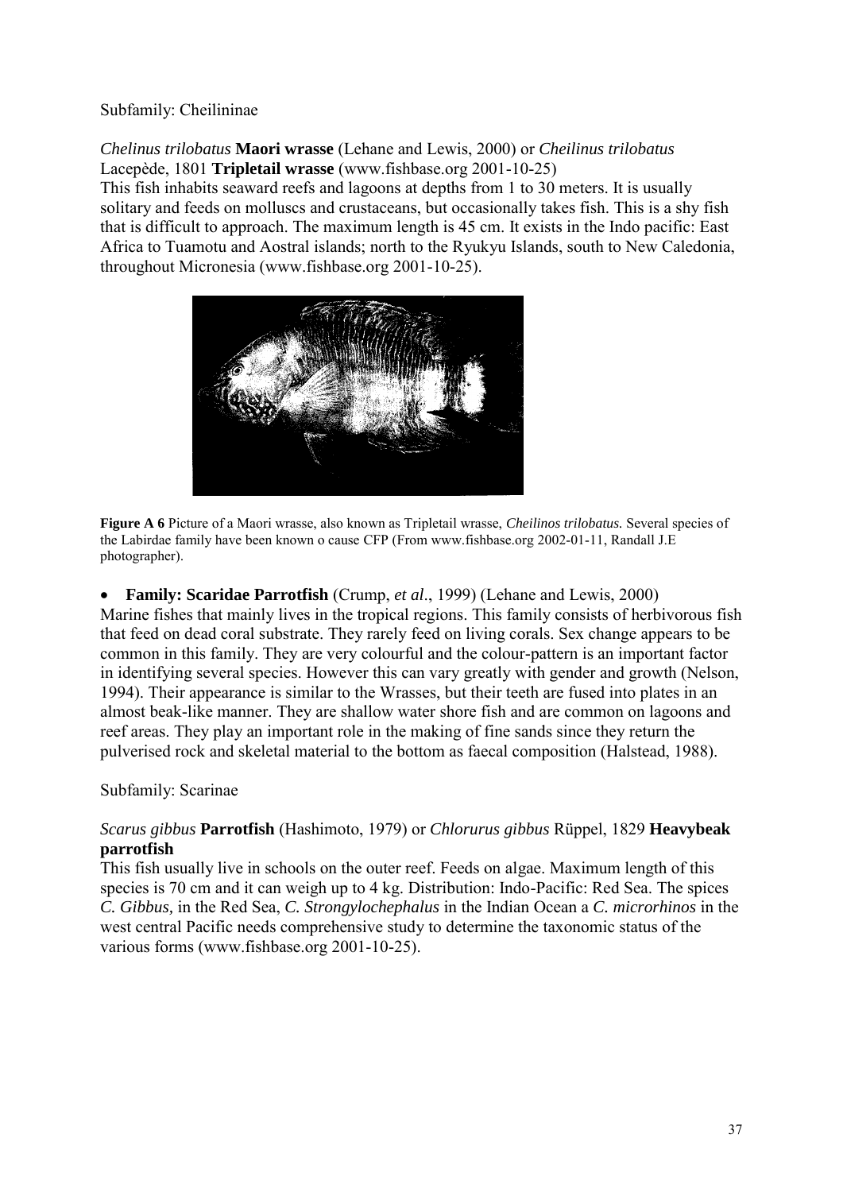Subfamily: Cheilininae

*Chelinus trilobatus* **Maori wrasse** (Lehane and Lewis, 2000) or *Cheilinus trilobatus* Lacepède, 1801 **Tripletail wrasse** (www.fishbase.org 2001-10-25)
This fish inhabits seaward reefs and lagoons at depths from 1 to 30 meters. It is usually solitary and feeds on molluscs and crustaceans, but occasionally takes fish. This is a shy fish that is difficult to approach. The maximum length is 45 cm. It exists in the Indo pacific: East Africa to Tuamotu and Aostral islands; north to the Ryukyu Islands, south to New Caledonia, throughout Micronesia (www.fishbase.org 2001-10-25).

**Figure A 6** Picture of a Maori wrasse, also known as Tripletail wrasse, *Cheilinos trilobatus.* Several species of the Labirdae family have been known o cause CFP (From www.fishbase.org 2002-01-11, Randall J.E photographer).

- **Family: Scaridae Parrotfish** (Crump, *et al*., 1999) (Lehane and Lewis, 2000)

Marine fishes that mainly lives in the tropical regions. This family consists of herbivorous fish that feed on dead coral substrate. They rarely feed on living corals. Sex change appears to be common in this family. They are very colourful and the colour-pattern is an important factor in identifying several species. However this can vary greatly with gender and growth (Nelson, 1994). Their appearance is similar to the Wrasses, but their teeth are fused into plates in an almost beak-like manner. They are shallow water shore fish and are common on lagoons and reef areas. They play an important role in the making of fine sands since they return the pulverised rock and skeletal material to the bottom as faecal composition (Halstead, 1988).

Subfamily: Scarinae

*Scarus gibbus* **Parrotfish** (Hashimoto, 1979) or *Chlorurus gibbus* Rüppel, 1829 **Heavybeak parrotfish**
This fish usually live in schools on the outer reef. Feeds on algae. Maximum length of this species is 70 cm and it can weigh up to 4 kg. Distribution: Indo-Pacific: Red Sea. The spices *C. Gibbus,* in the Red Sea, *C. Strongylochephalus* in the Indian Ocean a *C. microrhinos* in the west central Pacific needs comprehensive study to determine the taxonomic status of the various forms (www.fishbase.org 2001-10-25).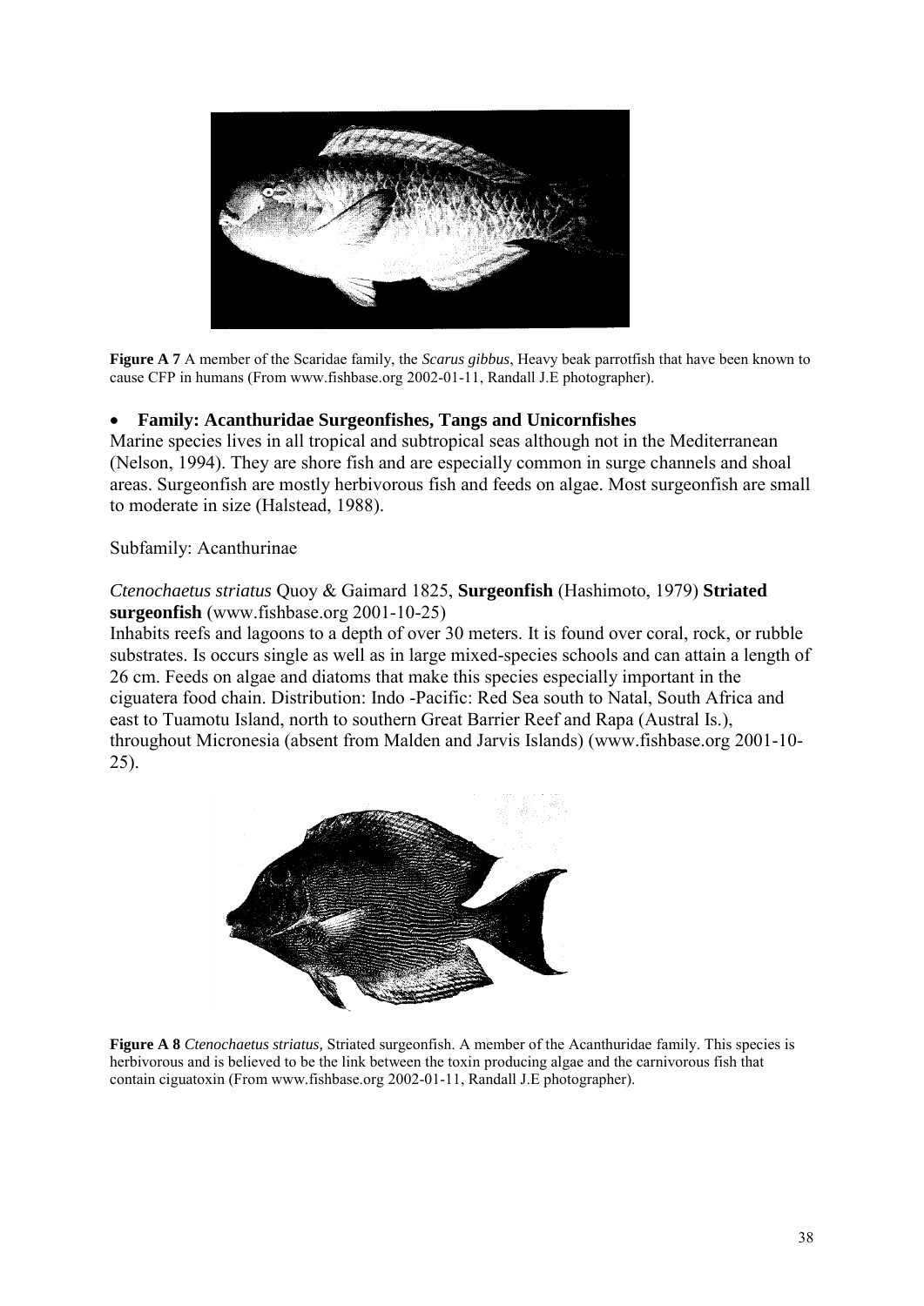**Figure A 7** A member of the Scaridae family, the *Scarus gibbus*, Heavy beak parrotfish that have been known to cause CFP in humans (From www.fishbase.org 2002-01-11, Randall J.E photographer).

- **Family: Acanthuridae Surgeonfishes, Tangs and Unicornfishes**

Marine species lives in all tropical and subtropical seas although not in the Mediterranean (Nelson, 1994). They are shore fish and are especially common in surge channels and shoal areas. Surgeonfish are mostly herbivorous fish and feeds on algae. Most surgeonfish are small to moderate in size (Halstead, 1988).

Subfamily: Acanthurinae

*Ctenochaetus striatus* Quoy & Gaimard 1825, **Surgeonfish** (Hashimoto, 1979) **Striated surgeonfish** (www.fishbase.org 2001-10-25)

Inhabits reefs and lagoons to a depth of over 30 meters. It is found over coral, rock, or rubble substrates. Is occurs single as well as in large mixed-species schools and can attain a length of 26 cm. Feeds on algae and diatoms that make this species especially important in the ciguatera food chain. Distribution: Indo -Pacific: Red Sea south to Natal, South Africa and east to Tuamotu Island, north to southern Great Barrier Reef and Rapa (Austral Is.), throughout Micronesia (absent from Malden and Jarvis Islands) (www.fishbase.org 2001-10-25).

**Figure A 8** *Ctenochaetus striatus,* Striated surgeonfish. A member of the Acanthuridae family. This species is herbivorous and is believed to be the link between the toxin producing algae and the carnivorous fish that contain ciguatoxin (From www.fishbase.org 2002-01-11, Randall J.E photographer).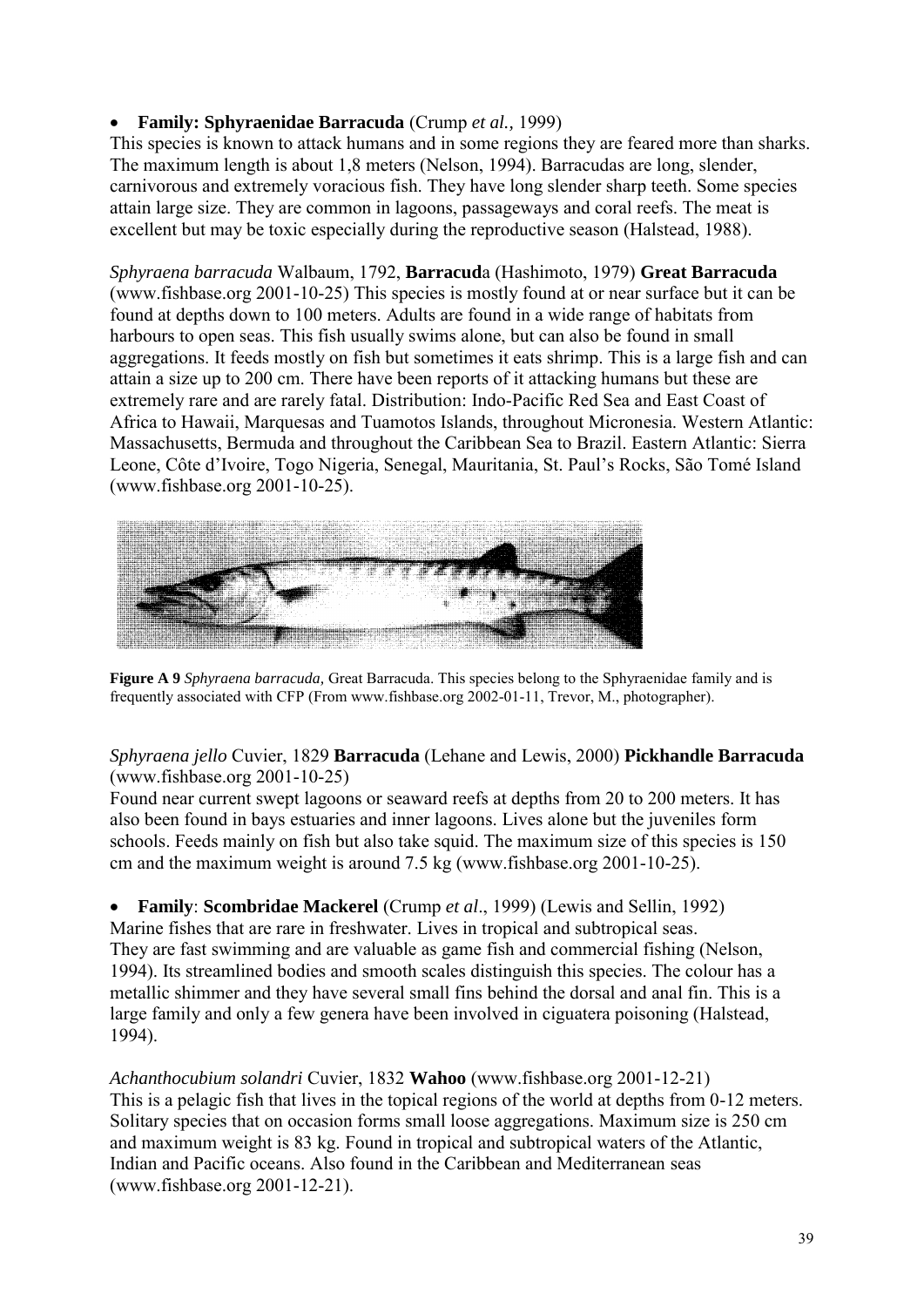- **Family: Sphyraenidae Barracuda** (Crump *et al.,* 1999)

This species is known to attack humans and in some regions they are feared more than sharks. The maximum length is about 1,8 meters (Nelson, 1994). Barracudas are long, slender, carnivorous and extremely voracious fish. They have long slender sharp teeth. Some species attain large size. They are common in lagoons, passageways and coral reefs. The meat is excellent but may be toxic especially during the reproductive season (Halstead, 1988).

*Sphyraena barracuda* Walbaum, 1792, **Barracud**a (Hashimoto, 1979) **Great Barracuda** (www.fishbase.org 2001-10-25) This species is mostly found at or near surface but it can be found at depths down to 100 meters. Adults are found in a wide range of habitats from harbours to open seas. This fish usually swims alone, but can also be found in small aggregations. It feeds mostly on fish but sometimes it eats shrimp. This is a large fish and can attain a size up to 200 cm. There have been reports of it attacking humans but these are extremely rare and are rarely fatal. Distribution: Indo-Pacific Red Sea and East Coast of Africa to Hawaii, Marquesas and Tuamotos Islands, throughout Micronesia. Western Atlantic: Massachusetts, Bermuda and throughout the Caribbean Sea to Brazil. Eastern Atlantic: Sierra Leone, Côte d'Ivoire, Togo Nigeria, Senegal, Mauritania, St. Paul's Rocks, São Tomé Island (www.fishbase.org 2001-10-25).

**Figure A 9** *Sphyraena barracuda,* Great Barracuda. This species belong to the Sphyraenidae family and is frequently associated with CFP (From www.fishbase.org 2002-01-11, Trevor, M., photographer).

*Sphyraena jello* Cuvier, 1829 **Barracuda** (Lehane and Lewis, 2000) **Pickhandle Barracuda** (www.fishbase.org 2001-10-25)

Found near current swept lagoons or seaward reefs at depths from 20 to 200 meters. It has also been found in bays estuaries and inner lagoons. Lives alone but the juveniles form schools. Feeds mainly on fish but also take squid. The maximum size of this species is 150 cm and the maximum weight is around 7.5 kg (www.fishbase.org 2001-10-25).

- **Family**: **Scombridae Mackerel** (Crump *et al*., 1999) (Lewis and Sellin, 1992)

Marine fishes that are rare in freshwater. Lives in tropical and subtropical seas. They are fast swimming and are valuable as game fish and commercial fishing (Nelson, 1994). Its streamlined bodies and smooth scales distinguish this species. The colour has a metallic shimmer and they have several small fins behind the dorsal and anal fin. This is a large family and only a few genera have been involved in ciguatera poisoning (Halstead, 1994).

*Achanthocubium solandri* Cuvier, 1832 **Wahoo** (www.fishbase.org 2001-12-21)

This is a pelagic fish that lives in the topical regions of the world at depths from 0-12 meters. Solitary species that on occasion forms small loose aggregations. Maximum size is 250 cm and maximum weight is 83 kg. Found in tropical and subtropical waters of the Atlantic, Indian and Pacific oceans. Also found in the Caribbean and Mediterranean seas (www.fishbase.org 2001-12-21).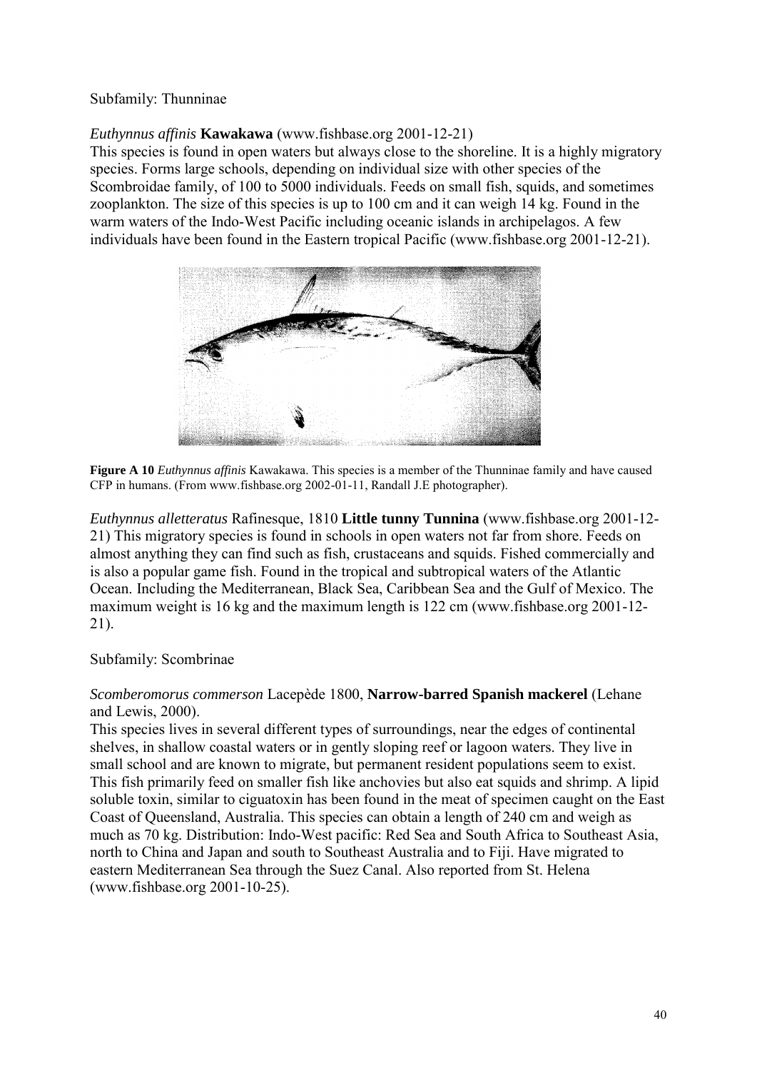Subfamily: Thunninae

*Euthynnus affinis* **Kawakawa** (www.fishbase.org 2001-12-21)
This species is found in open waters but always close to the shoreline. It is a highly migratory species. Forms large schools, depending on individual size with other species of the Scombroidae family, of 100 to 5000 individuals. Feeds on small fish, squids, and sometimes zooplankton. The size of this species is up to 100 cm and it can weigh 14 kg. Found in the warm waters of the Indo-West Pacific including oceanic islands in archipelagos. A few individuals have been found in the Eastern tropical Pacific (www.fishbase.org 2001-12-21).

**Figure A 10** *Euthynnus affinis* Kawakawa. This species is a member of the Thunninae family and have caused CFP in humans. (From www.fishbase.org 2002-01-11, Randall J.E photographer).

*Euthynnus alletteratus* Rafinesque, 1810 **Little tunny Tunnina** (www.fishbase.org 2001-12-21) This migratory species is found in schools in open waters not far from shore. Feeds on almost anything they can find such as fish, crustaceans and squids. Fished commercially and is also a popular game fish. Found in the tropical and subtropical waters of the Atlantic Ocean. Including the Mediterranean, Black Sea, Caribbean Sea and the Gulf of Mexico. The maximum weight is 16 kg and the maximum length is 122 cm (www.fishbase.org 2001-12-21).

Subfamily: Scombrinae

*Scomberomorus commerson* Lacepède 1800, **Narrow-barred Spanish mackerel** (Lehane and Lewis, 2000).
This species lives in several different types of surroundings, near the edges of continental shelves, in shallow coastal waters or in gently sloping reef or lagoon waters. They live in small school and are known to migrate, but permanent resident populations seem to exist. This fish primarily feed on smaller fish like anchovies but also eat squids and shrimp. A lipid soluble toxin, similar to ciguatoxin has been found in the meat of specimen caught on the East Coast of Queensland, Australia. This species can obtain a length of 240 cm and weigh as much as 70 kg. Distribution: Indo-West pacific: Red Sea and South Africa to Southeast Asia, north to China and Japan and south to Southeast Australia and to Fiji. Have migrated to eastern Mediterranean Sea through the Suez Canal. Also reported from St. Helena (www.fishbase.org 2001-10-25).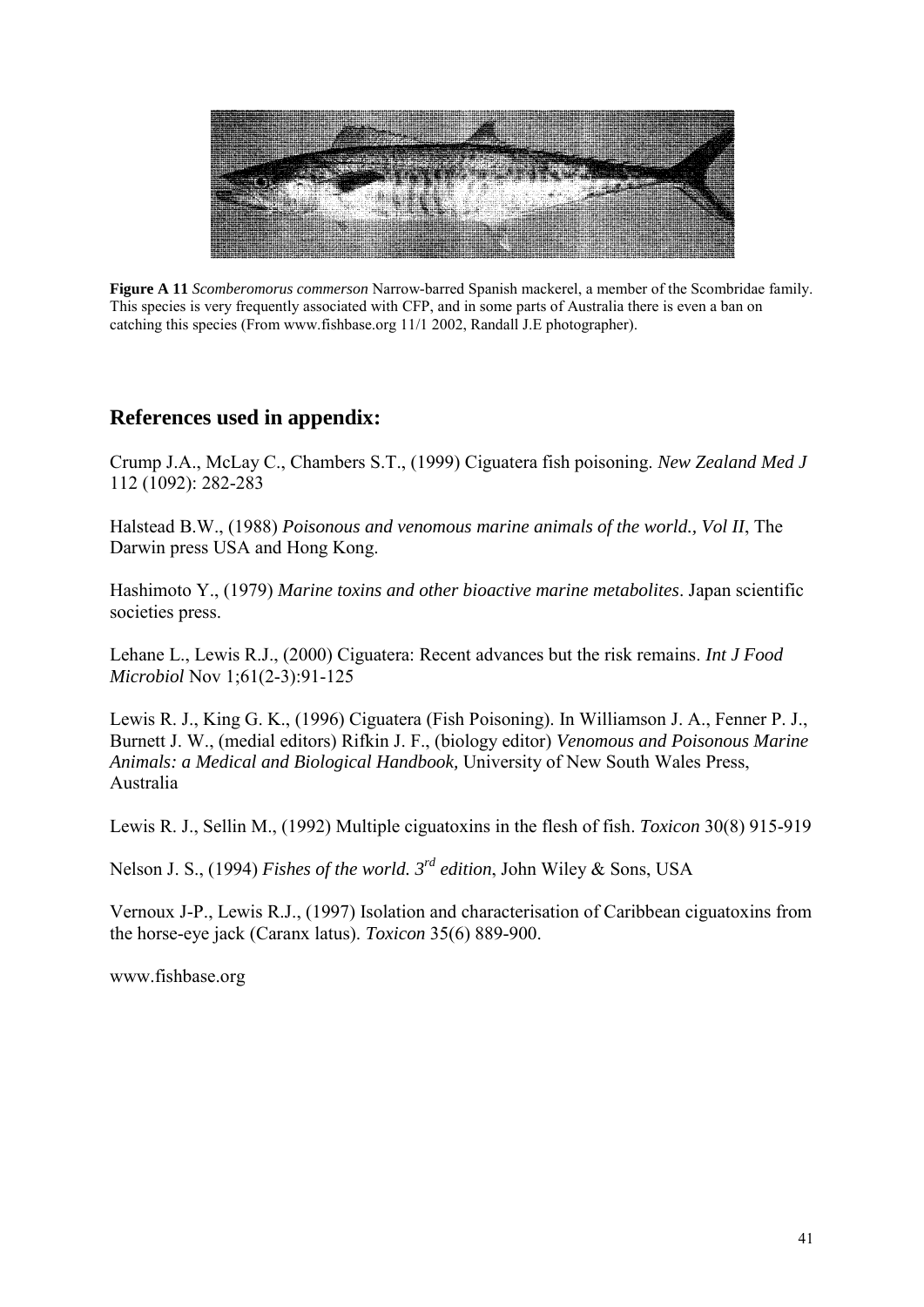**Figure A 11** *Scomberomorus commerson* Narrow-barred Spanish mackerel, a member of the Scombridae family. This species is very frequently associated with CFP, and in some parts of Australia there is even a ban on catching this species (From www.fishbase.org 11/1 2002, Randall J.E photographer).

## References used in appendix:

Crump J.A., McLay C., Chambers S.T., (1999) Ciguatera fish poisoning. *New Zealand Med J* 112 (1092): 282-283

Halstead B.W., (1988) *Poisonous and venomous marine animals of the world., Vol II*, The Darwin press USA and Hong Kong.

Hashimoto Y., (1979) *Marine toxins and other bioactive marine metabolites*. Japan scientific societies press.

Lehane L., Lewis R.J., (2000) Ciguatera: Recent advances but the risk remains. *Int J Food Microbiol* Nov 1;61(2-3):91-125

Lewis R. J., King G. K., (1996) Ciguatera (Fish Poisoning). In Williamson J. A., Fenner P. J., Burnett J. W., (medial editors) Rifkin J. F., (biology editor) *Venomous and Poisonous Marine Animals: a Medical and Biological Handbook,* University of New South Wales Press, Australia

Lewis R. J., Sellin M., (1992) Multiple ciguatoxins in the flesh of fish. *Toxicon* 30(8) 915-919

Nelson J. S., (1994) *Fishes of the world. 3rd edition*, John Wiley & Sons, USA

Vernoux J-P., Lewis R.J., (1997) Isolation and characterisation of Caribbean ciguatoxins from the horse-eye jack (Caranx latus). *Toxicon* 35(6) 889-900.

www.fishbase.org